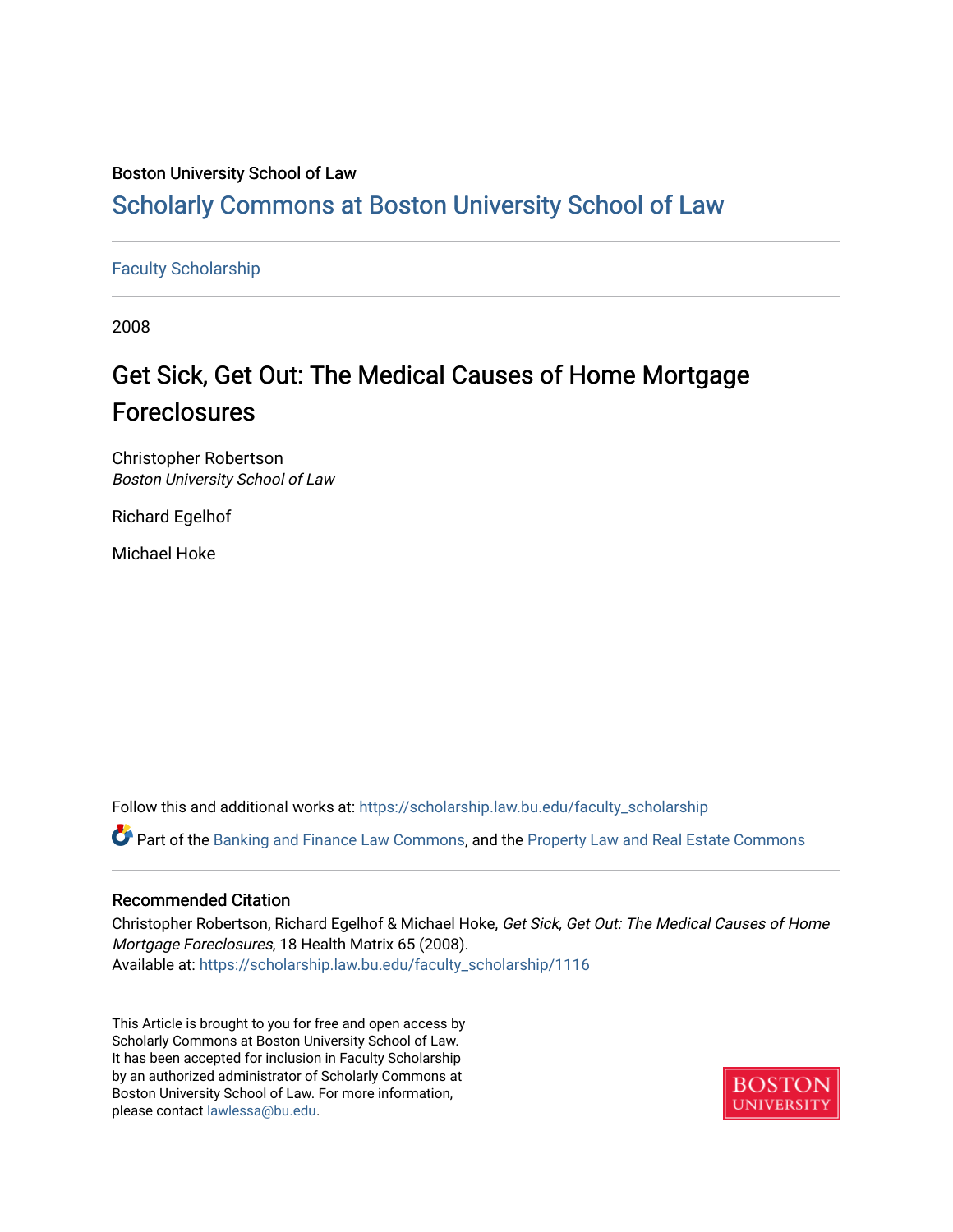Boston University School of Law

# Scholarly Commons at Boston University School of Law

Faculty Scholarship

2008

## Get Sick, Get Out: The Medical Causes of Home Mortgage Foreclosures

Christopher Robertson
*Boston University School of Law*

Richard Egelhof

Michael Hoke

Follow this and additional works at: https://scholarship.law.bu.edu/faculty_scholarship

Part of the Banking and Finance Law Commons, and the Property Law and Real Estate Commons

### Recommended Citation

Christopher Robertson, Richard Egelhof & Michael Hoke, *Get Sick, Get Out: The Medical Causes of Home Mortgage Foreclosures*, 18 Health Matrix 65 (2008).
Available at: https://scholarship.law.bu.edu/faculty_scholarship/1116

This Article is brought to you for free and open access by Scholarly Commons at Boston University School of Law. It has been accepted for inclusion in Faculty Scholarship by an authorized administrator of Scholarly Commons at Boston University School of Law. For more information, please contact lawlessa@bu.edu.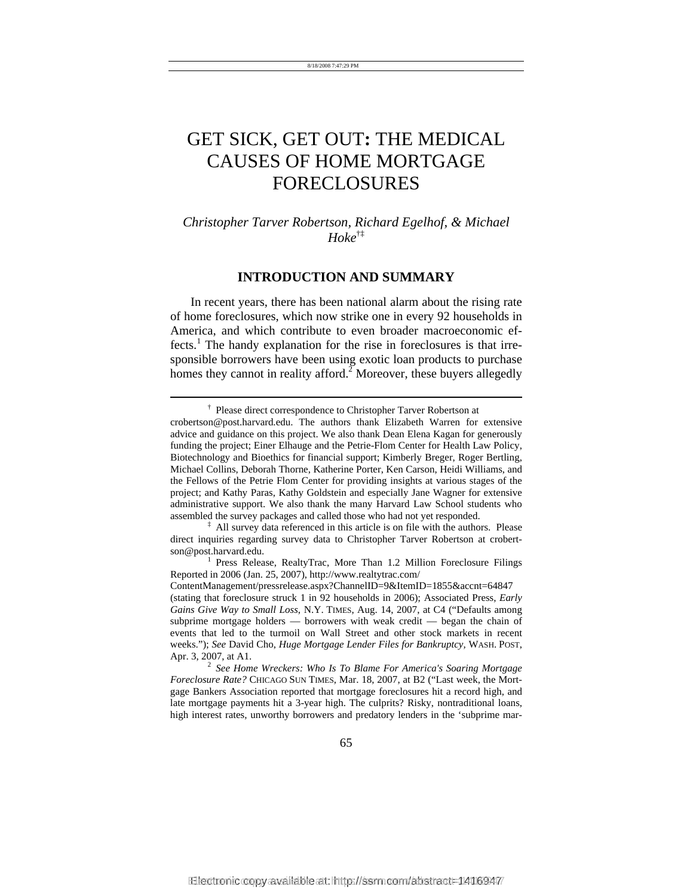# GET SICK, GET OUT: THE MEDICAL CAUSES OF HOME MORTGAGE FORECLOSURES

*Christopher Tarver Robertson, Richard Egelhof, & Michael Hoke*[†‡]

## INTRODUCTION AND SUMMARY

In recent years, there has been national alarm about the rising rate of home foreclosures, which now strike one in every 92 households in America, and which contribute to even broader macroeconomic effects.[1] The handy explanation for the rise in foreclosures is that irresponsible borrowers have been using exotic loan products to purchase homes they cannot in reality afford.[2] Moreover, these buyers allegedly

---

[†] Please direct correspondence to Christopher Tarver Robertson at crobertson@post.harvard.edu. The authors thank Elizabeth Warren for extensive advice and guidance on this project. We also thank Dean Elena Kagan for generously funding the project; Einer Elhauge and the Petrie-Flom Center for Health Law Policy, Biotechnology and Bioethics for financial support; Kimberly Breger, Roger Bertling, Michael Collins, Deborah Thorne, Katherine Porter, Ken Carson, Heidi Williams, and the Fellows of the Petrie Flom Center for providing insights at various stages of the project; and Kathy Paras, Kathy Goldstein and especially Jane Wagner for extensive administrative support. We also thank the many Harvard Law School students who assembled the survey packages and called those who had not yet responded.

[‡] All survey data referenced in this article is on file with the authors. Please direct inquiries regarding survey data to Christopher Tarver Robertson at crobertson@post.harvard.edu.

[1] Press Release, RealtyTrac, More Than 1.2 Million Foreclosure Filings Reported in 2006 (Jan. 25, 2007), http://www.realtytrac.com/ContentManagement/pressrelease.aspx?ChannelID=9&ItemID=1855&accnt=64847 (stating that foreclosure struck 1 in 92 households in 2006); Associated Press, *Early Gains Give Way to Small Loss*, N.Y. TIMES, Aug. 14, 2007, at C4 ("Defaults among subprime mortgage holders — borrowers with weak credit — began the chain of events that led to the turmoil on Wall Street and other stock markets in recent weeks."); *See* David Cho, *Huge Mortgage Lender Files for Bankruptcy*, WASH. POST, Apr. 3, 2007, at A1.

[2] *See Home Wreckers: Who Is To Blame For America's Soaring Mortgage Foreclosure Rate?* CHICAGO SUN TIMES, Mar. 18, 2007, at B2 ("Last week, the Mortgage Bankers Association reported that mortgage foreclosures hit a record high, and late mortgage payments hit a 3-year high. The culprits? Risky, nontraditional loans, high interest rates, unworthy borrowers and predatory lenders in the 'subprime mar-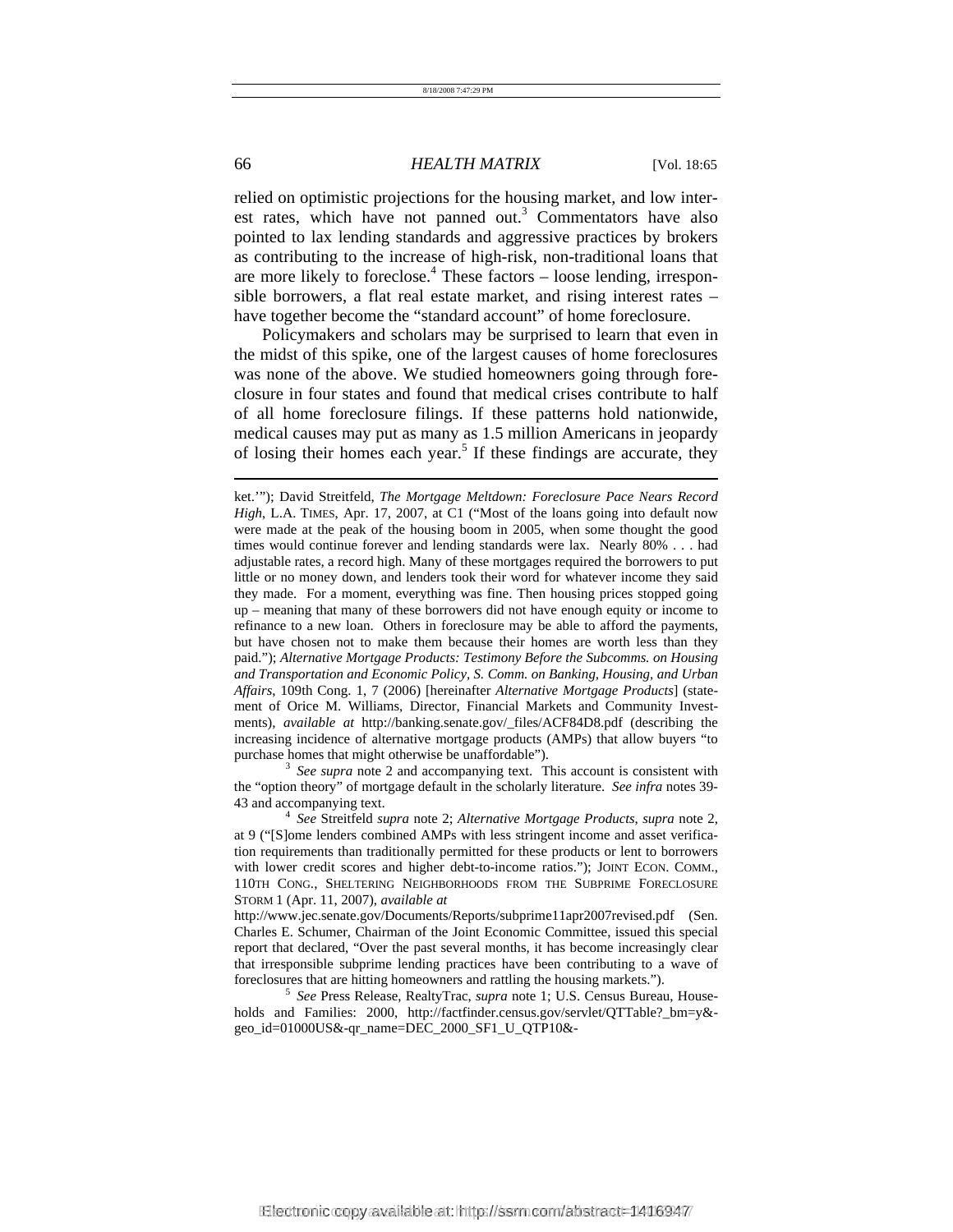relied on optimistic projections for the housing market, and low interest rates, which have not panned out.[3] Commentators have also pointed to lax lending standards and aggressive practices by brokers as contributing to the increase of high-risk, non-traditional loans that are more likely to foreclose.[4] These factors – loose lending, irresponsible borrowers, a flat real estate market, and rising interest rates – have together become the "standard account" of home foreclosure.

Policymakers and scholars may be surprised to learn that even in the midst of this spike, one of the largest causes of home foreclosures was none of the above. We studied homeowners going through foreclosure in four states and found that medical crises contribute to half of all home foreclosure filings. If these patterns hold nationwide, medical causes may put as many as 1.5 million Americans in jeopardy of losing their homes each year.[5] If these findings are accurate, they

---

ket.'"); David Streitfeld, *The Mortgage Meltdown: Foreclosure Pace Nears Record High*, L.A. TIMES, Apr. 17, 2007, at C1 ("Most of the loans going into default now were made at the peak of the housing boom in 2005, when some thought the good times would continue forever and lending standards were lax. Nearly 80% . . . had adjustable rates, a record high. Many of these mortgages required the borrowers to put little or no money down, and lenders took their word for whatever income they said they made. For a moment, everything was fine. Then housing prices stopped going up – meaning that many of these borrowers did not have enough equity or income to refinance to a new loan. Others in foreclosure may be able to afford the payments, but have chosen not to make them because their homes are worth less than they paid."); *Alternative Mortgage Products: Testimony Before the Subcomms. on Housing and Transportation and Economic Policy, S. Comm. on Banking, Housing, and Urban Affairs*, 109th Cong. 1, 7 (2006) [hereinafter *Alternative Mortgage Products*] (statement of Orice M. Williams, Director, Financial Markets and Community Investments), *available at* http://banking.senate.gov/_files/ACF84D8.pdf (describing the increasing incidence of alternative mortgage products (AMPs) that allow buyers "to purchase homes that might otherwise be unaffordable").

[3] *See supra* note 2 and accompanying text. This account is consistent with the "option theory" of mortgage default in the scholarly literature. *See infra* notes 39-43 and accompanying text.

[4] *See* Streitfeld *supra* note 2; *Alternative Mortgage Products*, *supra* note 2, at 9 ("[S]ome lenders combined AMPs with less stringent income and asset verification requirements than traditionally permitted for these products or lent to borrowers with lower credit scores and higher debt-to-income ratios."); JOINT ECON. COMM., 110TH CONG., SHELTERING NEIGHBORHOODS FROM THE SUBPRIME FORECLOSURE STORM 1 (Apr. 11, 2007), *available at* http://www.jec.senate.gov/Documents/Reports/subprime11apr2007revised.pdf (Sen. Charles E. Schumer, Chairman of the Joint Economic Committee, issued this special report that declared, "Over the past several months, it has become increasingly clear that irresponsible subprime lending practices have been contributing to a wave of foreclosures that are hitting homeowners and rattling the housing markets.").

[5] *See* Press Release, RealtyTrac, *supra* note 1; U.S. Census Bureau, Households and Families: 2000, http://factfinder.census.gov/servlet/QTTable?_bm=y&-geo_id=01000US&-qr_name=DEC_2000_SF1_U_QTP10&-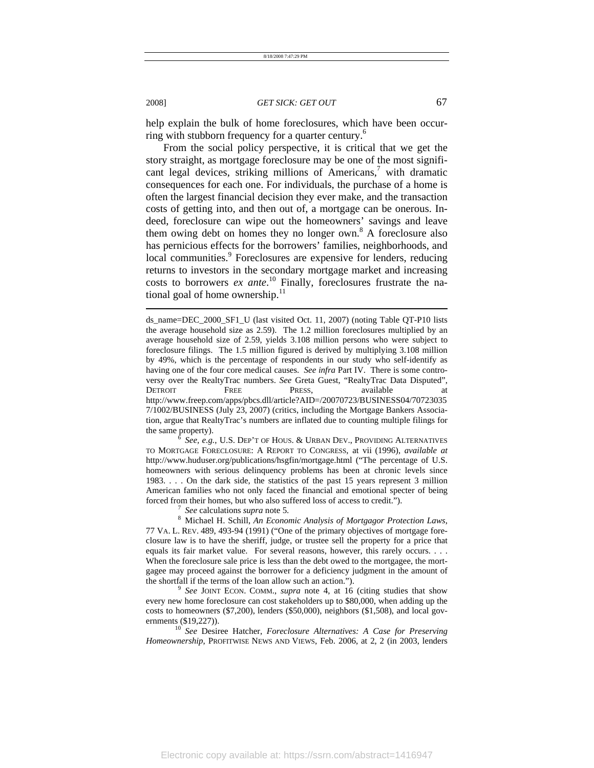help explain the bulk of home foreclosures, which have been occurring with stubborn frequency for a quarter century.[6]

From the social policy perspective, it is critical that we get the story straight, as mortgage foreclosure may be one of the most significant legal devices, striking millions of Americans,[7] with dramatic consequences for each one. For individuals, the purchase of a home is often the largest financial decision they ever make, and the transaction costs of getting into, and then out of, a mortgage can be onerous. Indeed, foreclosure can wipe out the homeowners' savings and leave them owing debt on homes they no longer own.[8] A foreclosure also has pernicious effects for the borrowers' families, neighborhoods, and local communities.[9] Foreclosures are expensive for lenders, reducing returns to investors in the secondary mortgage market and increasing costs to borrowers *ex ante*.[10] Finally, foreclosures frustrate the national goal of home ownership.[11]

---

ds_name=DEC_2000_SF1_U (last visited Oct. 11, 2007) (noting Table QT-P10 lists the average household size as 2.59). The 1.2 million foreclosures multiplied by an average household size of 2.59, yields 3.108 million persons who were subject to foreclosure filings. The 1.5 million figured is derived by multiplying 3.108 million by 49%, which is the percentage of respondents in our study who self-identify as having one of the four core medical causes. *See infra* Part IV. There is some controversy over the RealtyTrac numbers. *See* Greta Guest, "RealtyTrac Data Disputed", DETROIT FREE PRESS, available at http://www.freep.com/apps/pbcs.dll/article?AID=/20070723/BUSINESS04/707230357/1002/BUSINESS (July 23, 2007) (critics, including the Mortgage Bankers Association, argue that RealtyTrac's numbers are inflated due to counting multiple filings for the same property).

[6] *See, e.g.*, U.S. DEP'T OF HOUS. & URBAN DEV., PROVIDING ALTERNATIVES TO MORTGAGE FORECLOSURE: A REPORT TO CONGRESS, at vii (1996), *available at* http://www.huduser.org/publications/hsgfin/mortgage.html ("The percentage of U.S. homeowners with serious delinquency problems has been at chronic levels since 1983. . . . On the dark side, the statistics of the past 15 years represent 3 million American families who not only faced the financial and emotional specter of being forced from their homes, but who also suffered loss of access to credit.").

[7] *See* calculations *supra* note 5.

[8] Michael H. Schill, *An Economic Analysis of Mortgagor Protection Laws*, 77 VA. L. REV. 489, 493-94 (1991) ("One of the primary objectives of mortgage foreclosure law is to have the sheriff, judge, or trustee sell the property for a price that equals its fair market value. For several reasons, however, this rarely occurs. . . . When the foreclosure sale price is less than the debt owed to the mortgagee, the mortgagee may proceed against the borrower for a deficiency judgment in the amount of the shortfall if the terms of the loan allow such an action.").

[9] *See* JOINT ECON. COMM., *supra* note 4, at 16 (citing studies that show every new home foreclosure can cost stakeholders up to $80,000, when adding up the costs to homeowners ($7,200), lenders ($50,000), neighbors ($1,508), and local governments ($19,227)).

[10] *See* Desiree Hatcher, *Foreclosure Alternatives: A Case for Preserving Homeownership*, PROFITWISE NEWS AND VIEWS, Feb. 2006, at 2, 2 (in 2003, lenders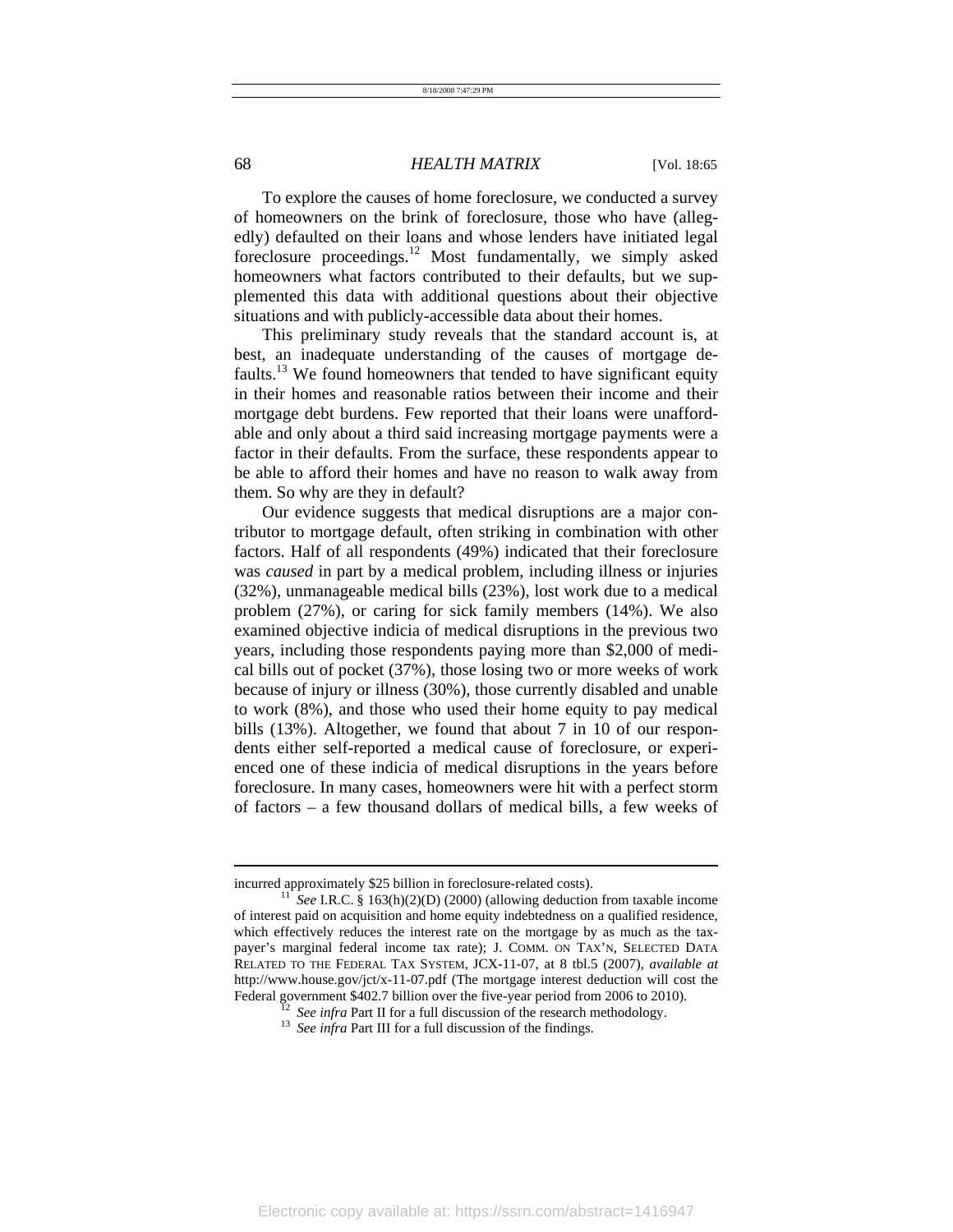To explore the causes of home foreclosure, we conducted a survey of homeowners on the brink of foreclosure, those who have (allegedly) defaulted on their loans and whose lenders have initiated legal foreclosure proceedings.[12] Most fundamentally, we simply asked homeowners what factors contributed to their defaults, but we supplemented this data with additional questions about their objective situations and with publicly-accessible data about their homes.

This preliminary study reveals that the standard account is, at best, an inadequate understanding of the causes of mortgage defaults.[13] We found homeowners that tended to have significant equity in their homes and reasonable ratios between their income and their mortgage debt burdens. Few reported that their loans were unaffordable and only about a third said increasing mortgage payments were a factor in their defaults. From the surface, these respondents appear to be able to afford their homes and have no reason to walk away from them. So why are they in default?

Our evidence suggests that medical disruptions are a major contributor to mortgage default, often striking in combination with other factors. Half of all respondents (49%) indicated that their foreclosure was *caused* in part by a medical problem, including illness or injuries (32%), unmanageable medical bills (23%), lost work due to a medical problem (27%), or caring for sick family members (14%). We also examined objective indicia of medical disruptions in the previous two years, including those respondents paying more than $2,000 of medical bills out of pocket (37%), those losing two or more weeks of work because of injury or illness (30%), those currently disabled and unable to work (8%), and those who used their home equity to pay medical bills (13%). Altogether, we found that about 7 in 10 of our respondents either self-reported a medical cause of foreclosure, or experienced one of these indicia of medical disruptions in the years before foreclosure. In many cases, homeowners were hit with a perfect storm of factors – a few thousand dollars of medical bills, a few weeks of

---

incurred approximately $25 billion in foreclosure-related costs).

[11] *See* I.R.C. § 163(h)(2)(D) (2000) (allowing deduction from taxable income of interest paid on acquisition and home equity indebtedness on a qualified residence, which effectively reduces the interest rate on the mortgage by as much as the taxpayer's marginal federal income tax rate); J. COMM. ON TAX'N, SELECTED DATA RELATED TO THE FEDERAL TAX SYSTEM, JCX-11-07, at 8 tbl.5 (2007), *available at* http://www.house.gov/jct/x-11-07.pdf (The mortgage interest deduction will cost the Federal government $402.7 billion over the five-year period from 2006 to 2010).

[12] *See infra* Part II for a full discussion of the research methodology.

[13] *See infra* Part III for a full discussion of the findings.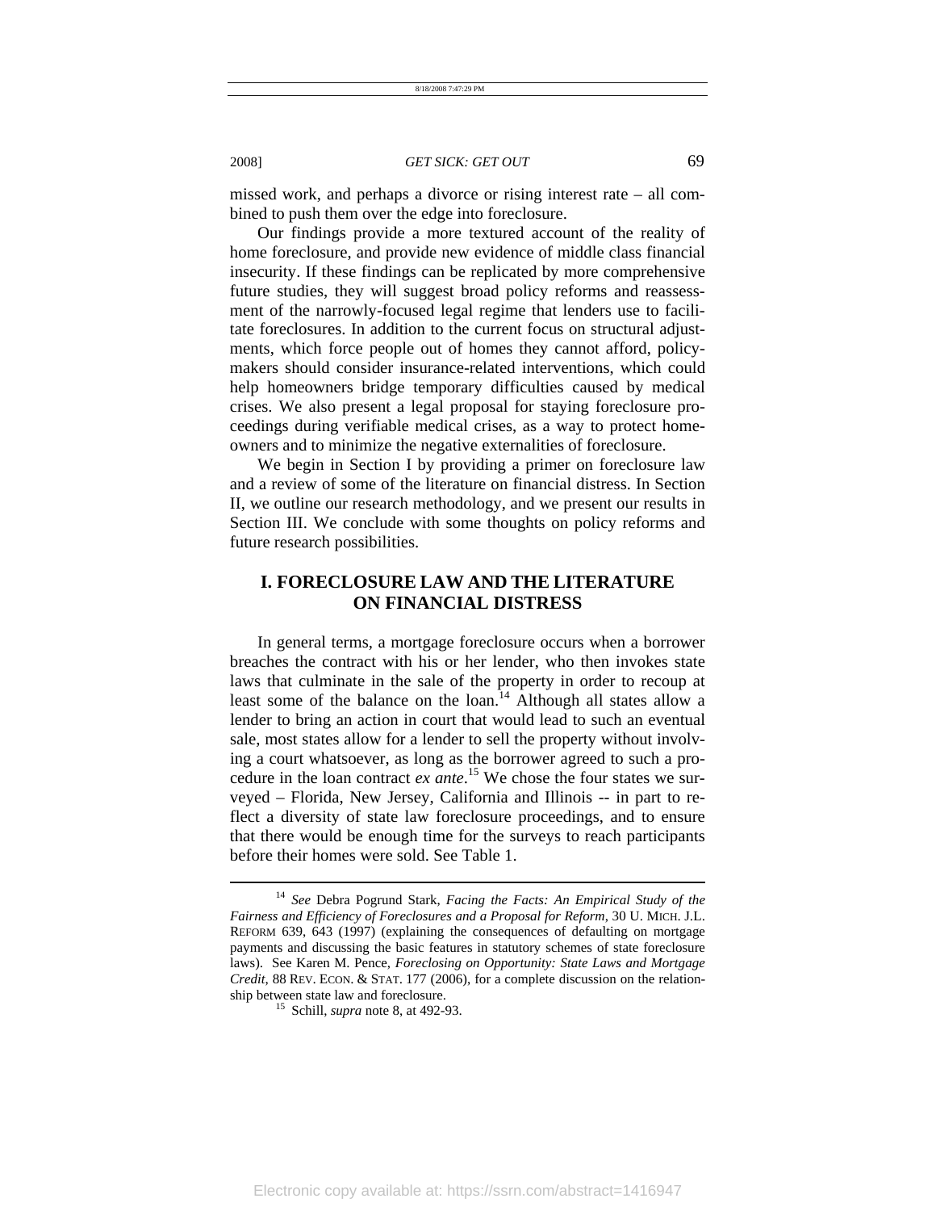missed work, and perhaps a divorce or rising interest rate – all combined to push them over the edge into foreclosure.

Our findings provide a more textured account of the reality of home foreclosure, and provide new evidence of middle class financial insecurity. If these findings can be replicated by more comprehensive future studies, they will suggest broad policy reforms and reassessment of the narrowly-focused legal regime that lenders use to facilitate foreclosures. In addition to the current focus on structural adjustments, which force people out of homes they cannot afford, policymakers should consider insurance-related interventions, which could help homeowners bridge temporary difficulties caused by medical crises. We also present a legal proposal for staying foreclosure proceedings during verifiable medical crises, as a way to protect homeowners and to minimize the negative externalities of foreclosure.

We begin in Section I by providing a primer on foreclosure law and a review of some of the literature on financial distress. In Section II, we outline our research methodology, and we present our results in Section III. We conclude with some thoughts on policy reforms and future research possibilities.

## I. FORECLOSURE LAW AND THE LITERATURE ON FINANCIAL DISTRESS

In general terms, a mortgage foreclosure occurs when a borrower breaches the contract with his or her lender, who then invokes state laws that culminate in the sale of the property in order to recoup at least some of the balance on the loan.[14] Although all states allow a lender to bring an action in court that would lead to such an eventual sale, most states allow for a lender to sell the property without involving a court whatsoever, as long as the borrower agreed to such a procedure in the loan contract *ex ante*.[15] We chose the four states we surveyed – Florida, New Jersey, California and Illinois -- in part to reflect a diversity of state law foreclosure proceedings, and to ensure that there would be enough time for the surveys to reach participants before their homes were sold. See Table 1.

---

[14] *See* Debra Pogrund Stark, *Facing the Facts: An Empirical Study of the Fairness and Efficiency of Foreclosures and a Proposal for Reform*, 30 U. MICH. J.L. REFORM 639, 643 (1997) (explaining the consequences of defaulting on mortgage payments and discussing the basic features in statutory schemes of state foreclosure laws). See Karen M. Pence, *Foreclosing on Opportunity: State Laws and Mortgage Credit*, 88 REV. ECON. & STAT. 177 (2006), for a complete discussion on the relationship between state law and foreclosure.

[15] Schill, *supra* note 8, at 492-93.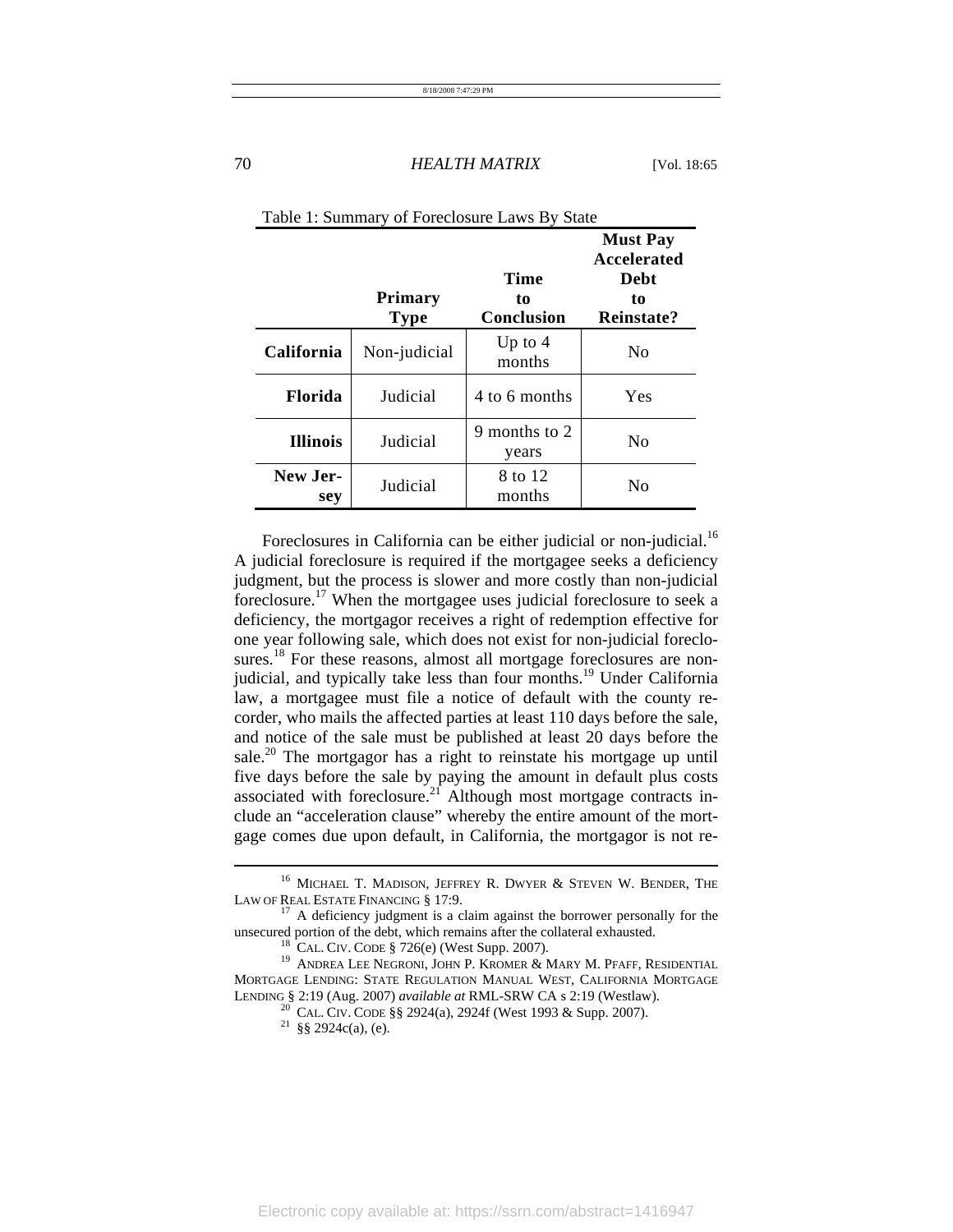Table 1: Summary of Foreclosure Laws By State

| | Primary Type | Time to Conclusion | Must Pay Accelerated Debt to Reinstate? |
|---|---|---|---|
| **California** | Non-judicial | Up to 4 months | No |
| **Florida** | Judicial | 4 to 6 months | Yes |
| **Illinois** | Judicial | 9 months to 2 years | No |
| **New Jersey** | Judicial | 8 to 12 months | No |

Foreclosures in California can be either judicial or non-judicial.[16] A judicial foreclosure is required if the mortgagee seeks a deficiency judgment, but the process is slower and more costly than non-judicial foreclosure.[17] When the mortgagee uses judicial foreclosure to seek a deficiency, the mortgagor receives a right of redemption effective for one year following sale, which does not exist for non-judicial foreclosures.[18] For these reasons, almost all mortgage foreclosures are non-judicial, and typically take less than four months.[19] Under California law, a mortgagee must file a notice of default with the county recorder, who mails the affected parties at least 110 days before the sale, and notice of the sale must be published at least 20 days before the sale.[20] The mortgagor has a right to reinstate his mortgage up until five days before the sale by paying the amount in default plus costs associated with foreclosure.[21] Although most mortgage contracts include an "acceleration clause" whereby the entire amount of the mortgage comes due upon default, in California, the mortgagor is not re-

---

[16] MICHAEL T. MADISON, JEFFREY R. DWYER & STEVEN W. BENDER, THE LAW OF REAL ESTATE FINANCING § 17:9.

[17] A deficiency judgment is a claim against the borrower personally for the unsecured portion of the debt, which remains after the collateral exhausted.

[18] CAL. CIV. CODE § 726(e) (West Supp. 2007).

[19] ANDREA LEE NEGRONI, JOHN P. KROMER & MARY M. PFAFF, RESIDENTIAL MORTGAGE LENDING: STATE REGULATION MANUAL WEST, CALIFORNIA MORTGAGE LENDING § 2:19 (Aug. 2007) *available at* RML-SRW CA s 2:19 (Westlaw).

[20] CAL. CIV. CODE §§ 2924(a), 2924f (West 1993 & Supp. 2007).

[21] §§ 2924c(a), (e).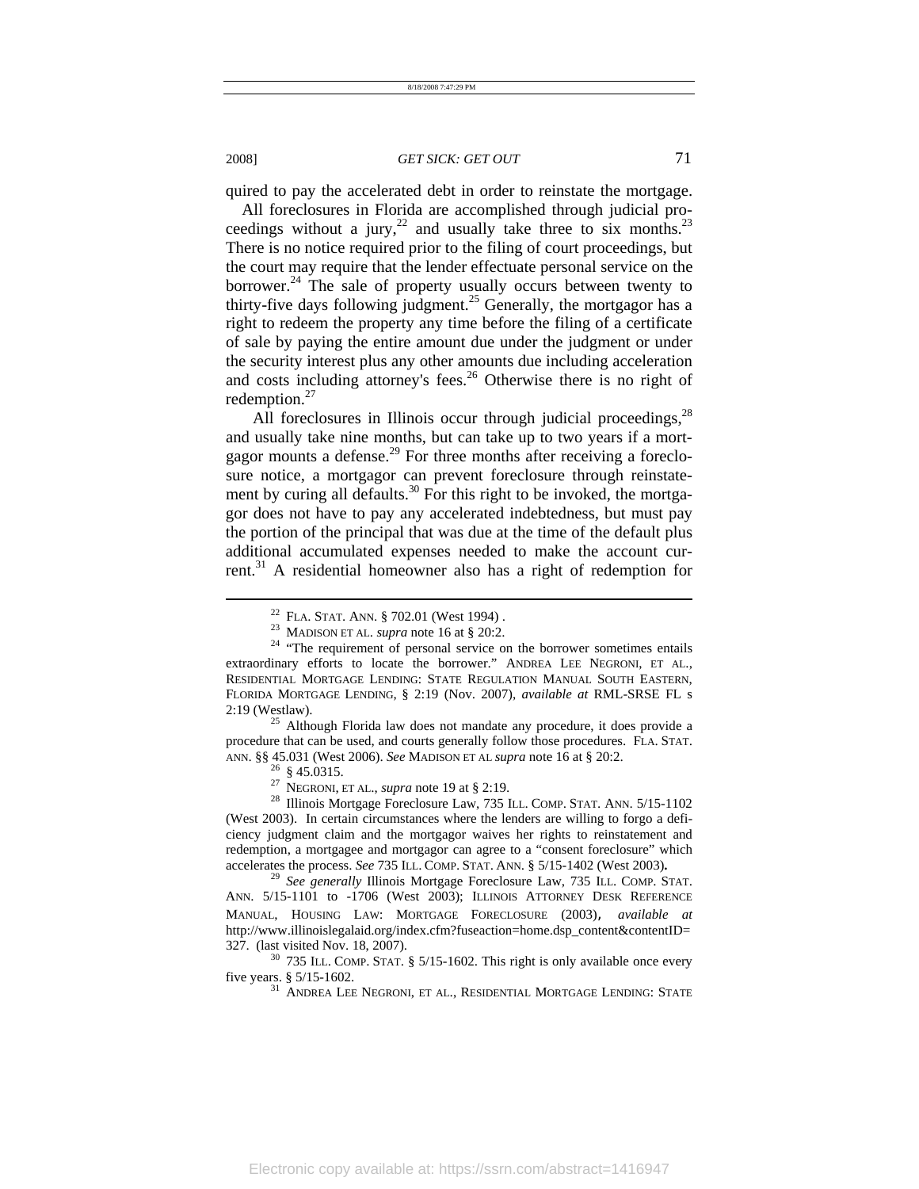quired to pay the accelerated debt in order to reinstate the mortgage.

All foreclosures in Florida are accomplished through judicial proceedings without a jury,[22] and usually take three to six months.[23] There is no notice required prior to the filing of court proceedings, but the court may require that the lender effectuate personal service on the borrower.[24] The sale of property usually occurs between twenty to thirty-five days following judgment.[25] Generally, the mortgagor has a right to redeem the property any time before the filing of a certificate of sale by paying the entire amount due under the judgment or under the security interest plus any other amounts due including acceleration and costs including attorney's fees.[26] Otherwise there is no right of redemption.[27]

All foreclosures in Illinois occur through judicial proceedings,[28] and usually take nine months, but can take up to two years if a mortgagor mounts a defense.[29] For three months after receiving a foreclosure notice, a mortgagor can prevent foreclosure through reinstatement by curing all defaults.[30] For this right to be invoked, the mortgagor does not have to pay any accelerated indebtedness, but must pay the portion of the principal that was due at the time of the default plus additional accumulated expenses needed to make the account current.[31] A residential homeowner also has a right of redemption for

---

[22] FLA. STAT. ANN. § 702.01 (West 1994) .

[23] MADISON ET AL. *supra* note 16 at § 20:2.

[24] "The requirement of personal service on the borrower sometimes entails extraordinary efforts to locate the borrower." ANDREA LEE NEGRONI, ET AL., RESIDENTIAL MORTGAGE LENDING: STATE REGULATION MANUAL SOUTH EASTERN, FLORIDA MORTGAGE LENDING, § 2:19 (Nov. 2007), *available at* RML-SRSE FL s 2:19 (Westlaw).

[25] Although Florida law does not mandate any procedure, it does provide a procedure that can be used, and courts generally follow those procedures. FLA. STAT. ANN. §§ 45.031 (West 2006). *See* MADISON ET AL *supra* note 16 at § 20:2.

[26] § 45.0315.

[27] NEGRONI, ET AL., *supra* note 19 at § 2:19.

[28] Illinois Mortgage Foreclosure Law, 735 ILL. COMP. STAT. ANN. 5/15-1102 (West 2003). In certain circumstances where the lenders are willing to forgo a deficiency judgment claim and the mortgagor waives her rights to reinstatement and redemption, a mortgagee and mortgagor can agree to a "consent foreclosure" which accelerates the process. *See* 735 ILL. COMP. STAT. ANN. § 5/15-1402 (West 2003).

[29] *See generally* Illinois Mortgage Foreclosure Law, 735 ILL. COMP. STAT. ANN. 5/15-1101 to -1706 (West 2003); ILLINOIS ATTORNEY DESK REFERENCE MANUAL, HOUSING LAW: MORTGAGE FORECLOSURE (2003), *available at* http://www.illinoislegalaid.org/index.cfm?fuseaction=home.dsp_content&contentID=327. (last visited Nov. 18, 2007).

[30] 735 ILL. COMP. STAT. § 5/15-1602. This right is only available once every five years. § 5/15-1602.

[31] ANDREA LEE NEGRONI, ET AL., RESIDENTIAL MORTGAGE LENDING: STATE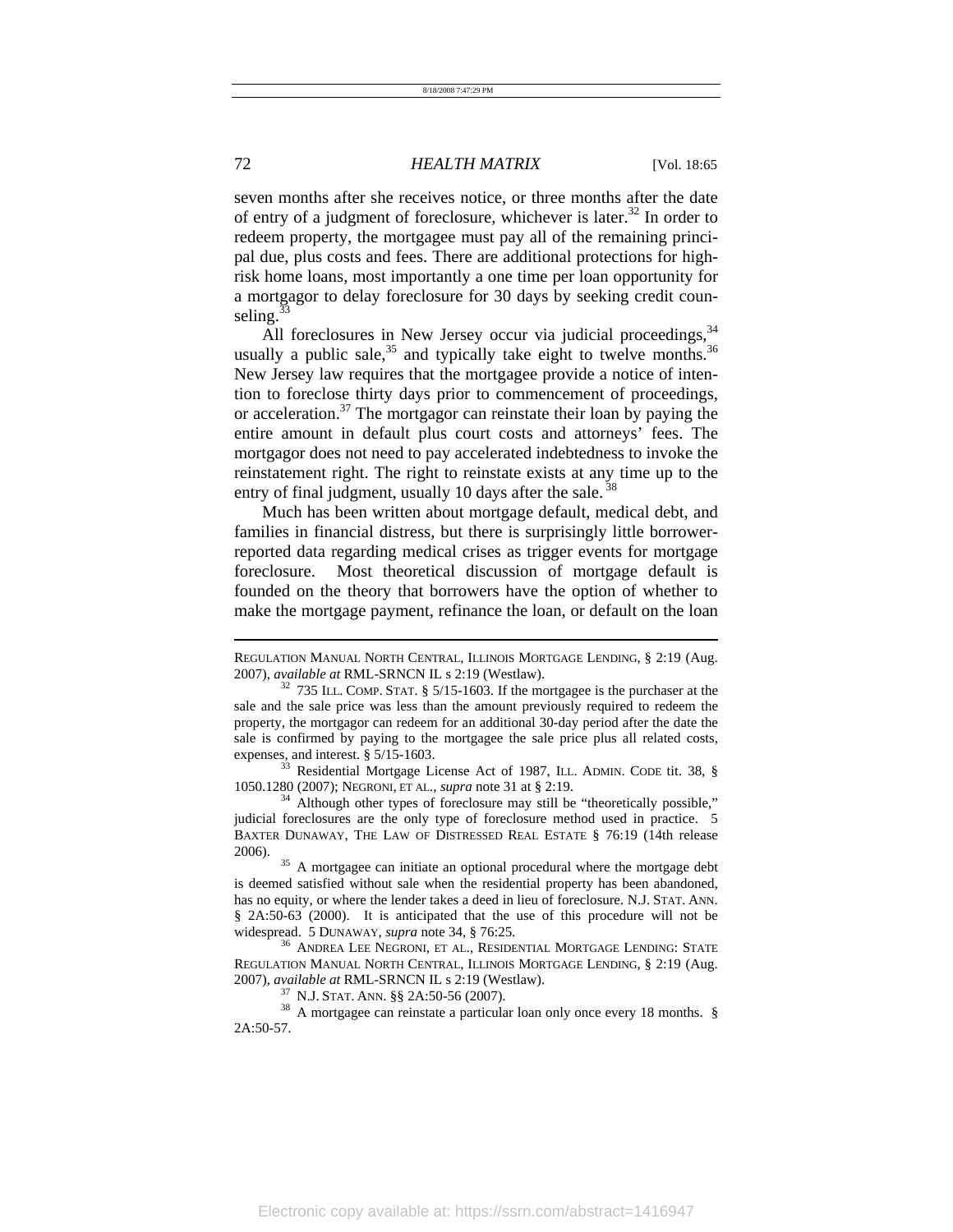seven months after she receives notice, or three months after the date of entry of a judgment of foreclosure, whichever is later.[32] In order to redeem property, the mortgagee must pay all of the remaining principal due, plus costs and fees. There are additional protections for high-risk home loans, most importantly a one time per loan opportunity for a mortgagor to delay foreclosure for 30 days by seeking credit counseling.[33]

All foreclosures in New Jersey occur via judicial proceedings,[34] usually a public sale,[35] and typically take eight to twelve months.[36] New Jersey law requires that the mortgagee provide a notice of intention to foreclose thirty days prior to commencement of proceedings, or acceleration.[37] The mortgagor can reinstate their loan by paying the entire amount in default plus court costs and attorneys' fees. The mortgagor does not need to pay accelerated indebtedness to invoke the reinstatement right. The right to reinstate exists at any time up to the entry of final judgment, usually 10 days after the sale.[38]

Much has been written about mortgage default, medical debt, and families in financial distress, but there is surprisingly little borrower-reported data regarding medical crises as trigger events for mortgage foreclosure. Most theoretical discussion of mortgage default is founded on the theory that borrowers have the option of whether to make the mortgage payment, refinance the loan, or default on the loan

---

REGULATION MANUAL NORTH CENTRAL, ILLINOIS MORTGAGE LENDING, § 2:19 (Aug. 2007), *available at* RML-SRNCN IL s 2:19 (Westlaw).

[32] 735 ILL. COMP. STAT. § 5/15-1603. If the mortgagee is the purchaser at the sale and the sale price was less than the amount previously required to redeem the property, the mortgagor can redeem for an additional 30-day period after the date the sale is confirmed by paying to the mortgagee the sale price plus all related costs, expenses, and interest. § 5/15-1603.

[33] Residential Mortgage License Act of 1987, ILL. ADMIN. CODE tit. 38, § 1050.1280 (2007); NEGRONI, ET AL., *supra* note 31 at § 2:19.

[34] Although other types of foreclosure may still be "theoretically possible," judicial foreclosures are the only type of foreclosure method used in practice. 5 BAXTER DUNAWAY, THE LAW OF DISTRESSED REAL ESTATE § 76:19 (14th release 2006).

[35] A mortgagee can initiate an optional procedural where the mortgage debt is deemed satisfied without sale when the residential property has been abandoned, has no equity, or where the lender takes a deed in lieu of foreclosure. N.J. STAT. ANN. § 2A:50-63 (2000). It is anticipated that the use of this procedure will not be widespread. 5 DUNAWAY, *supra* note 34, § 76:25.

[36] ANDREA LEE NEGRONI, ET AL., RESIDENTIAL MORTGAGE LENDING: STATE REGULATION MANUAL NORTH CENTRAL, ILLINOIS MORTGAGE LENDING, § 2:19 (Aug. 2007), *available at* RML-SRNCN IL s 2:19 (Westlaw).

[37] N.J. STAT. ANN. §§ 2A:50-56 (2007).

[38] A mortgagee can reinstate a particular loan only once every 18 months. § 2A:50-57.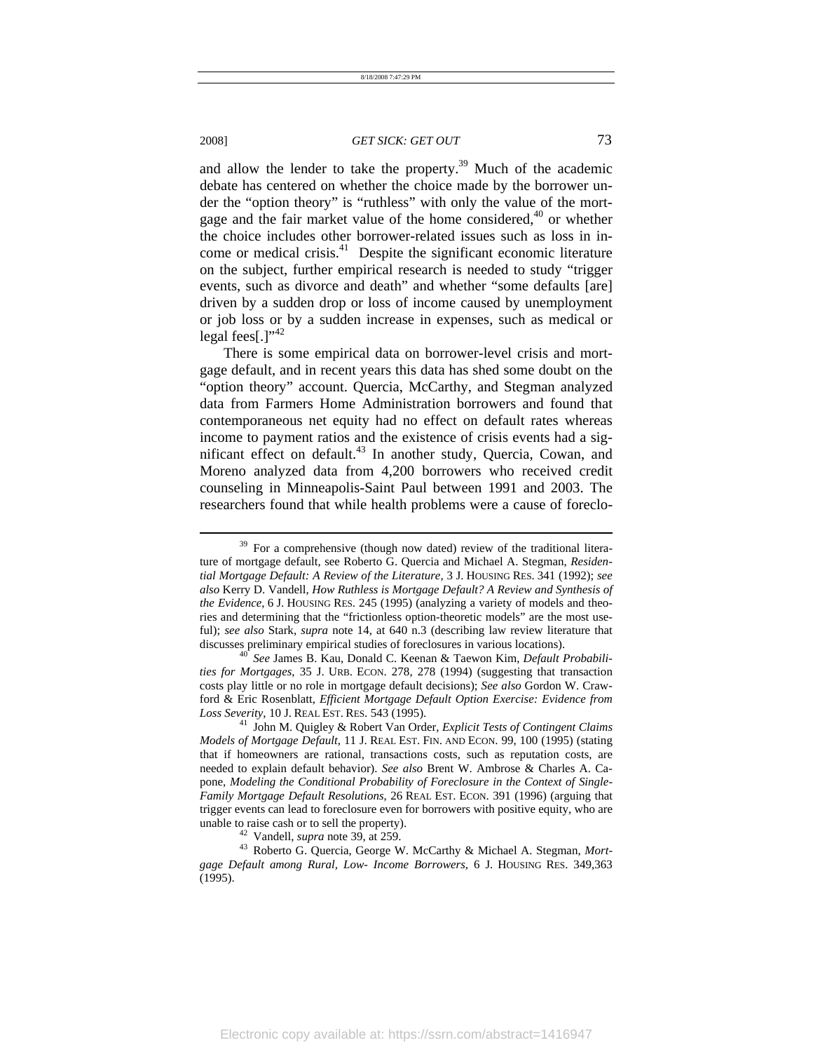and allow the lender to take the property.[39] Much of the academic debate has centered on whether the choice made by the borrower under the "option theory" is "ruthless" with only the value of the mortgage and the fair market value of the home considered,[40] or whether the choice includes other borrower-related issues such as loss in income or medical crisis.[41] Despite the significant economic literature on the subject, further empirical research is needed to study "trigger events, such as divorce and death" and whether "some defaults [are] driven by a sudden drop or loss of income caused by unemployment or job loss or by a sudden increase in expenses, such as medical or legal fees[.]"[42]

There is some empirical data on borrower-level crisis and mortgage default, and in recent years this data has shed some doubt on the "option theory" account. Quercia, McCarthy, and Stegman analyzed data from Farmers Home Administration borrowers and found that contemporaneous net equity had no effect on default rates whereas income to payment ratios and the existence of crisis events had a significant effect on default.[43] In another study, Quercia, Cowan, and Moreno analyzed data from 4,200 borrowers who received credit counseling in Minneapolis-Saint Paul between 1991 and 2003. The researchers found that while health problems were a cause of foreclo-

---

[39] For a comprehensive (though now dated) review of the traditional literature of mortgage default, see Roberto G. Quercia and Michael A. Stegman, *Residential Mortgage Default: A Review of the Literature*, 3 J. HOUSING RES. 341 (1992); *see also* Kerry D. Vandell, *How Ruthless is Mortgage Default? A Review and Synthesis of the Evidence*, 6 J. HOUSING RES. 245 (1995) (analyzing a variety of models and theories and determining that the "frictionless option-theoretic models" are the most useful); *see also* Stark, *supra* note 14, at 640 n.3 (describing law review literature that discusses preliminary empirical studies of foreclosures in various locations).

[40] *See* James B. Kau, Donald C. Keenan & Taewon Kim, *Default Probabilities for Mortgages*, 35 J. URB. ECON. 278, 278 (1994) (suggesting that transaction costs play little or no role in mortgage default decisions); *See also* Gordon W. Crawford & Eric Rosenblatt, *Efficient Mortgage Default Option Exercise: Evidence from Loss Severity*, 10 J. REAL EST. RES. 543 (1995).

[41] John M. Quigley & Robert Van Order, *Explicit Tests of Contingent Claims Models of Mortgage Default*, 11 J. REAL EST. FIN. AND ECON. 99, 100 (1995) (stating that if homeowners are rational, transactions costs, such as reputation costs, are needed to explain default behavior). *See also* Brent W. Ambrose & Charles A. Capone, *Modeling the Conditional Probability of Foreclosure in the Context of Single-Family Mortgage Default Resolutions*, 26 REAL EST. ECON. 391 (1996) (arguing that trigger events can lead to foreclosure even for borrowers with positive equity, who are unable to raise cash or to sell the property).

[42] Vandell, *supra* note 39, at 259.

[43] Roberto G. Quercia, George W. McCarthy & Michael A. Stegman, *Mortgage Default among Rural, Low- Income Borrowers*, 6 J. HOUSING RES. 349,363 (1995).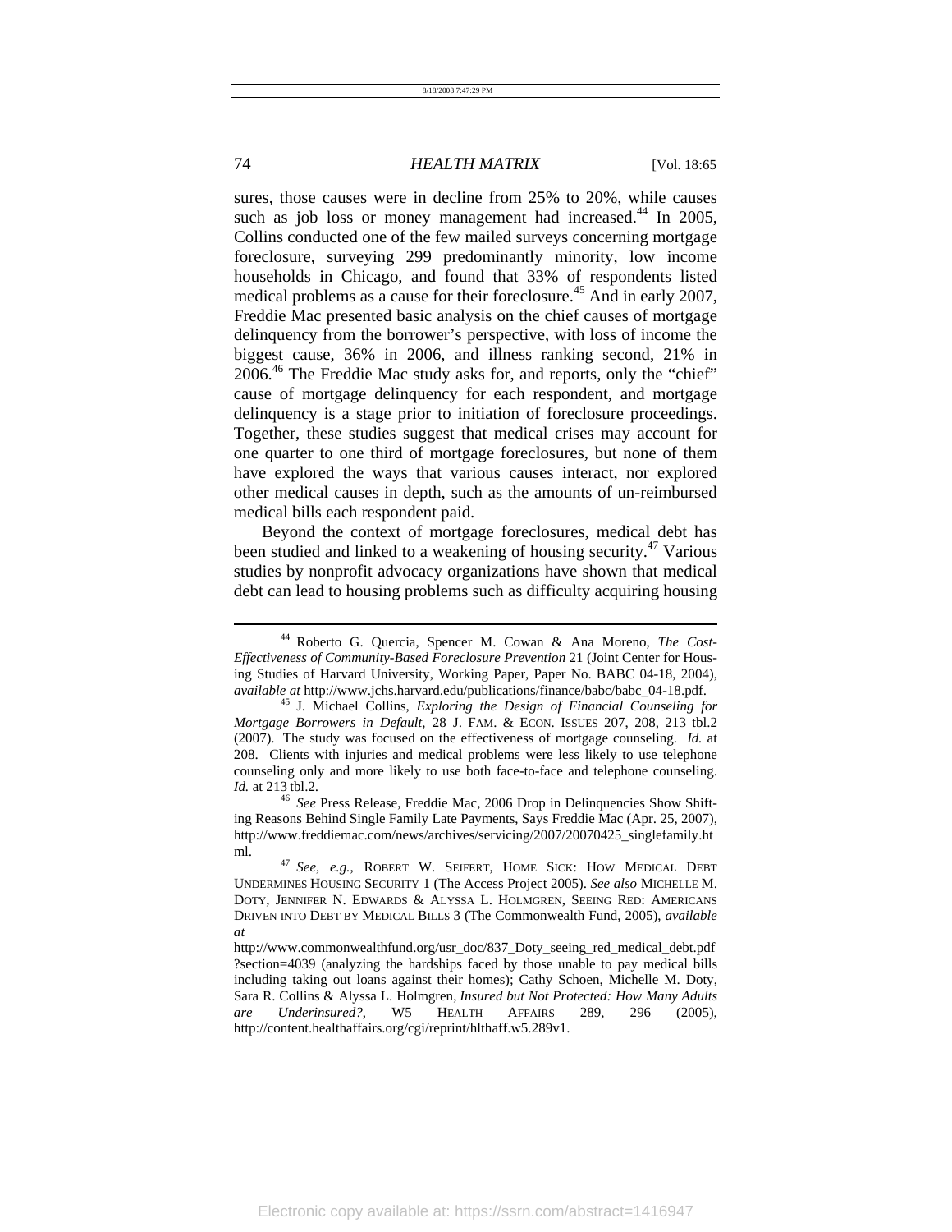sures, those causes were in decline from 25% to 20%, while causes such as job loss or money management had increased.[44] In 2005, Collins conducted one of the few mailed surveys concerning mortgage foreclosure, surveying 299 predominantly minority, low income households in Chicago, and found that 33% of respondents listed medical problems as a cause for their foreclosure.[45] And in early 2007, Freddie Mac presented basic analysis on the chief causes of mortgage delinquency from the borrower's perspective, with loss of income the biggest cause, 36% in 2006, and illness ranking second, 21% in 2006.[46] The Freddie Mac study asks for, and reports, only the "chief" cause of mortgage delinquency for each respondent, and mortgage delinquency is a stage prior to initiation of foreclosure proceedings. Together, these studies suggest that medical crises may account for one quarter to one third of mortgage foreclosures, but none of them have explored the ways that various causes interact, nor explored other medical causes in depth, such as the amounts of un-reimbursed medical bills each respondent paid.

Beyond the context of mortgage foreclosures, medical debt has been studied and linked to a weakening of housing security.[47] Various studies by nonprofit advocacy organizations have shown that medical debt can lead to housing problems such as difficulty acquiring housing

---

[44] Roberto G. Quercia, Spencer M. Cowan & Ana Moreno, *The Cost-Effectiveness of Community-Based Foreclosure Prevention* 21 (Joint Center for Housing Studies of Harvard University, Working Paper, Paper No. BABC 04-18, 2004), *available at* http://www.jchs.harvard.edu/publications/finance/babc/babc_04-18.pdf.

[45] J. Michael Collins, *Exploring the Design of Financial Counseling for Mortgage Borrowers in Default*, 28 J. FAM. & ECON. ISSUES 207, 208, 213 tbl.2 (2007). The study was focused on the effectiveness of mortgage counseling. *Id.* at 208. Clients with injuries and medical problems were less likely to use telephone counseling only and more likely to use both face-to-face and telephone counseling. *Id.* at 213 tbl.2.

[46] *See* Press Release, Freddie Mac, 2006 Drop in Delinquencies Show Shifting Reasons Behind Single Family Late Payments, Says Freddie Mac (Apr. 25, 2007), http://www.freddiemac.com/news/archives/servicing/2007/20070425_singlefamily.html.

[47] *See, e.g.*, ROBERT W. SEIFERT, HOME SICK: HOW MEDICAL DEBT UNDERMINES HOUSING SECURITY 1 (The Access Project 2005). *See also* MICHELLE M. DOTY, JENNIFER N. EDWARDS & ALYSSA L. HOLMGREN, SEEING RED: AMERICANS DRIVEN INTO DEBT BY MEDICAL BILLS 3 (The Commonwealth Fund, 2005), *available at* http://www.commonwealthfund.org/usr_doc/837_Doty_seeing_red_medical_debt.pdf?section=4039 (analyzing the hardships faced by those unable to pay medical bills including taking out loans against their homes); Cathy Schoen, Michelle M. Doty, Sara R. Collins & Alyssa L. Holmgren, *Insured but Not Protected: How Many Adults are Underinsured?*, W5 HEALTH AFFAIRS 289, 296 (2005), http://content.healthaffairs.org/cgi/reprint/hlthaff.w5.289v1.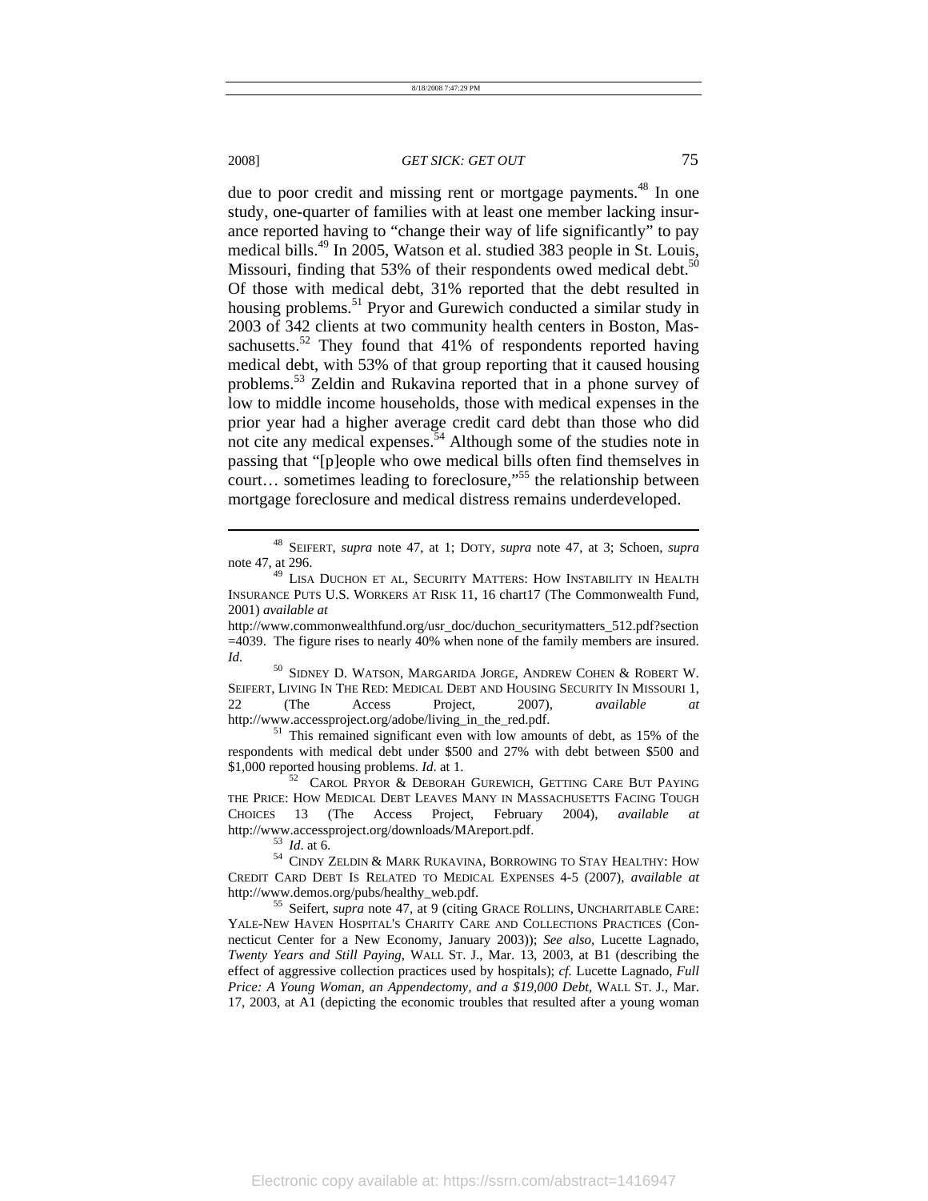due to poor credit and missing rent or mortgage payments.[48] In one study, one-quarter of families with at least one member lacking insurance reported having to "change their way of life significantly" to pay medical bills.[49] In 2005, Watson et al. studied 383 people in St. Louis, Missouri, finding that 53% of their respondents owed medical debt.[50] Of those with medical debt, 31% reported that the debt resulted in housing problems.[51] Pryor and Gurewich conducted a similar study in 2003 of 342 clients at two community health centers in Boston, Massachusetts.[52] They found that 41% of respondents reported having medical debt, with 53% of that group reporting that it caused housing problems.[53] Zeldin and Rukavina reported that in a phone survey of low to middle income households, those with medical expenses in the prior year had a higher average credit card debt than those who did not cite any medical expenses.[54] Although some of the studies note in passing that "[p]eople who owe medical bills often find themselves in court… sometimes leading to foreclosure,"[55] the relationship between mortgage foreclosure and medical distress remains underdeveloped.

---

[48] SEIFERT, *supra* note 47, at 1; DOTY, *supra* note 47, at 3; Schoen, *supra* note 47, at 296.

[49] LISA DUCHON ET AL, SECURITY MATTERS: HOW INSTABILITY IN HEALTH INSURANCE PUTS U.S. WORKERS AT RISK 11, 16 chart17 (The Commonwealth Fund, 2001) *available at* http://www.commonwealthfund.org/usr_doc/duchon_securitymatters_512.pdf?section=4039. The figure rises to nearly 40% when none of the family members are insured. *Id.*

[50] SIDNEY D. WATSON, MARGARIDA JORGE, ANDREW COHEN & ROBERT W. SEIFERT, LIVING IN THE RED: MEDICAL DEBT AND HOUSING SECURITY IN MISSOURI 1, 22 (The Access Project, 2007), *available at* http://www.accessproject.org/adobe/living_in_the_red.pdf.

[51] This remained significant even with low amounts of debt, as 15% of the respondents with medical debt under $500 and 27% with debt between $500 and $1,000 reported housing problems. *Id*. at 1.

[52] CAROL PRYOR & DEBORAH GUREWICH, GETTING CARE BUT PAYING THE PRICE: HOW MEDICAL DEBT LEAVES MANY IN MASSACHUSETTS FACING TOUGH CHOICES 13 (The Access Project, February 2004), *available at* http://www.accessproject.org/downloads/MAreport.pdf.

[53] *Id*. at 6.

[54] CINDY ZELDIN & MARK RUKAVINA, BORROWING TO STAY HEALTHY: HOW CREDIT CARD DEBT IS RELATED TO MEDICAL EXPENSES 4-5 (2007), *available at* http://www.demos.org/pubs/healthy_web.pdf.

[55] Seifert, *supra* note 47, at 9 (citing GRACE ROLLINS, UNCHARITABLE CARE: YALE-NEW HAVEN HOSPITAL'S CHARITY CARE AND COLLECTIONS PRACTICES (Connecticut Center for a New Economy, January 2003)); *See also*, Lucette Lagnado, *Twenty Years and Still Paying*, WALL ST. J., Mar. 13, 2003, at B1 (describing the effect of aggressive collection practices used by hospitals); *cf.* Lucette Lagnado, *Full Price: A Young Woman, an Appendectomy, and a $19,000 Debt*, WALL ST. J., Mar. 17, 2003, at A1 (depicting the economic troubles that resulted after a young woman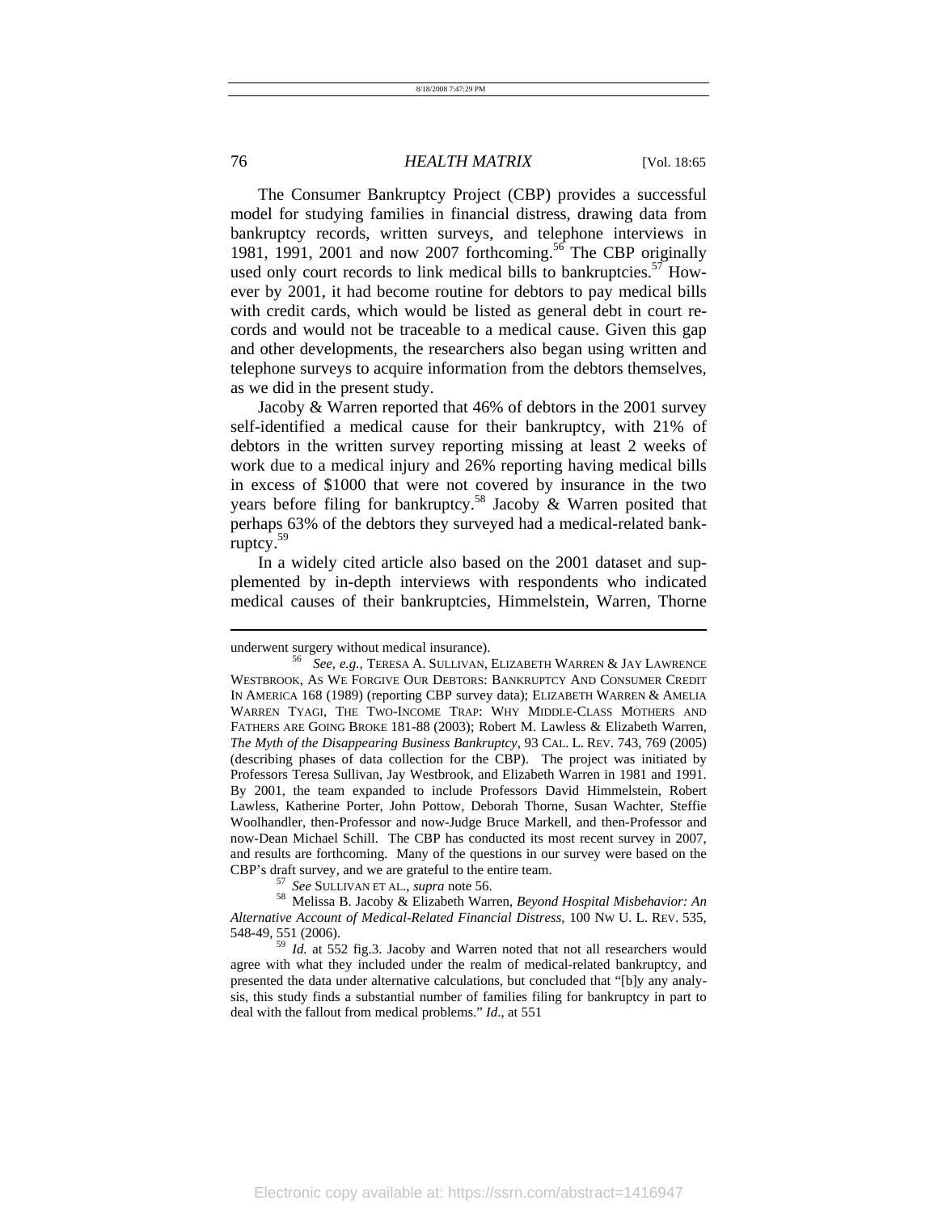The Consumer Bankruptcy Project (CBP) provides a successful model for studying families in financial distress, drawing data from bankruptcy records, written surveys, and telephone interviews in 1981, 1991, 2001 and now 2007 forthcoming.[56] The CBP originally used only court records to link medical bills to bankruptcies.[57] However by 2001, it had become routine for debtors to pay medical bills with credit cards, which would be listed as general debt in court records and would not be traceable to a medical cause. Given this gap and other developments, the researchers also began using written and telephone surveys to acquire information from the debtors themselves, as we did in the present study.

Jacoby & Warren reported that 46% of debtors in the 2001 survey self-identified a medical cause for their bankruptcy, with 21% of debtors in the written survey reporting missing at least 2 weeks of work due to a medical injury and 26% reporting having medical bills in excess of $1000 that were not covered by insurance in the two years before filing for bankruptcy.[58] Jacoby & Warren posited that perhaps 63% of the debtors they surveyed had a medical-related bankruptcy.[59]

In a widely cited article also based on the 2001 dataset and supplemented by in-depth interviews with respondents who indicated medical causes of their bankruptcies, Himmelstein, Warren, Thorne

---

underwent surgery without medical insurance).

[56] *See, e.g.*, TERESA A. SULLIVAN, ELIZABETH WARREN & JAY LAWRENCE WESTBROOK, AS WE FORGIVE OUR DEBTORS: BANKRUPTCY AND CONSUMER CREDIT IN AMERICA 168 (1989) (reporting CBP survey data); ELIZABETH WARREN & AMELIA WARREN TYAGI, THE TWO-INCOME TRAP: WHY MIDDLE-CLASS MOTHERS AND FATHERS ARE GOING BROKE 181-88 (2003); Robert M. Lawless & Elizabeth Warren, *The Myth of the Disappearing Business Bankruptcy*, 93 CAL. L. REV. 743, 769 (2005) (describing phases of data collection for the CBP). The project was initiated by Professors Teresa Sullivan, Jay Westbrook, and Elizabeth Warren in 1981 and 1991. By 2001, the team expanded to include Professors David Himmelstein, Robert Lawless, Katherine Porter, John Pottow, Deborah Thorne, Susan Wachter, Steffie Woolhandler, then-Professor and now-Judge Bruce Markell, and then-Professor and now-Dean Michael Schill. The CBP has conducted its most recent survey in 2007, and results are forthcoming. Many of the questions in our survey were based on the CBP's draft survey, and we are grateful to the entire team.

[57] *See* SULLIVAN ET AL., *supra* note 56.

[58] Melissa B. Jacoby & Elizabeth Warren, *Beyond Hospital Misbehavior: An Alternative Account of Medical-Related Financial Distress*, 100 NW U. L. REV. 535, 548-49, 551 (2006).

[59] *Id.* at 552 fig.3. Jacoby and Warren noted that not all researchers would agree with what they included under the realm of medical-related bankruptcy, and presented the data under alternative calculations, but concluded that "[b]y any analysis, this study finds a substantial number of families filing for bankruptcy in part to deal with the fallout from medical problems." *Id*., at 551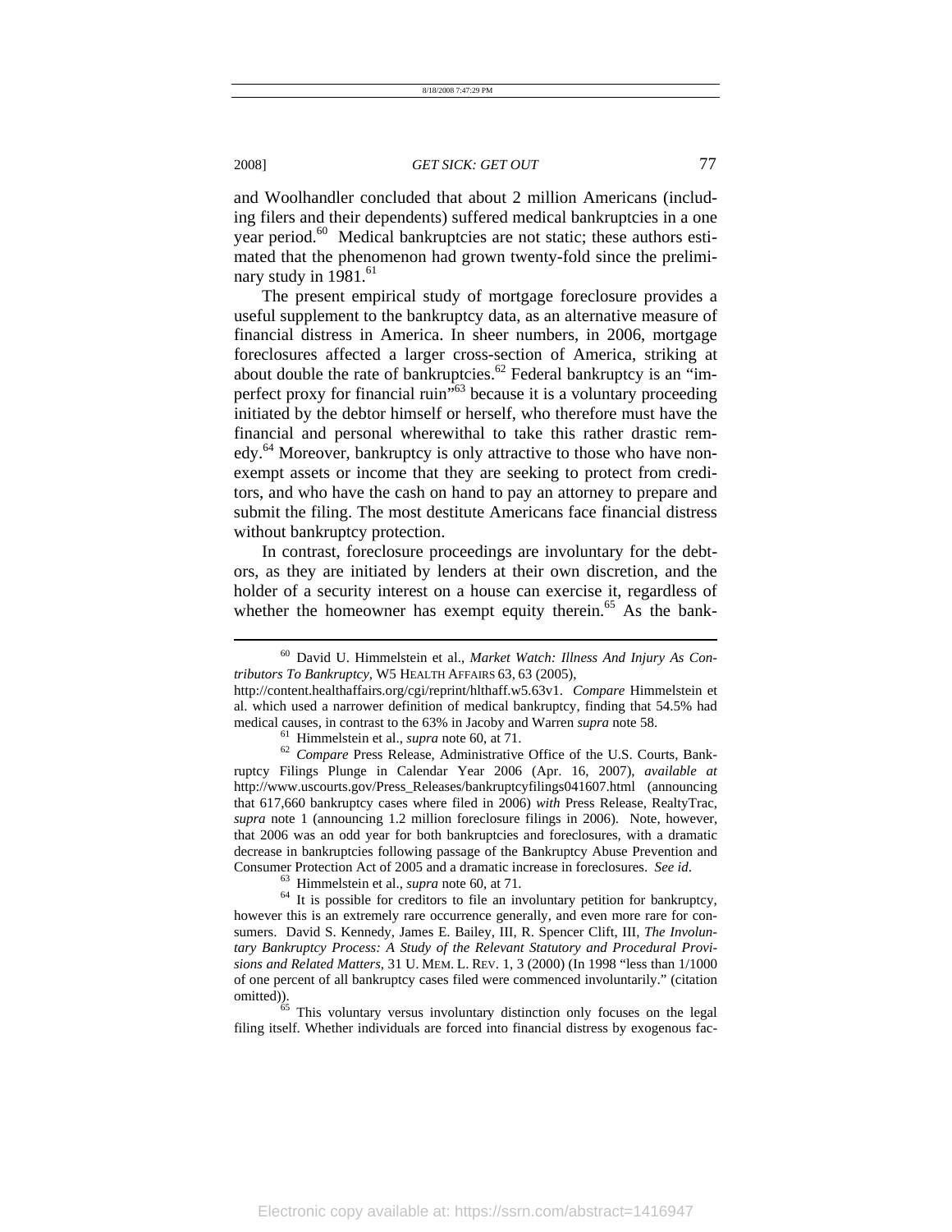and Woolhandler concluded that about 2 million Americans (including filers and their dependents) suffered medical bankruptcies in a one year period.[60] Medical bankruptcies are not static; these authors estimated that the phenomenon had grown twenty-fold since the preliminary study in 1981.[61]

The present empirical study of mortgage foreclosure provides a useful supplement to the bankruptcy data, as an alternative measure of financial distress in America. In sheer numbers, in 2006, mortgage foreclosures affected a larger cross-section of America, striking at about double the rate of bankruptcies.[62] Federal bankruptcy is an "imperfect proxy for financial ruin"[63] because it is a voluntary proceeding initiated by the debtor himself or herself, who therefore must have the financial and personal wherewithal to take this rather drastic remedy.[64] Moreover, bankruptcy is only attractive to those who have non-exempt assets or income that they are seeking to protect from creditors, and who have the cash on hand to pay an attorney to prepare and submit the filing. The most destitute Americans face financial distress without bankruptcy protection.

In contrast, foreclosure proceedings are involuntary for the debtors, as they are initiated by lenders at their own discretion, and the holder of a security interest on a house can exercise it, regardless of whether the homeowner has exempt equity therein.[65] As the bank-

---

[60] David U. Himmelstein et al., *Market Watch: Illness And Injury As Contributors To Bankruptcy*, W5 HEALTH AFFAIRS 63, 63 (2005), http://content.healthaffairs.org/cgi/reprint/hlthaff.w5.63v1. *Compare* Himmelstein et al. which used a narrower definition of medical bankruptcy, finding that 54.5% had medical causes, in contrast to the 63% in Jacoby and Warren *supra* note 58.

[61] Himmelstein et al., *supra* note 60, at 71.

[62] *Compare* Press Release, Administrative Office of the U.S. Courts, Bankruptcy Filings Plunge in Calendar Year 2006 (Apr. 16, 2007), *available at* http://www.uscourts.gov/Press_Releases/bankruptcyfilings041607.html (announcing that 617,660 bankruptcy cases where filed in 2006) *with* Press Release, RealtyTrac, *supra* note 1 (announcing 1.2 million foreclosure filings in 2006). Note, however, that 2006 was an odd year for both bankruptcies and foreclosures, with a dramatic decrease in bankruptcies following passage of the Bankruptcy Abuse Prevention and Consumer Protection Act of 2005 and a dramatic increase in foreclosures. *See id*.

[63] Himmelstein et al., *supra* note 60, at 71.

[64] It is possible for creditors to file an involuntary petition for bankruptcy, however this is an extremely rare occurrence generally, and even more rare for consumers. David S. Kennedy, James E. Bailey, III, R. Spencer Clift, III, *The Involuntary Bankruptcy Process: A Study of the Relevant Statutory and Procedural Provisions and Related Matters*, 31 U. MEM. L. REV. 1, 3 (2000) (In 1998 "less than 1/1000 of one percent of all bankruptcy cases filed were commenced involuntarily." (citation omitted)).

[65] This voluntary versus involuntary distinction only focuses on the legal filing itself. Whether individuals are forced into financial distress by exogenous fac-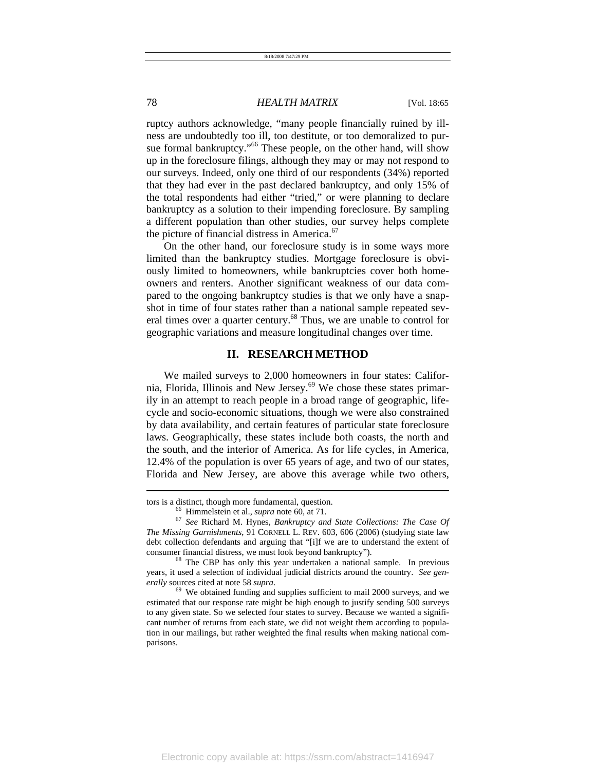ruptcy authors acknowledge, "many people financially ruined by illness are undoubtedly too ill, too destitute, or too demoralized to pursue formal bankruptcy."[66] These people, on the other hand, will show up in the foreclosure filings, although they may or may not respond to our surveys. Indeed, only one third of our respondents (34%) reported that they had ever in the past declared bankruptcy, and only 15% of the total respondents had either "tried," or were planning to declare bankruptcy as a solution to their impending foreclosure. By sampling a different population than other studies, our survey helps complete the picture of financial distress in America.[67]

On the other hand, our foreclosure study is in some ways more limited than the bankruptcy studies. Mortgage foreclosure is obviously limited to homeowners, while bankruptcies cover both homeowners and renters. Another significant weakness of our data compared to the ongoing bankruptcy studies is that we only have a snapshot in time of four states rather than a national sample repeated several times over a quarter century.[68] Thus, we are unable to control for geographic variations and measure longitudinal changes over time.

## II. RESEARCH METHOD

We mailed surveys to 2,000 homeowners in four states: California, Florida, Illinois and New Jersey.[69] We chose these states primarily in an attempt to reach people in a broad range of geographic, life-cycle and socio-economic situations, though we were also constrained by data availability, and certain features of particular state foreclosure laws. Geographically, these states include both coasts, the north and the south, and the interior of America. As for life cycles, in America, 12.4% of the population is over 65 years of age, and two of our states, Florida and New Jersey, are above this average while two others,

---

tors is a distinct, though more fundamental, question.

[66] Himmelstein et al., *supra* note 60, at 71.

[67] *See* Richard M. Hynes, *Bankruptcy and State Collections: The Case Of The Missing Garnishments*, 91 CORNELL L. REV. 603, 606 (2006) (studying state law debt collection defendants and arguing that "[i]f we are to understand the extent of consumer financial distress, we must look beyond bankruptcy").

[68] The CBP has only this year undertaken a national sample. In previous years, it used a selection of individual judicial districts around the country. *See generally* sources cited at note 58 *supra*.

[69] We obtained funding and supplies sufficient to mail 2000 surveys, and we estimated that our response rate might be high enough to justify sending 500 surveys to any given state. So we selected four states to survey. Because we wanted a significant number of returns from each state, we did not weight them according to population in our mailings, but rather weighted the final results when making national comparisons.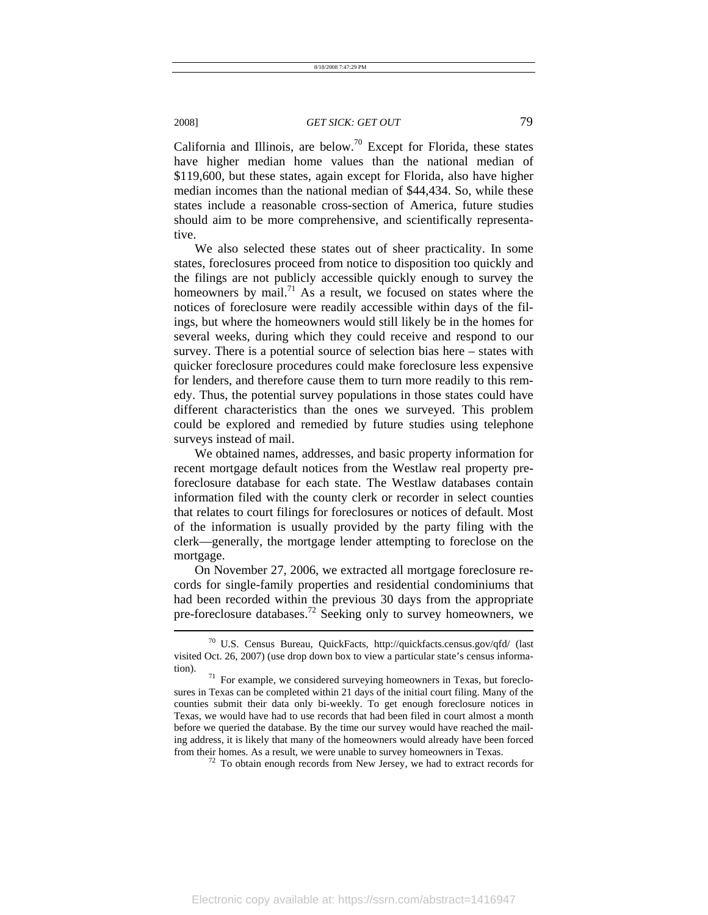California and Illinois, are below.[70] Except for Florida, these states have higher median home values than the national median of $119,600, but these states, again except for Florida, also have higher median incomes than the national median of $44,434. So, while these states include a reasonable cross-section of America, future studies should aim to be more comprehensive, and scientifically representative.

We also selected these states out of sheer practicality. In some states, foreclosures proceed from notice to disposition too quickly and the filings are not publicly accessible quickly enough to survey the homeowners by mail.[71] As a result, we focused on states where the notices of foreclosure were readily accessible within days of the filings, but where the homeowners would still likely be in the homes for several weeks, during which they could receive and respond to our survey. There is a potential source of selection bias here – states with quicker foreclosure procedures could make foreclosure less expensive for lenders, and therefore cause them to turn more readily to this remedy. Thus, the potential survey populations in those states could have different characteristics than the ones we surveyed. This problem could be explored and remedied by future studies using telephone surveys instead of mail.

We obtained names, addresses, and basic property information for recent mortgage default notices from the Westlaw real property pre-foreclosure database for each state. The Westlaw databases contain information filed with the county clerk or recorder in select counties that relates to court filings for foreclosures or notices of default. Most of the information is usually provided by the party filing with the clerk—generally, the mortgage lender attempting to foreclose on the mortgage.

On November 27, 2006, we extracted all mortgage foreclosure records for single-family properties and residential condominiums that had been recorded within the previous 30 days from the appropriate pre-foreclosure databases.[72] Seeking only to survey homeowners, we

---

[70] U.S. Census Bureau, QuickFacts, http://quickfacts.census.gov/qfd/ (last visited Oct. 26, 2007) (use drop down box to view a particular state's census information).

[71] For example, we considered surveying homeowners in Texas, but foreclosures in Texas can be completed within 21 days of the initial court filing. Many of the counties submit their data only bi-weekly. To get enough foreclosure notices in Texas, we would have had to use records that had been filed in court almost a month before we queried the database. By the time our survey would have reached the mailing address, it is likely that many of the homeowners would already have been forced from their homes. As a result, we were unable to survey homeowners in Texas.

[72] To obtain enough records from New Jersey, we had to extract records for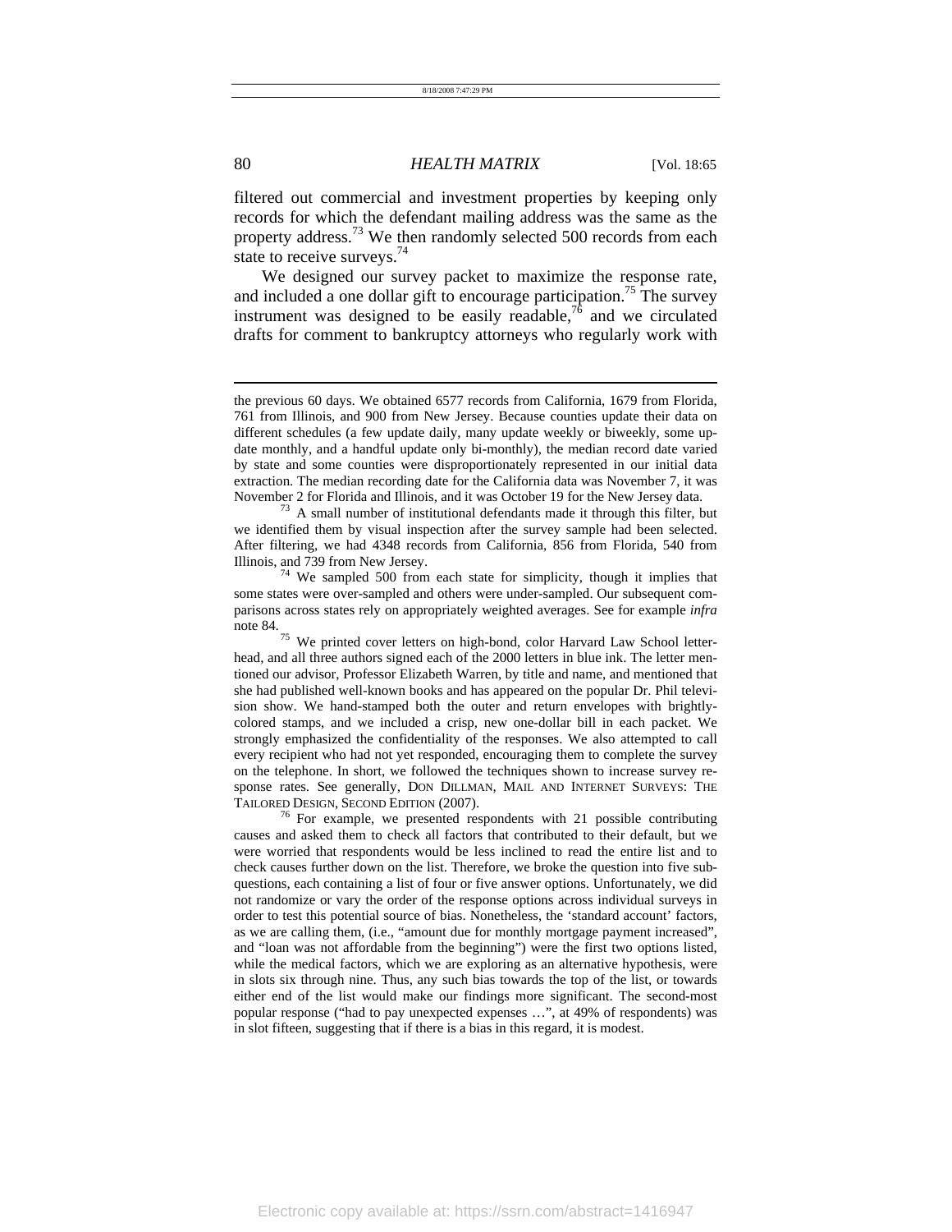filtered out commercial and investment properties by keeping only records for which the defendant mailing address was the same as the property address.[73] We then randomly selected 500 records from each state to receive surveys.[74]

We designed our survey packet to maximize the response rate, and included a one dollar gift to encourage participation.[75] The survey instrument was designed to be easily readable,[76] and we circulated drafts for comment to bankruptcy attorneys who regularly work with

---

the previous 60 days. We obtained 6577 records from California, 1679 from Florida, 761 from Illinois, and 900 from New Jersey. Because counties update their data on different schedules (a few update daily, many update weekly or biweekly, some update monthly, and a handful update only bi-monthly), the median record date varied by state and some counties were disproportionately represented in our initial data extraction. The median recording date for the California data was November 7, it was November 2 for Florida and Illinois, and it was October 19 for the New Jersey data.

[73] A small number of institutional defendants made it through this filter, but we identified them by visual inspection after the survey sample had been selected. After filtering, we had 4348 records from California, 856 from Florida, 540 from Illinois, and 739 from New Jersey.

[74] We sampled 500 from each state for simplicity, though it implies that some states were over-sampled and others were under-sampled. Our subsequent comparisons across states rely on appropriately weighted averages. See for example *infra* note 84.

[75] We printed cover letters on high-bond, color Harvard Law School letterhead, and all three authors signed each of the 2000 letters in blue ink. The letter mentioned our advisor, Professor Elizabeth Warren, by title and name, and mentioned that she had published well-known books and has appeared on the popular Dr. Phil television show. We hand-stamped both the outer and return envelopes with brightly-colored stamps, and we included a crisp, new one-dollar bill in each packet. We strongly emphasized the confidentiality of the responses. We also attempted to call every recipient who had not yet responded, encouraging them to complete the survey on the telephone. In short, we followed the techniques shown to increase survey response rates. See generally, DON DILLMAN, MAIL AND INTERNET SURVEYS: THE TAILORED DESIGN, SECOND EDITION (2007).

[76] For example, we presented respondents with 21 possible contributing causes and asked them to check all factors that contributed to their default, but we were worried that respondents would be less inclined to read the entire list and to check causes further down on the list. Therefore, we broke the question into five sub-questions, each containing a list of four or five answer options. Unfortunately, we did not randomize or vary the order of the response options across individual surveys in order to test this potential source of bias. Nonetheless, the 'standard account' factors, as we are calling them, (i.e., "amount due for monthly mortgage payment increased", and "loan was not affordable from the beginning") were the first two options listed, while the medical factors, which we are exploring as an alternative hypothesis, were in slots six through nine. Thus, any such bias towards the top of the list, or towards either end of the list would make our findings more significant. The second-most popular response ("had to pay unexpected expenses …", at 49% of respondents) was in slot fifteen, suggesting that if there is a bias in this regard, it is modest.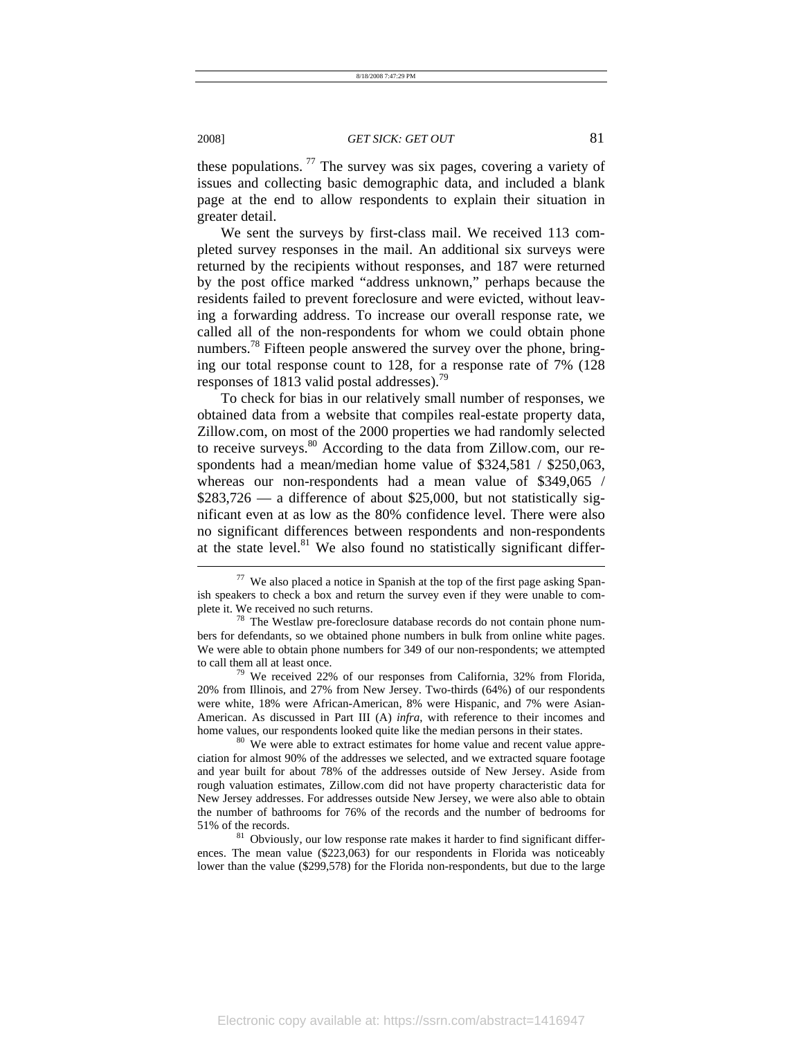these populations.[77] The survey was six pages, covering a variety of issues and collecting basic demographic data, and included a blank page at the end to allow respondents to explain their situation in greater detail.

We sent the surveys by first-class mail. We received 113 completed survey responses in the mail. An additional six surveys were returned by the recipients without responses, and 187 were returned by the post office marked "address unknown," perhaps because the residents failed to prevent foreclosure and were evicted, without leaving a forwarding address. To increase our overall response rate, we called all of the non-respondents for whom we could obtain phone numbers.[78] Fifteen people answered the survey over the phone, bringing our total response count to 128, for a response rate of 7% (128 responses of 1813 valid postal addresses).[79]

To check for bias in our relatively small number of responses, we obtained data from a website that compiles real-estate property data, Zillow.com, on most of the 2000 properties we had randomly selected to receive surveys.[80] According to the data from Zillow.com, our respondents had a mean/median home value of $324,581 / $250,063, whereas our non-respondents had a mean value of $349,065 / $283,726 — a difference of about $25,000, but not statistically significant even at as low as the 80% confidence level. There were also no significant differences between respondents and non-respondents at the state level.[81] We also found no statistically significant differ-

---

[77] We also placed a notice in Spanish at the top of the first page asking Spanish speakers to check a box and return the survey even if they were unable to complete it. We received no such returns.

[78] The Westlaw pre-foreclosure database records do not contain phone numbers for defendants, so we obtained phone numbers in bulk from online white pages. We were able to obtain phone numbers for 349 of our non-respondents; we attempted to call them all at least once.

[79] We received 22% of our responses from California, 32% from Florida, 20% from Illinois, and 27% from New Jersey. Two-thirds (64%) of our respondents were white, 18% were African-American, 8% were Hispanic, and 7% were Asian-American. As discussed in Part III (A) *infra*, with reference to their incomes and home values, our respondents looked quite like the median persons in their states.

[80] We were able to extract estimates for home value and recent value appreciation for almost 90% of the addresses we selected, and we extracted square footage and year built for about 78% of the addresses outside of New Jersey. Aside from rough valuation estimates, Zillow.com did not have property characteristic data for New Jersey addresses. For addresses outside New Jersey, we were also able to obtain the number of bathrooms for 76% of the records and the number of bedrooms for 51% of the records.

[81] Obviously, our low response rate makes it harder to find significant differences. The mean value ($223,063) for our respondents in Florida was noticeably lower than the value ($299,578) for the Florida non-respondents, but due to the large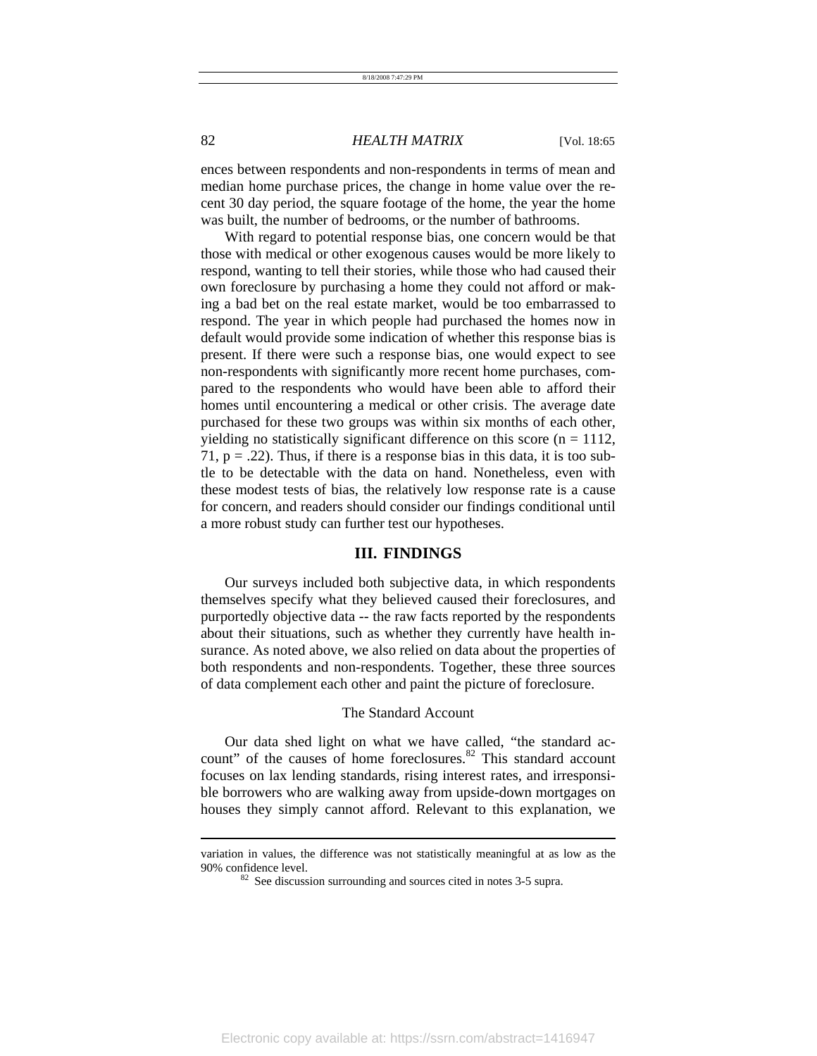ences between respondents and non-respondents in terms of mean and median home purchase prices, the change in home value over the recent 30 day period, the square footage of the home, the year the home was built, the number of bedrooms, or the number of bathrooms.

With regard to potential response bias, one concern would be that those with medical or other exogenous causes would be more likely to respond, wanting to tell their stories, while those who had caused their own foreclosure by purchasing a home they could not afford or making a bad bet on the real estate market, would be too embarrassed to respond. The year in which people had purchased the homes now in default would provide some indication of whether this response bias is present. If there were such a response bias, one would expect to see non-respondents with significantly more recent home purchases, compared to the respondents who would have been able to afford their homes until encountering a medical or other crisis. The average date purchased for these two groups was within six months of each other, yielding no statistically significant difference on this score ($n = 1112$, $71$, $p = .22$). Thus, if there is a response bias in this data, it is too subtle to be detectable with the data on hand. Nonetheless, even with these modest tests of bias, the relatively low response rate is a cause for concern, and readers should consider our findings conditional until a more robust study can further test our hypotheses.

## III. FINDINGS

Our surveys included both subjective data, in which respondents themselves specify what they believed caused their foreclosures, and purportedly objective data -- the raw facts reported by the respondents about their situations, such as whether they currently have health insurance. As noted above, we also relied on data about the properties of both respondents and non-respondents. Together, these three sources of data complement each other and paint the picture of foreclosure.

### The Standard Account

Our data shed light on what we have called, "the standard account" of the causes of home foreclosures.[82] This standard account focuses on lax lending standards, rising interest rates, and irresponsible borrowers who are walking away from upside-down mortgages on houses they simply cannot afford. Relevant to this explanation, we

---

variation in values, the difference was not statistically meaningful at as low as the 90% confidence level.

[82] See discussion surrounding and sources cited in notes 3-5 supra.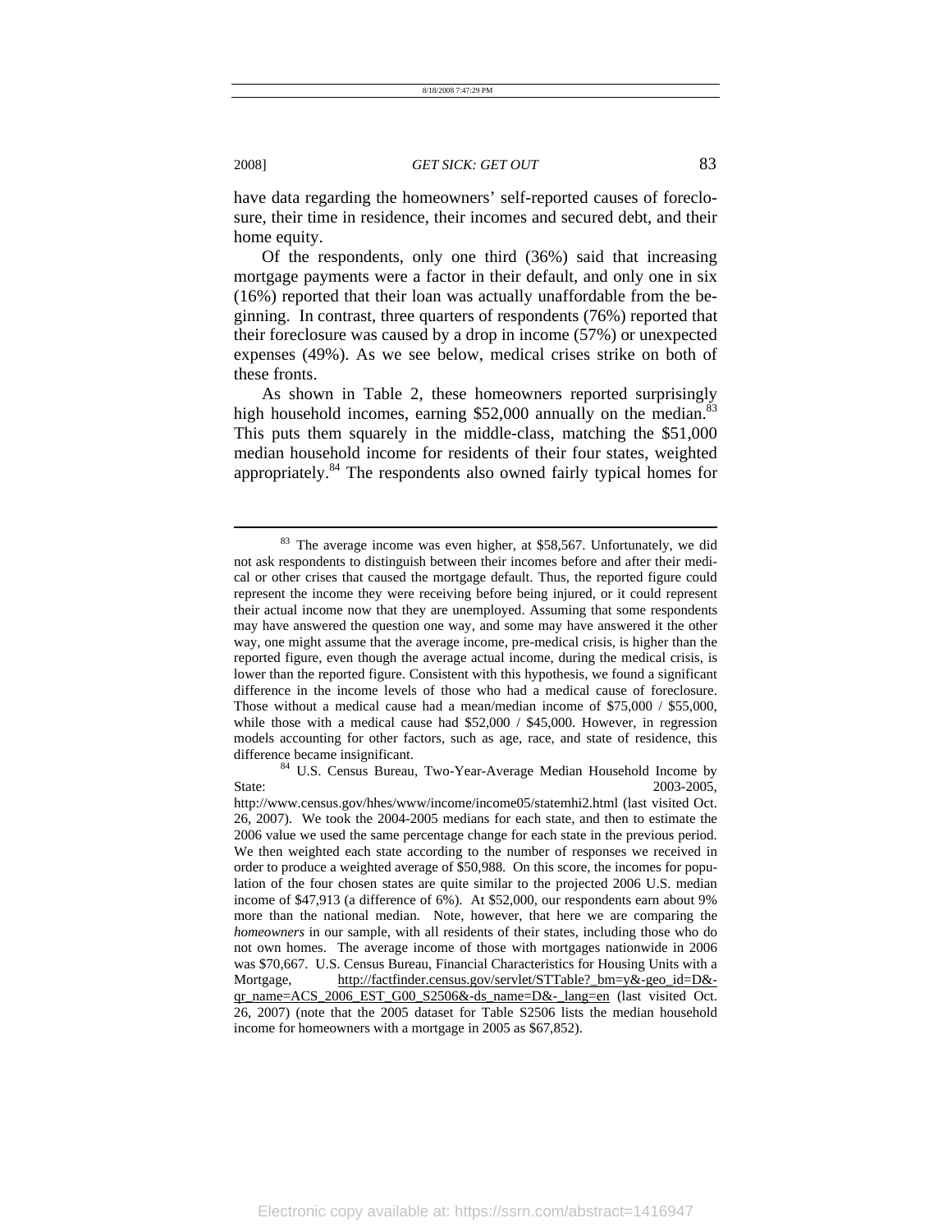have data regarding the homeowners' self-reported causes of foreclosure, their time in residence, their incomes and secured debt, and their home equity.

Of the respondents, only one third (36%) said that increasing mortgage payments were a factor in their default, and only one in six (16%) reported that their loan was actually unaffordable from the beginning. In contrast, three quarters of respondents (76%) reported that their foreclosure was caused by a drop in income (57%) or unexpected expenses (49%). As we see below, medical crises strike on both of these fronts.

As shown in Table 2, these homeowners reported surprisingly high household incomes, earning $52,000 annually on the median.[83] This puts them squarely in the middle-class, matching the $51,000 median household income for residents of their four states, weighted appropriately.[84] The respondents also owned fairly typical homes for

---

[83] The average income was even higher, at $58,567. Unfortunately, we did not ask respondents to distinguish between their incomes before and after their medical or other crises that caused the mortgage default. Thus, the reported figure could represent the income they were receiving before being injured, or it could represent their actual income now that they are unemployed. Assuming that some respondents may have answered the question one way, and some may have answered it the other way, one might assume that the average income, pre-medical crisis, is higher than the reported figure, even though the average actual income, during the medical crisis, is lower than the reported figure. Consistent with this hypothesis, we found a significant difference in the income levels of those who had a medical cause of foreclosure. Those without a medical cause had a mean/median income of $75,000 / $55,000, while those with a medical cause had $52,000 / $45,000. However, in regression models accounting for other factors, such as age, race, and state of residence, this difference became insignificant.

[84] U.S. Census Bureau, Two-Year-Average Median Household Income by State: 2003-2005, http://www.census.gov/hhes/www/income/income05/statemhi2.html (last visited Oct. 26, 2007). We took the 2004-2005 medians for each state, and then to estimate the 2006 value we used the same percentage change for each state in the previous period. We then weighted each state according to the number of responses we received in order to produce a weighted average of $50,988. On this score, the incomes for population of the four chosen states are quite similar to the projected 2006 U.S. median income of $47,913 (a difference of 6%). At $52,000, our respondents earn about 9% more than the national median. Note, however, that here we are comparing the *homeowners* in our sample, with all residents of their states, including those who do not own homes. The average income of those with mortgages nationwide in 2006 was $70,667. U.S. Census Bureau, Financial Characteristics for Housing Units with a Mortgage, http://factfinder.census.gov/servlet/STTable?_bm=y&-geo_id=D&-qr_name=ACS_2006_EST_G00_S2506&-ds_name=D&-_lang=en (last visited Oct. 26, 2007) (note that the 2005 dataset for Table S2506 lists the median household income for homeowners with a mortgage in 2005 as $67,852).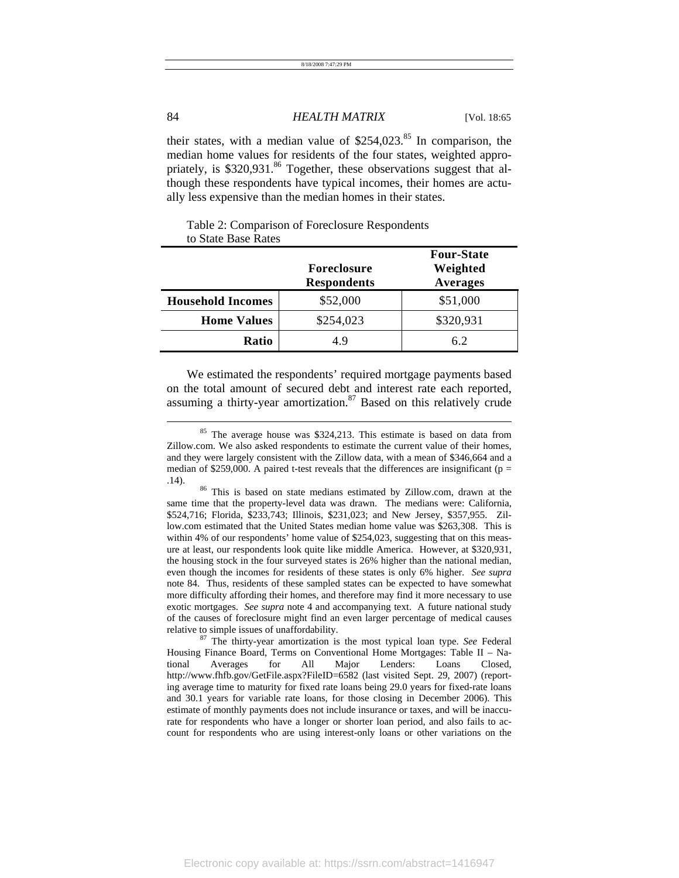their states, with a median value of $254,023.[85] In comparison, the median home values for residents of the four states, weighted appropriately, is $320,931.[86] Together, these observations suggest that although these respondents have typical incomes, their homes are actually less expensive than the median homes in their states.

Table 2: Comparison of Foreclosure Respondents to State Base Rates

| | Foreclosure Respondents | Four-State Weighted Averages |
|---|---|---|
| **Household Incomes** | $52,000 | $51,000 |
| **Home Values** | $254,023 | $320,931 |
| **Ratio** | 4.9 | 6.2 |

We estimated the respondents' required mortgage payments based on the total amount of secured debt and interest rate each reported, assuming a thirty-year amortization.[87] Based on this relatively crude

---

[85] The average house was $324,213. This estimate is based on data from Zillow.com. We also asked respondents to estimate the current value of their homes, and they were largely consistent with the Zillow data, with a mean of $346,664 and a median of $259,000. A paired t-test reveals that the differences are insignificant ($p = .14$).

[86] This is based on state medians estimated by Zillow.com, drawn at the same time that the property-level data was drawn. The medians were: California, $524,716; Florida, $233,743; Illinois, $231,023; and New Jersey, $357,955. Zillow.com estimated that the United States median home value was $263,308. This is within 4% of our respondents' home value of $254,023, suggesting that on this measure at least, our respondents look quite like middle America. However, at $320,931, the housing stock in the four surveyed states is 26% higher than the national median, even though the incomes for residents of these states is only 6% higher. *See supra* note 84. Thus, residents of these sampled states can be expected to have somewhat more difficulty affording their homes, and therefore may find it more necessary to use exotic mortgages. *See supra* note 4 and accompanying text. A future national study of the causes of foreclosure might find an even larger percentage of medical causes relative to simple issues of unaffordability.

[87] The thirty-year amortization is the most typical loan type. *See* Federal Housing Finance Board, Terms on Conventional Home Mortgages: Table II – National Averages for All Major Lenders: Loans Closed, http://www.fhfb.gov/GetFile.aspx?FileID=6582 (last visited Sept. 29, 2007) (reporting average time to maturity for fixed rate loans being 29.0 years for fixed-rate loans and 30.1 years for variable rate loans, for those closing in December 2006). This estimate of monthly payments does not include insurance or taxes, and will be inaccurate for respondents who have a longer or shorter loan period, and also fails to account for respondents who are using interest-only loans or other variations on the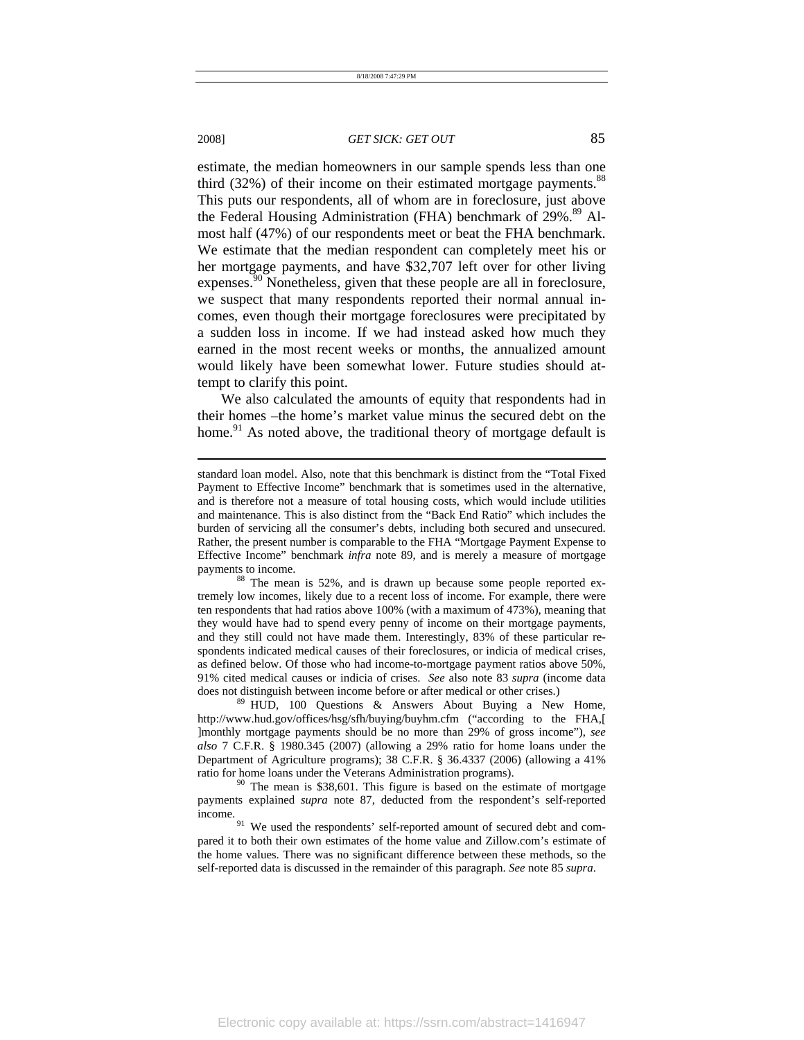estimate, the median homeowners in our sample spends less than one third (32%) of their income on their estimated mortgage payments.[88] This puts our respondents, all of whom are in foreclosure, just above the Federal Housing Administration (FHA) benchmark of 29%.[89] Almost half (47%) of our respondents meet or beat the FHA benchmark. We estimate that the median respondent can completely meet his or her mortgage payments, and have $32,707 left over for other living expenses.[90] Nonetheless, given that these people are all in foreclosure, we suspect that many respondents reported their normal annual incomes, even though their mortgage foreclosures were precipitated by a sudden loss in income. If we had instead asked how much they earned in the most recent weeks or months, the annualized amount would likely have been somewhat lower. Future studies should attempt to clarify this point.

We also calculated the amounts of equity that respondents had in their homes –the home's market value minus the secured debt on the home.[91] As noted above, the traditional theory of mortgage default is

---

standard loan model. Also, note that this benchmark is distinct from the "Total Fixed Payment to Effective Income" benchmark that is sometimes used in the alternative, and is therefore not a measure of total housing costs, which would include utilities and maintenance. This is also distinct from the "Back End Ratio" which includes the burden of servicing all the consumer's debts, including both secured and unsecured. Rather, the present number is comparable to the FHA "Mortgage Payment Expense to Effective Income" benchmark *infra* note 89, and is merely a measure of mortgage payments to income.

[88] The mean is 52%, and is drawn up because some people reported extremely low incomes, likely due to a recent loss of income. For example, there were ten respondents that had ratios above 100% (with a maximum of 473%), meaning that they would have had to spend every penny of income on their mortgage payments, and they still could not have made them. Interestingly, 83% of these particular respondents indicated medical causes of their foreclosures, or indicia of medical crises, as defined below. Of those who had income-to-mortgage payment ratios above 50%, 91% cited medical causes or indicia of crises. *See* also note 83 *supra* (income data does not distinguish between income before or after medical or other crises.)

[89] HUD, 100 Questions & Answers About Buying a New Home, http://www.hud.gov/offices/hsg/sfh/buying/buyhm.cfm ("according to the FHA,[ ]monthly mortgage payments should be no more than 29% of gross income"), *see also* 7 C.F.R. § 1980.345 (2007) (allowing a 29% ratio for home loans under the Department of Agriculture programs); 38 C.F.R. § 36.4337 (2006) (allowing a 41% ratio for home loans under the Veterans Administration programs).

[90] The mean is $38,601. This figure is based on the estimate of mortgage payments explained *supra* note 87, deducted from the respondent's self-reported income.

[91] We used the respondents' self-reported amount of secured debt and compared it to both their own estimates of the home value and Zillow.com's estimate of the home values. There was no significant difference between these methods, so the self-reported data is discussed in the remainder of this paragraph. *See* note 85 *supra*.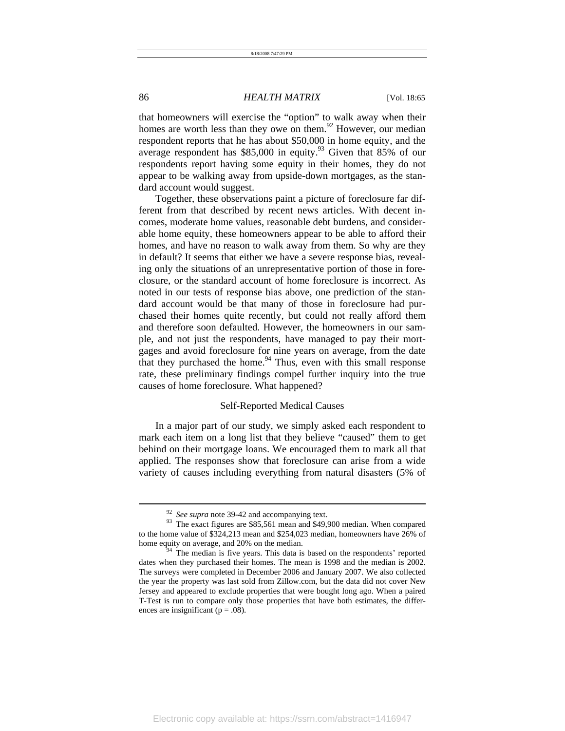that homeowners will exercise the "option" to walk away when their homes are worth less than they owe on them.[92] However, our median respondent reports that he has about $50,000 in home equity, and the average respondent has $85,000 in equity.[93] Given that 85% of our respondents report having some equity in their homes, they do not appear to be walking away from upside-down mortgages, as the standard account would suggest.

Together, these observations paint a picture of foreclosure far different from that described by recent news articles. With decent incomes, moderate home values, reasonable debt burdens, and considerable home equity, these homeowners appear to be able to afford their homes, and have no reason to walk away from them. So why are they in default? It seems that either we have a severe response bias, revealing only the situations of an unrepresentative portion of those in foreclosure, or the standard account of home foreclosure is incorrect. As noted in our tests of response bias above, one prediction of the standard account would be that many of those in foreclosure had purchased their homes quite recently, but could not really afford them and therefore soon defaulted. However, the homeowners in our sample, and not just the respondents, have managed to pay their mortgages and avoid foreclosure for nine years on average, from the date that they purchased the home.[94] Thus, even with this small response rate, these preliminary findings compel further inquiry into the true causes of home foreclosure. What happened?

### Self-Reported Medical Causes

In a major part of our study, we simply asked each respondent to mark each item on a long list that they believe "caused" them to get behind on their mortgage loans. We encouraged them to mark all that applied. The responses show that foreclosure can arise from a wide variety of causes including everything from natural disasters (5% of

---

[92] *See supra* note 39-42 and accompanying text.

[93] The exact figures are $85,561 mean and $49,900 median. When compared to the home value of $324,213 mean and $254,023 median, homeowners have 26% of home equity on average, and 20% on the median.

[94] The median is five years. This data is based on the respondents' reported dates when they purchased their homes. The mean is 1998 and the median is 2002. The surveys were completed in December 2006 and January 2007. We also collected the year the property was last sold from Zillow.com, but the data did not cover New Jersey and appeared to exclude properties that were bought long ago. When a paired T-Test is run to compare only those properties that have both estimates, the differences are insignificant ($p = .08$).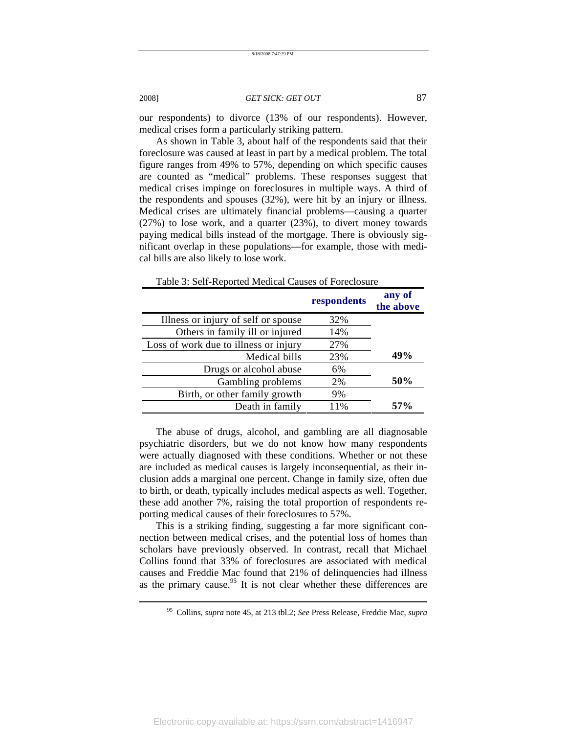our respondents) to divorce (13% of our respondents). However, medical crises form a particularly striking pattern.

As shown in Table 3, about half of the respondents said that their foreclosure was caused at least in part by a medical problem. The total figure ranges from 49% to 57%, depending on which specific causes are counted as "medical" problems. These responses suggest that medical crises impinge on foreclosures in multiple ways. A third of the respondents and spouses (32%), were hit by an injury or illness. Medical crises are ultimately financial problems—causing a quarter (27%) to lose work, and a quarter (23%), to divert money towards paying medical bills instead of the mortgage. There is obviously significant overlap in these populations—for example, those with medical bills are also likely to lose work.

Table 3: Self-Reported Medical Causes of Foreclosure

| | respondents | any of the above |
|---|---|---|
| Illness or injury of self or spouse | 32% | |
| Others in family ill or injured | 14% | |
| Loss of work due to illness or injury | 27% | |
| Medical bills | 23% | **49%** |
| Drugs or alcohol abuse | 6% | |
| Gambling problems | 2% | **50%** |
| Birth, or other family growth | 9% | |
| Death in family | 11% | **57%** |

The abuse of drugs, alcohol, and gambling are all diagnosable psychiatric disorders, but we do not know how many respondents were actually diagnosed with these conditions. Whether or not these are included as medical causes is largely inconsequential, as their inclusion adds a marginal one percent. Change in family size, often due to birth, or death, typically includes medical aspects as well. Together, these add another 7%, raising the total proportion of respondents reporting medical causes of their foreclosures to 57%.

This is a striking finding, suggesting a far more significant connection between medical crises, and the potential loss of homes than scholars have previously observed. In contrast, recall that Michael Collins found that 33% of foreclosures are associated with medical causes and Freddie Mac found that 21% of delinquencies had illness as the primary cause.[95] It is not clear whether these differences are

[95] Collins, *supra* note 45, at 213 tbl.2; *See* Press Release, Freddie Mac, *supra*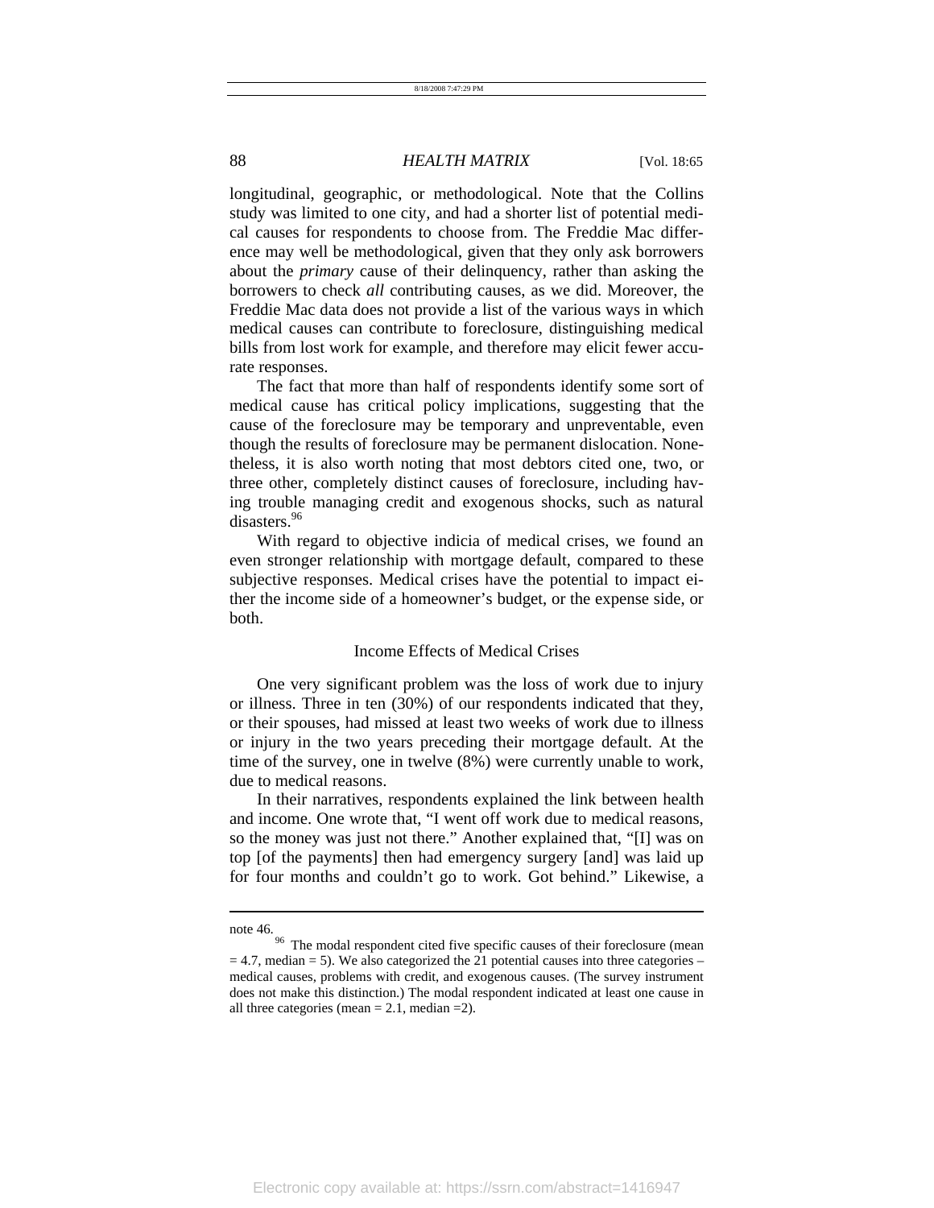longitudinal, geographic, or methodological. Note that the Collins study was limited to one city, and had a shorter list of potential medical causes for respondents to choose from. The Freddie Mac difference may well be methodological, given that they only ask borrowers about the *primary* cause of their delinquency, rather than asking the borrowers to check *all* contributing causes, as we did. Moreover, the Freddie Mac data does not provide a list of the various ways in which medical causes can contribute to foreclosure, distinguishing medical bills from lost work for example, and therefore may elicit fewer accurate responses.

The fact that more than half of respondents identify some sort of medical cause has critical policy implications, suggesting that the cause of the foreclosure may be temporary and unpreventable, even though the results of foreclosure may be permanent dislocation. Nonetheless, it is also worth noting that most debtors cited one, two, or three other, completely distinct causes of foreclosure, including having trouble managing credit and exogenous shocks, such as natural disasters.[96]

With regard to objective indicia of medical crises, we found an even stronger relationship with mortgage default, compared to these subjective responses. Medical crises have the potential to impact either the income side of a homeowner's budget, or the expense side, or both.

### Income Effects of Medical Crises

One very significant problem was the loss of work due to injury or illness. Three in ten (30%) of our respondents indicated that they, or their spouses, had missed at least two weeks of work due to illness or injury in the two years preceding their mortgage default. At the time of the survey, one in twelve (8%) were currently unable to work, due to medical reasons.

In their narratives, respondents explained the link between health and income. One wrote that, "I went off work due to medical reasons, so the money was just not there." Another explained that, "[I] was on top [of the payments] then had emergency surgery [and] was laid up for four months and couldn't go to work. Got behind." Likewise, a

---

note 46.

[96] The modal respondent cited five specific causes of their foreclosure (mean = 4.7, median = 5). We also categorized the 21 potential causes into three categories – medical causes, problems with credit, and exogenous causes. (The survey instrument does not make this distinction.) The modal respondent indicated at least one cause in all three categories (mean = 2.1, median =2).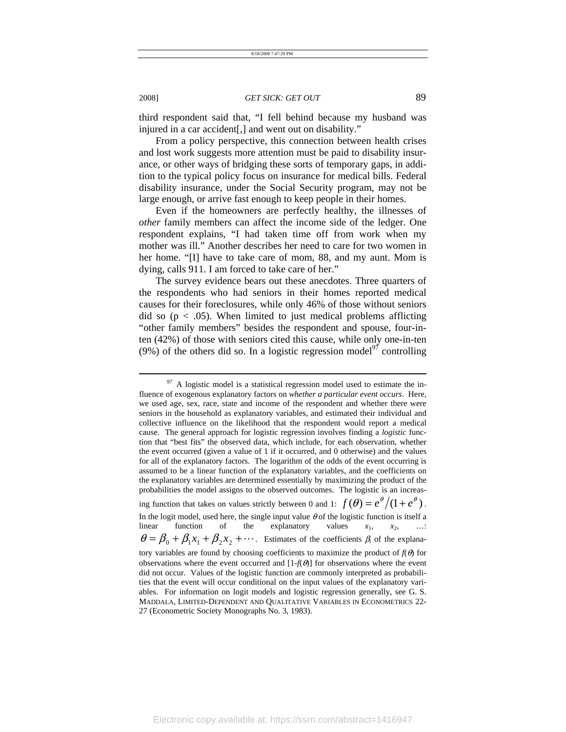third respondent said that, "I fell behind because my husband was injured in a car accident[,] and went out on disability."

From a policy perspective, this connection between health crises and lost work suggests more attention must be paid to disability insurance, or other ways of bridging these sorts of temporary gaps, in addition to the typical policy focus on insurance for medical bills. Federal disability insurance, under the Social Security program, may not be large enough, or arrive fast enough to keep people in their homes.

Even if the homeowners are perfectly healthy, the illnesses of *other* family members can affect the income side of the ledger. One respondent explains, "I had taken time off from work when my mother was ill." Another describes her need to care for two women in her home. "[I] have to take care of mom, 88, and my aunt. Mom is dying, calls 911. I am forced to take care of her."

The survey evidence bears out these anecdotes. Three quarters of the respondents who had seniors in their homes reported medical causes for their foreclosures, while only 46% of those without seniors did so ($p < .05$). When limited to just medical problems afflicting "other family members" besides the respondent and spouse, four-in-ten (42%) of those with seniors cited this cause, while only one-in-ten (9%) of the others did so. In a logistic regression model[97] controlling

---

[97] A logistic model is a statistical regression model used to estimate the influence of exogenous explanatory factors on *whether a particular event occurs*. Here, we used age, sex, race, state and income of the respondent and whether there were seniors in the household as explanatory variables, and estimated their individual and collective influence on the likelihood that the respondent would report a medical cause. The general approach for logistic regression involves finding a *logistic* function that "best fits" the observed data, which include, for each observation, whether the event occurred (given a value of 1 if it occurred, and 0 otherwise) and the values for all of the explanatory factors. The logarithm of the odds of the event occurring is assumed to be a linear function of the explanatory variables, and the coefficients on the explanatory variables are determined essentially by maximizing the product of the probabilities the model assigns to the observed outcomes. The logistic is an increasing function that takes on values strictly between 0 and 1: $f(\theta) = e^{\theta}/(1+e^{\theta})$. In the logit model, used here, the single input value $\theta$ of the logistic function is itself a linear function of the explanatory values $x_1$, $x_2$, …: $\theta = \beta_0 + \beta_1 x_1 + \beta_2 x_2 + \cdots$. Estimates of the coefficients $\beta_i$ of the explanatory variables are found by choosing coefficients to maximize the product of $f(\theta)$ for observations where the event occurred and $[1\text{-}f(\theta)]$ for observations where the event did not occur. Values of the logistic function are commonly interpreted as probabilities that the event will occur conditional on the input values of the explanatory variables. For information on logit models and logistic regression generally, see G. S. MADDALA, LIMITED-DEPENDENT AND QUALITATIVE VARIABLES IN ECONOMETRICS 22-27 (Econometric Society Monographs No. 3, 1983).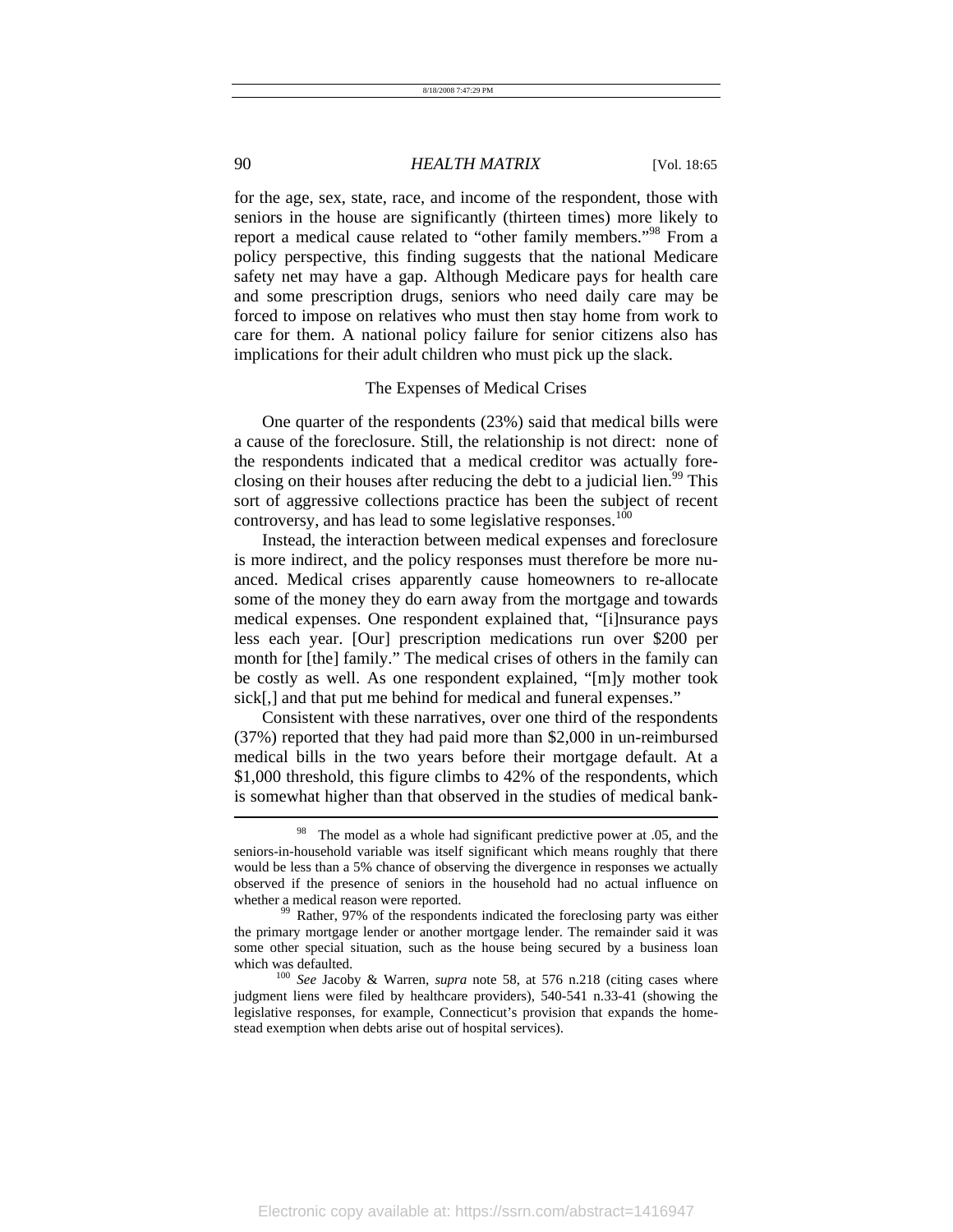for the age, sex, state, race, and income of the respondent, those with seniors in the house are significantly (thirteen times) more likely to report a medical cause related to "other family members."[98] From a policy perspective, this finding suggests that the national Medicare safety net may have a gap. Although Medicare pays for health care and some prescription drugs, seniors who need daily care may be forced to impose on relatives who must then stay home from work to care for them. A national policy failure for senior citizens also has implications for their adult children who must pick up the slack.

### The Expenses of Medical Crises

One quarter of the respondents (23%) said that medical bills were a cause of the foreclosure. Still, the relationship is not direct: none of the respondents indicated that a medical creditor was actually foreclosing on their houses after reducing the debt to a judicial lien.[99] This sort of aggressive collections practice has been the subject of recent controversy, and has lead to some legislative responses.[100]

Instead, the interaction between medical expenses and foreclosure is more indirect, and the policy responses must therefore be more nuanced. Medical crises apparently cause homeowners to re-allocate some of the money they do earn away from the mortgage and towards medical expenses. One respondent explained that, "[i]nsurance pays less each year. [Our] prescription medications run over $200 per month for [the] family." The medical crises of others in the family can be costly as well. As one respondent explained, "[m]y mother took sick[,] and that put me behind for medical and funeral expenses."

Consistent with these narratives, over one third of the respondents (37%) reported that they had paid more than $2,000 in un-reimbursed medical bills in the two years before their mortgage default. At a $1,000 threshold, this figure climbs to 42% of the respondents, which is somewhat higher than that observed in the studies of medical bank-

---

[98] The model as a whole had significant predictive power at .05, and the seniors-in-household variable was itself significant which means roughly that there would be less than a 5% chance of observing the divergence in responses we actually observed if the presence of seniors in the household had no actual influence on whether a medical reason were reported.

[99] Rather, 97% of the respondents indicated the foreclosing party was either the primary mortgage lender or another mortgage lender. The remainder said it was some other special situation, such as the house being secured by a business loan which was defaulted.

[100] *See* Jacoby & Warren, *supra* note 58, at 576 n.218 (citing cases where judgment liens were filed by healthcare providers), 540-541 n.33-41 (showing the legislative responses, for example, Connecticut's provision that expands the homestead exemption when debts arise out of hospital services).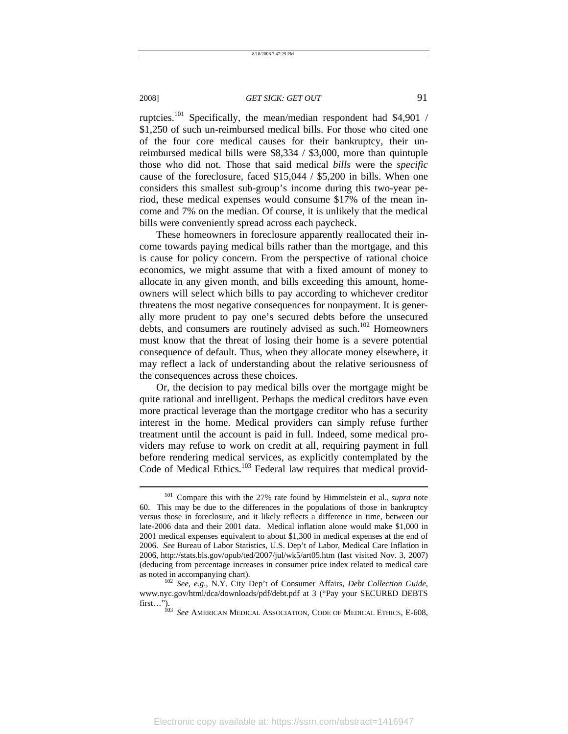ruptcies.[101] Specifically, the mean/median respondent had $4,901 / $1,250 of such un-reimbursed medical bills. For those who cited one of the four core medical causes for their bankruptcy, their un-reimbursed medical bills were $8,334 / $3,000, more than quintuple those who did not. Those that said medical *bills* were the *specific* cause of the foreclosure, faced $15,044 / $5,200 in bills. When one considers this smallest sub-group's income during this two-year period, these medical expenses would consume $17% of the mean income and 7% on the median. Of course, it is unlikely that the medical bills were conveniently spread across each paycheck.

These homeowners in foreclosure apparently reallocated their income towards paying medical bills rather than the mortgage, and this is cause for policy concern. From the perspective of rational choice economics, we might assume that with a fixed amount of money to allocate in any given month, and bills exceeding this amount, homeowners will select which bills to pay according to whichever creditor threatens the most negative consequences for nonpayment. It is generally more prudent to pay one's secured debts before the unsecured debts, and consumers are routinely advised as such.[102] Homeowners must know that the threat of losing their home is a severe potential consequence of default. Thus, when they allocate money elsewhere, it may reflect a lack of understanding about the relative seriousness of the consequences across these choices.

Or, the decision to pay medical bills over the mortgage might be quite rational and intelligent. Perhaps the medical creditors have even more practical leverage than the mortgage creditor who has a security interest in the home. Medical providers can simply refuse further treatment until the account is paid in full. Indeed, some medical providers may refuse to work on credit at all, requiring payment in full before rendering medical services, as explicitly contemplated by the Code of Medical Ethics.[103] Federal law requires that medical provid-

---

[101] Compare this with the 27% rate found by Himmelstein et al., *supra* note 60. This may be due to the differences in the populations of those in bankruptcy versus those in foreclosure, and it likely reflects a difference in time, between our late-2006 data and their 2001 data. Medical inflation alone would make $1,000 in 2001 medical expenses equivalent to about $1,300 in medical expenses at the end of 2006. *See* Bureau of Labor Statistics, U.S. Dep't of Labor, Medical Care Inflation in 2006, http://stats.bls.gov/opub/ted/2007/jul/wk5/art05.htm (last visited Nov. 3, 2007) (deducing from percentage increases in consumer price index related to medical care as noted in accompanying chart).

[102] *See, e.g.*, N.Y. City Dep't of Consumer Affairs, *Debt Collection Guide*, www.nyc.gov/html/dca/downloads/pdf/debt.pdf at 3 ("Pay your SECURED DEBTS first…").

[103] *See* AMERICAN MEDICAL ASSOCIATION, CODE OF MEDICAL ETHICS, E-608,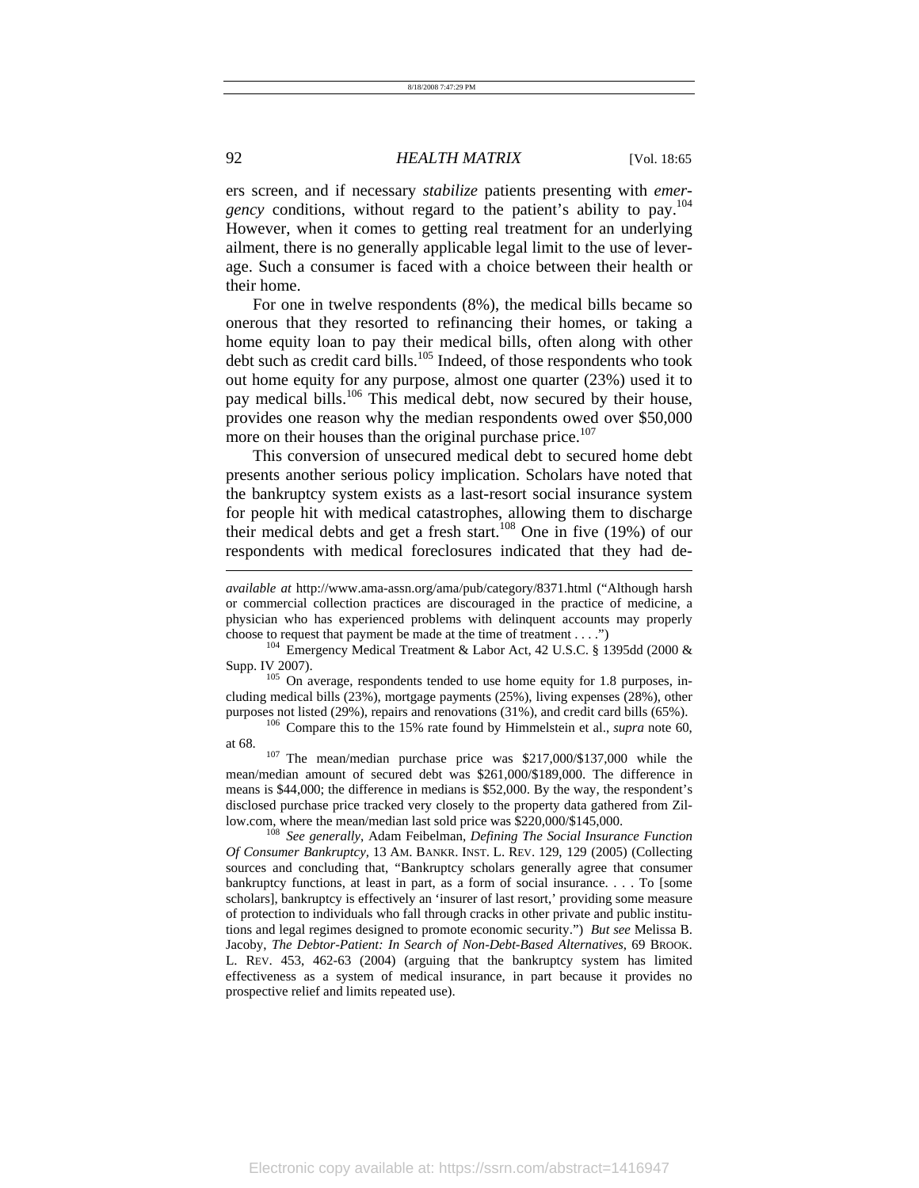ers screen, and if necessary *stabilize* patients presenting with *emergency* conditions, without regard to the patient's ability to pay.[104] However, when it comes to getting real treatment for an underlying ailment, there is no generally applicable legal limit to the use of leverage. Such a consumer is faced with a choice between their health or their home.

For one in twelve respondents (8%), the medical bills became so onerous that they resorted to refinancing their homes, or taking a home equity loan to pay their medical bills, often along with other debt such as credit card bills.[105] Indeed, of those respondents who took out home equity for any purpose, almost one quarter (23%) used it to pay medical bills.[106] This medical debt, now secured by their house, provides one reason why the median respondents owed over $50,000 more on their houses than the original purchase price.[107]

This conversion of unsecured medical debt to secured home debt presents another serious policy implication. Scholars have noted that the bankruptcy system exists as a last-resort social insurance system for people hit with medical catastrophes, allowing them to discharge their medical debts and get a fresh start.[108] One in five (19%) of our respondents with medical foreclosures indicated that they had de-

---

*available at* http://www.ama-assn.org/ama/pub/category/8371.html ("Although harsh or commercial collection practices are discouraged in the practice of medicine, a physician who has experienced problems with delinquent accounts may properly choose to request that payment be made at the time of treatment . . . .")

[104] Emergency Medical Treatment & Labor Act, 42 U.S.C. § 1395dd (2000 & Supp. IV 2007).

[105] On average, respondents tended to use home equity for 1.8 purposes, including medical bills (23%), mortgage payments (25%), living expenses (28%), other purposes not listed (29%), repairs and renovations (31%), and credit card bills (65%).

[106] Compare this to the 15% rate found by Himmelstein et al., *supra* note 60, at 68.

[107] The mean/median purchase price was $217,000/$137,000 while the mean/median amount of secured debt was $261,000/$189,000. The difference in means is $44,000; the difference in medians is $52,000. By the way, the respondent's disclosed purchase price tracked very closely to the property data gathered from Zillow.com, where the mean/median last sold price was $220,000/$145,000.

[108] *See generally*, Adam Feibelman, *Defining The Social Insurance Function Of Consumer Bankruptcy*, 13 AM. BANKR. INST. L. REV. 129, 129 (2005) (Collecting sources and concluding that, "Bankruptcy scholars generally agree that consumer bankruptcy functions, at least in part, as a form of social insurance. . . . To [some scholars], bankruptcy is effectively an 'insurer of last resort,' providing some measure of protection to individuals who fall through cracks in other private and public institutions and legal regimes designed to promote economic security.") *But see* Melissa B. Jacoby, *The Debtor-Patient: In Search of Non-Debt-Based Alternatives*, 69 BROOK. L. REV. 453, 462-63 (2004) (arguing that the bankruptcy system has limited effectiveness as a system of medical insurance, in part because it provides no prospective relief and limits repeated use).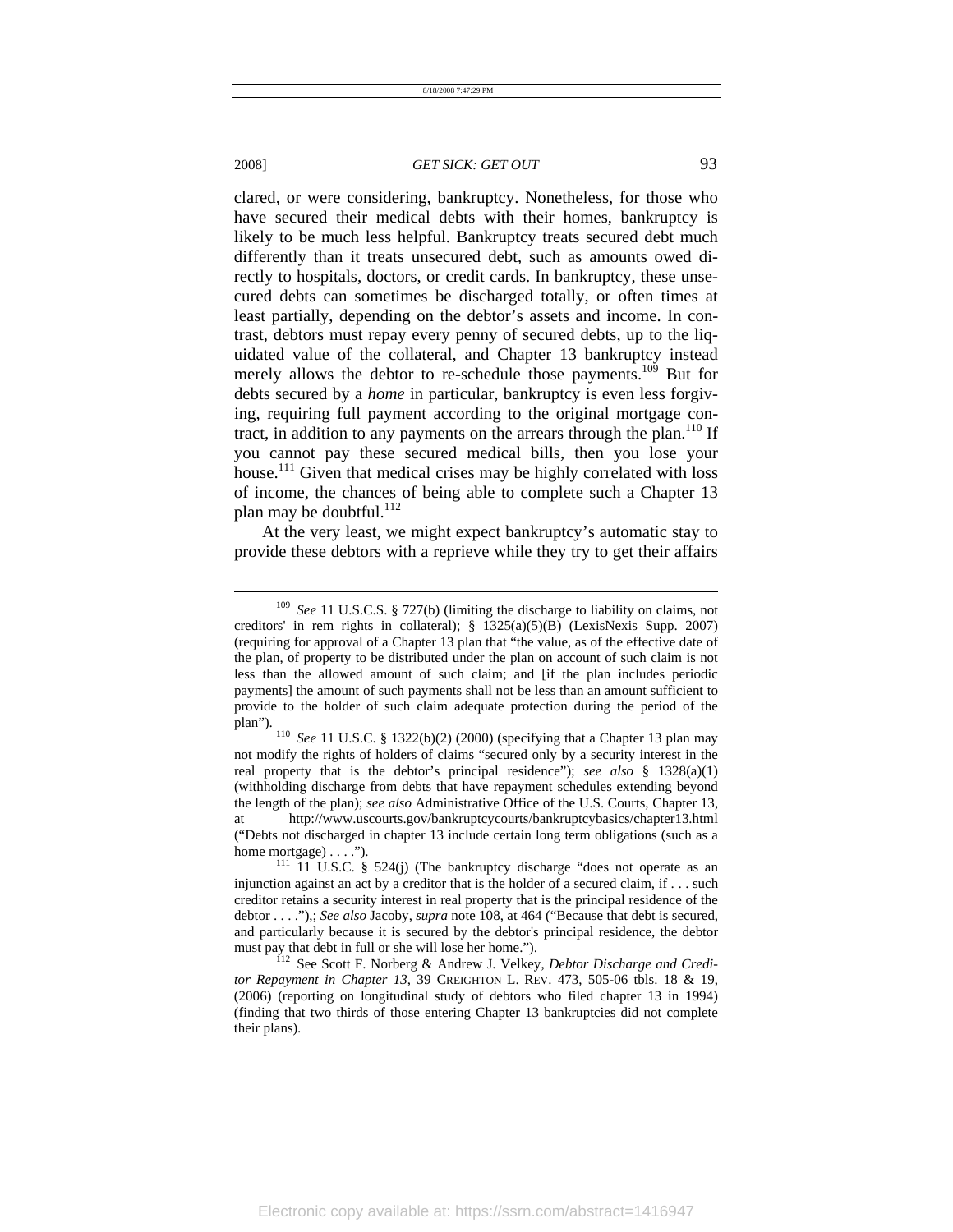clared, or were considering, bankruptcy. Nonetheless, for those who have secured their medical debts with their homes, bankruptcy is likely to be much less helpful. Bankruptcy treats secured debt much differently than it treats unsecured debt, such as amounts owed directly to hospitals, doctors, or credit cards. In bankruptcy, these unsecured debts can sometimes be discharged totally, or often times at least partially, depending on the debtor's assets and income. In contrast, debtors must repay every penny of secured debts, up to the liquidated value of the collateral, and Chapter 13 bankruptcy instead merely allows the debtor to re-schedule those payments.[109] But for debts secured by a *home* in particular, bankruptcy is even less forgiving, requiring full payment according to the original mortgage contract, in addition to any payments on the arrears through the plan.[110] If you cannot pay these secured medical bills, then you lose your house.[111] Given that medical crises may be highly correlated with loss of income, the chances of being able to complete such a Chapter 13 plan may be doubtful.[112]

At the very least, we might expect bankruptcy's automatic stay to provide these debtors with a reprieve while they try to get their affairs

---

[109] *See* 11 U.S.C.S. § 727(b) (limiting the discharge to liability on claims, not creditors' in rem rights in collateral); § 1325(a)(5)(B) (LexisNexis Supp. 2007) (requiring for approval of a Chapter 13 plan that "the value, as of the effective date of the plan, of property to be distributed under the plan on account of such claim is not less than the allowed amount of such claim; and [if the plan includes periodic payments] the amount of such payments shall not be less than an amount sufficient to provide to the holder of such claim adequate protection during the period of the plan").

[110] *See* 11 U.S.C. § 1322(b)(2) (2000) (specifying that a Chapter 13 plan may not modify the rights of holders of claims "secured only by a security interest in the real property that is the debtor's principal residence"); *see also* § 1328(a)(1) (withholding discharge from debts that have repayment schedules extending beyond the length of the plan); *see also* Administrative Office of the U.S. Courts, Chapter 13, at http://www.uscourts.gov/bankruptcycourts/bankruptcybasics/chapter13.html ("Debts not discharged in chapter 13 include certain long term obligations (such as a home mortgage) . . . .").

[111] 11 U.S.C. § 524(j) (The bankruptcy discharge "does not operate as an injunction against an act by a creditor that is the holder of a secured claim, if . . . such creditor retains a security interest in real property that is the principal residence of the debtor . . . ."),; *See also* Jacoby, *supra* note 108, at 464 ("Because that debt is secured, and particularly because it is secured by the debtor's principal residence, the debtor must pay that debt in full or she will lose her home.").

[112] See Scott F. Norberg & Andrew J. Velkey, *Debtor Discharge and Creditor Repayment in Chapter 13*, 39 CREIGHTON L. REV. 473, 505-06 tbls. 18 & 19, (2006) (reporting on longitudinal study of debtors who filed chapter 13 in 1994) (finding that two thirds of those entering Chapter 13 bankruptcies did not complete their plans).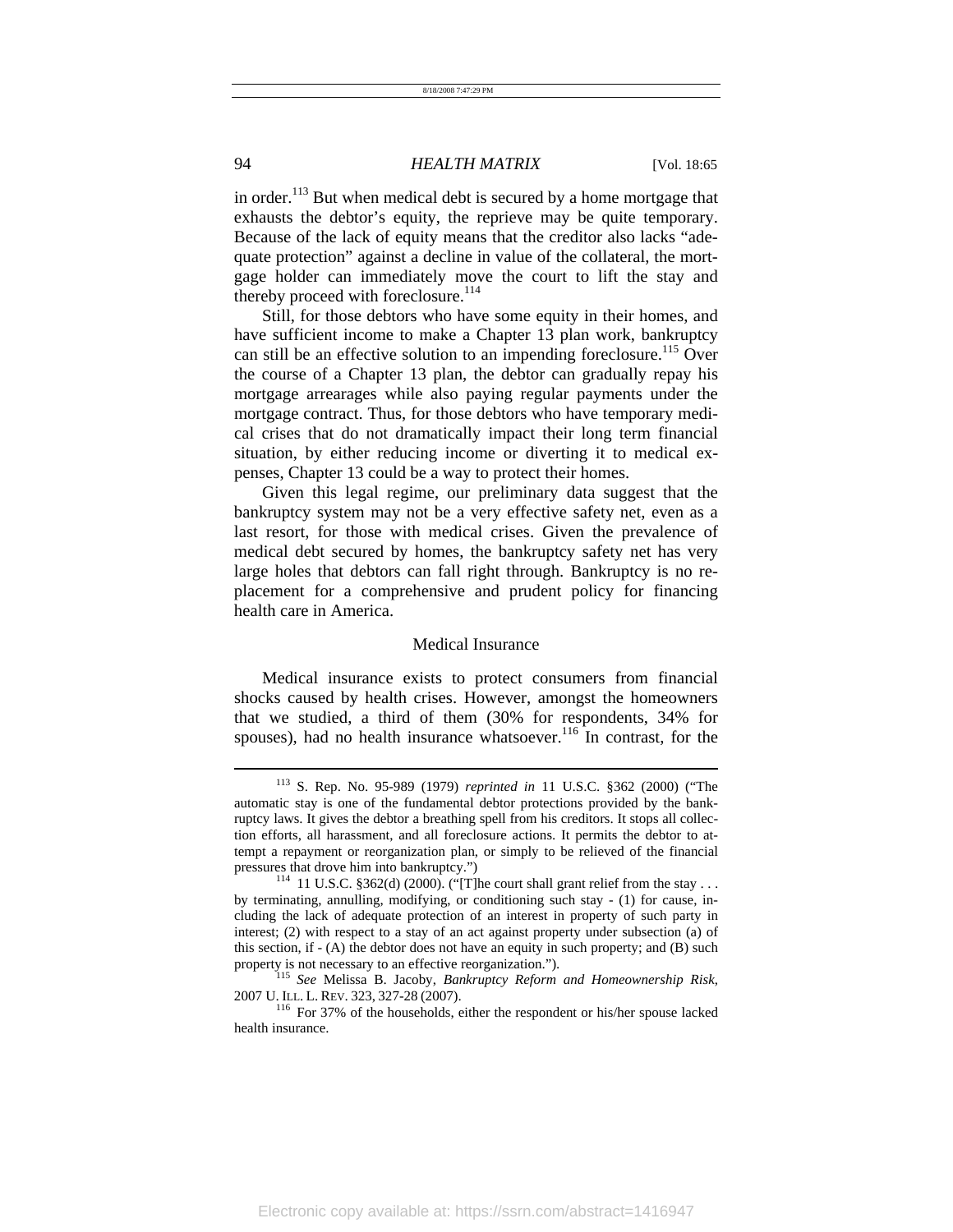in order.[113] But when medical debt is secured by a home mortgage that exhausts the debtor's equity, the reprieve may be quite temporary. Because of the lack of equity means that the creditor also lacks "adequate protection" against a decline in value of the collateral, the mortgage holder can immediately move the court to lift the stay and thereby proceed with foreclosure.[114]

Still, for those debtors who have some equity in their homes, and have sufficient income to make a Chapter 13 plan work, bankruptcy can still be an effective solution to an impending foreclosure.[115] Over the course of a Chapter 13 plan, the debtor can gradually repay his mortgage arrearages while also paying regular payments under the mortgage contract. Thus, for those debtors who have temporary medical crises that do not dramatically impact their long term financial situation, by either reducing income or diverting it to medical expenses, Chapter 13 could be a way to protect their homes.

Given this legal regime, our preliminary data suggest that the bankruptcy system may not be a very effective safety net, even as a last resort, for those with medical crises. Given the prevalence of medical debt secured by homes, the bankruptcy safety net has very large holes that debtors can fall right through. Bankruptcy is no replacement for a comprehensive and prudent policy for financing health care in America.

### Medical Insurance

Medical insurance exists to protect consumers from financial shocks caused by health crises. However, amongst the homeowners that we studied, a third of them (30% for respondents, 34% for spouses), had no health insurance whatsoever.[116] In contrast, for the

---

[113] S. Rep. No. 95-989 (1979) *reprinted in* 11 U.S.C. §362 (2000) ("The automatic stay is one of the fundamental debtor protections provided by the bankruptcy laws. It gives the debtor a breathing spell from his creditors. It stops all collection efforts, all harassment, and all foreclosure actions. It permits the debtor to attempt a repayment or reorganization plan, or simply to be relieved of the financial pressures that drove him into bankruptcy.")

[114] 11 U.S.C. §362(d) (2000). ("[T]he court shall grant relief from the stay . . . by terminating, annulling, modifying, or conditioning such stay - (1) for cause, including the lack of adequate protection of an interest in property of such party in interest; (2) with respect to a stay of an act against property under subsection (a) of this section, if - (A) the debtor does not have an equity in such property; and (B) such property is not necessary to an effective reorganization.").

[115] *See* Melissa B. Jacoby, *Bankruptcy Reform and Homeownership Risk*, 2007 U. ILL. L. REV. 323, 327-28 (2007).

[116] For 37% of the households, either the respondent or his/her spouse lacked health insurance.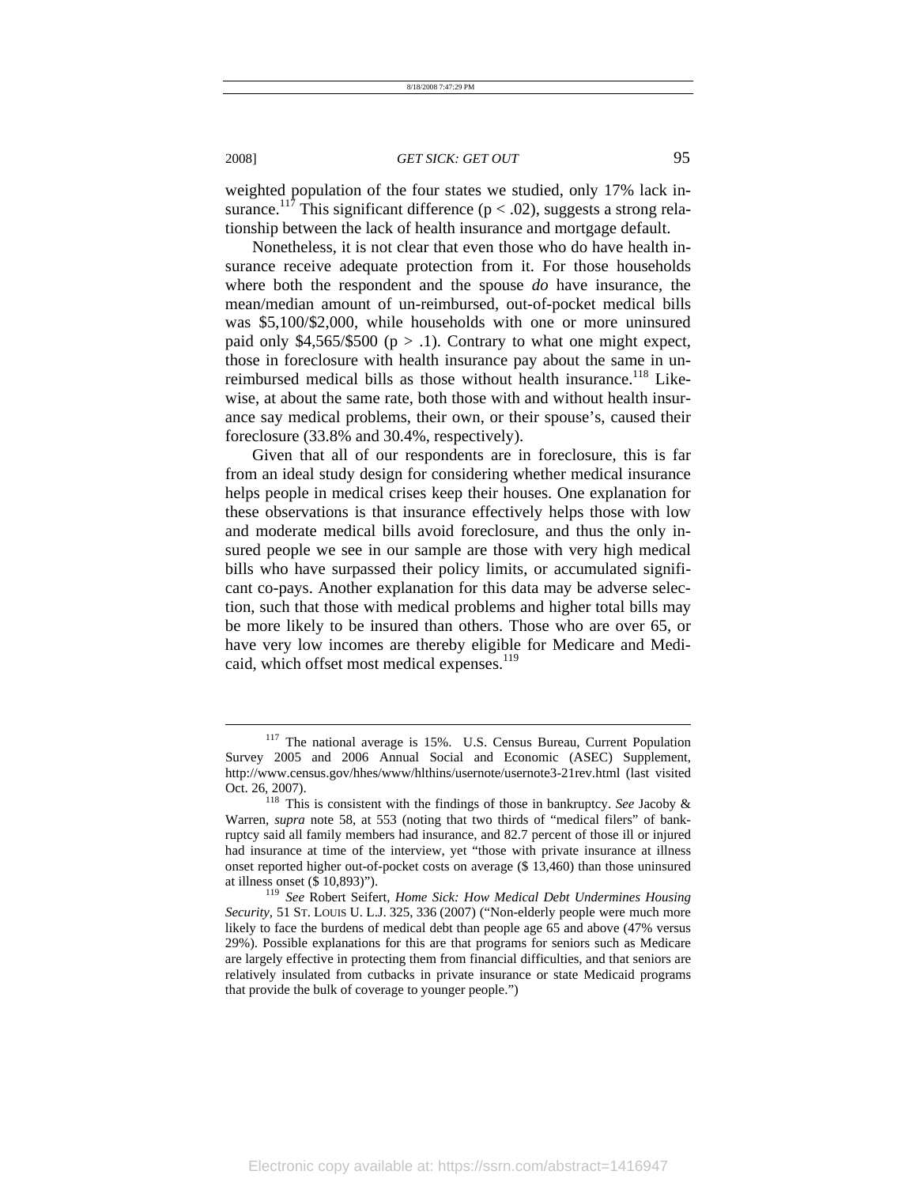weighted population of the four states we studied, only 17% lack insurance.[117] This significant difference ($p < .02$), suggests a strong relationship between the lack of health insurance and mortgage default.

Nonetheless, it is not clear that even those who do have health insurance receive adequate protection from it. For those households where both the respondent and the spouse *do* have insurance, the mean/median amount of un-reimbursed, out-of-pocket medical bills was $5,100/$2,000, while households with one or more uninsured paid only $4,565/$500 ($p > .1$). Contrary to what one might expect, those in foreclosure with health insurance pay about the same in unreimbursed medical bills as those without health insurance.[118] Likewise, at about the same rate, both those with and without health insurance say medical problems, their own, or their spouse's, caused their foreclosure (33.8% and 30.4%, respectively).

Given that all of our respondents are in foreclosure, this is far from an ideal study design for considering whether medical insurance helps people in medical crises keep their houses. One explanation for these observations is that insurance effectively helps those with low and moderate medical bills avoid foreclosure, and thus the only insured people we see in our sample are those with very high medical bills who have surpassed their policy limits, or accumulated significant co-pays. Another explanation for this data may be adverse selection, such that those with medical problems and higher total bills may be more likely to be insured than others. Those who are over 65, or have very low incomes are thereby eligible for Medicare and Medicaid, which offset most medical expenses.[119]

---

[117] The national average is 15%. U.S. Census Bureau, Current Population Survey 2005 and 2006 Annual Social and Economic (ASEC) Supplement, http://www.census.gov/hhes/www/hlthins/usernote/usernote3-21rev.html (last visited Oct. 26, 2007).

[118] This is consistent with the findings of those in bankruptcy. *See* Jacoby & Warren, *supra* note 58, at 553 (noting that two thirds of "medical filers" of bankruptcy said all family members had insurance, and 82.7 percent of those ill or injured had insurance at time of the interview, yet "those with private insurance at illness onset reported higher out-of-pocket costs on average ($ 13,460) than those uninsured at illness onset ($ 10,893)").

[119] *See* Robert Seifert, *Home Sick: How Medical Debt Undermines Housing Security*, 51 ST. LOUIS U. L.J. 325, 336 (2007) ("Non-elderly people were much more likely to face the burdens of medical debt than people age 65 and above (47% versus 29%). Possible explanations for this are that programs for seniors such as Medicare are largely effective in protecting them from financial difficulties, and that seniors are relatively insulated from cutbacks in private insurance or state Medicaid programs that provide the bulk of coverage to younger people.")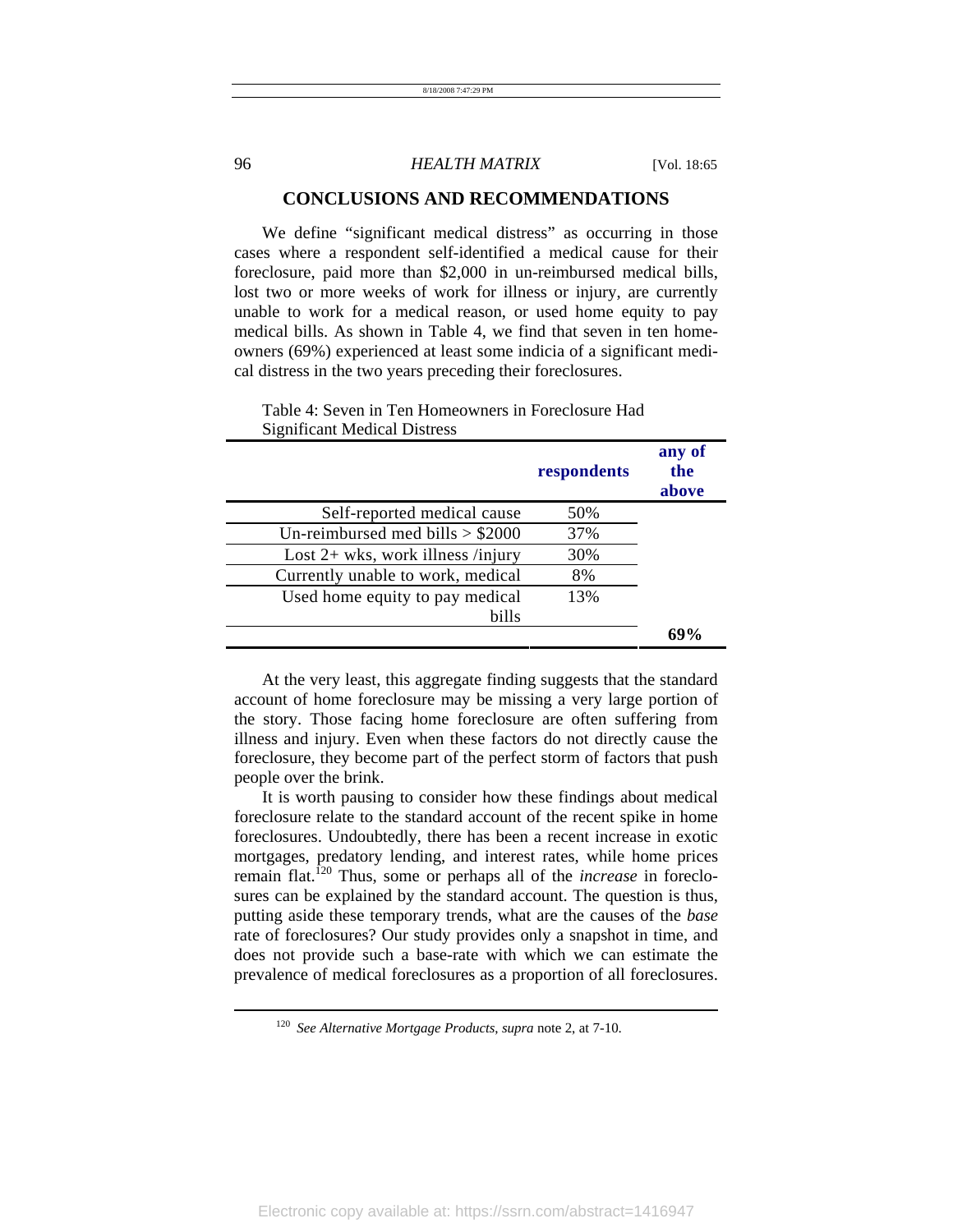## CONCLUSIONS AND RECOMMENDATIONS

We define "significant medical distress" as occurring in those cases where a respondent self-identified a medical cause for their foreclosure, paid more than $2,000 in un-reimbursed medical bills, lost two or more weeks of work for illness or injury, are currently unable to work for a medical reason, or used home equity to pay medical bills. As shown in Table 4, we find that seven in ten homeowners (69%) experienced at least some indicia of a significant medical distress in the two years preceding their foreclosures.

Table 4: Seven in Ten Homeowners in Foreclosure Had Significant Medical Distress

| | respondents | any of the above |
|---|---|---|
| Self-reported medical cause | 50% | |
| Un-reimbursed med bills > $2000 | 37% | |
| Lost 2+ wks, work illness /injury | 30% | |
| Currently unable to work, medical | 8% | |
| Used home equity to pay medical bills | 13% | |
| | | **69%** |

At the very least, this aggregate finding suggests that the standard account of home foreclosure may be missing a very large portion of the story. Those facing home foreclosure are often suffering from illness and injury. Even when these factors do not directly cause the foreclosure, they become part of the perfect storm of factors that push people over the brink.

It is worth pausing to consider how these findings about medical foreclosure relate to the standard account of the recent spike in home foreclosures. Undoubtedly, there has been a recent increase in exotic mortgages, predatory lending, and interest rates, while home prices remain flat.[120] Thus, some or perhaps all of the *increase* in foreclosures can be explained by the standard account. The question is thus, putting aside these temporary trends, what are the causes of the *base* rate of foreclosures? Our study provides only a snapshot in time, and does not provide such a base-rate with which we can estimate the prevalence of medical foreclosures as a proportion of all foreclosures.

[120] *See Alternative Mortgage Products*, *supra* note 2, at 7-10.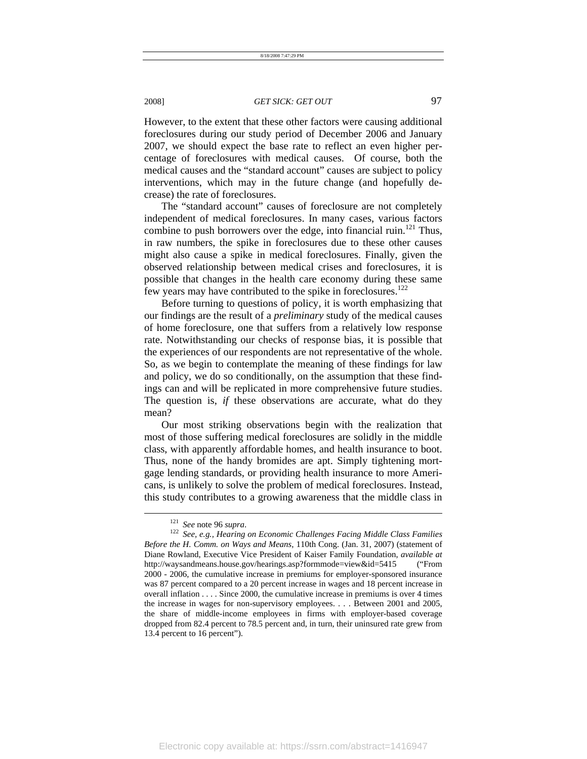However, to the extent that these other factors were causing additional foreclosures during our study period of December 2006 and January 2007, we should expect the base rate to reflect an even higher percentage of foreclosures with medical causes. Of course, both the medical causes and the "standard account" causes are subject to policy interventions, which may in the future change (and hopefully decrease) the rate of foreclosures.

The "standard account" causes of foreclosure are not completely independent of medical foreclosures. In many cases, various factors combine to push borrowers over the edge, into financial ruin.[121] Thus, in raw numbers, the spike in foreclosures due to these other causes might also cause a spike in medical foreclosures. Finally, given the observed relationship between medical crises and foreclosures, it is possible that changes in the health care economy during these same few years may have contributed to the spike in foreclosures.[122]

Before turning to questions of policy, it is worth emphasizing that our findings are the result of a *preliminary* study of the medical causes of home foreclosure, one that suffers from a relatively low response rate. Notwithstanding our checks of response bias, it is possible that the experiences of our respondents are not representative of the whole. So, as we begin to contemplate the meaning of these findings for law and policy, we do so conditionally, on the assumption that these findings can and will be replicated in more comprehensive future studies. The question is, *if* these observations are accurate, what do they mean?

Our most striking observations begin with the realization that most of those suffering medical foreclosures are solidly in the middle class, with apparently affordable homes, and health insurance to boot. Thus, none of the handy bromides are apt. Simply tightening mortgage lending standards, or providing health insurance to more Americans, is unlikely to solve the problem of medical foreclosures. Instead, this study contributes to a growing awareness that the middle class in

---

[121] *See* note 96 *supra*.

[122] *See, e.g.*, *Hearing on Economic Challenges Facing Middle Class Families Before the H. Comm. on Ways and Means*, 110th Cong. (Jan. 31, 2007) (statement of Diane Rowland, Executive Vice President of Kaiser Family Foundation, *available at* http://waysandmeans.house.gov/hearings.asp?formmode=view&id=5415 ("From 2000 - 2006, the cumulative increase in premiums for employer-sponsored insurance was 87 percent compared to a 20 percent increase in wages and 18 percent increase in overall inflation . . . . Since 2000, the cumulative increase in premiums is over 4 times the increase in wages for non-supervisory employees. . . . Between 2001 and 2005, the share of middle-income employees in firms with employer-based coverage dropped from 82.4 percent to 78.5 percent and, in turn, their uninsured rate grew from 13.4 percent to 16 percent").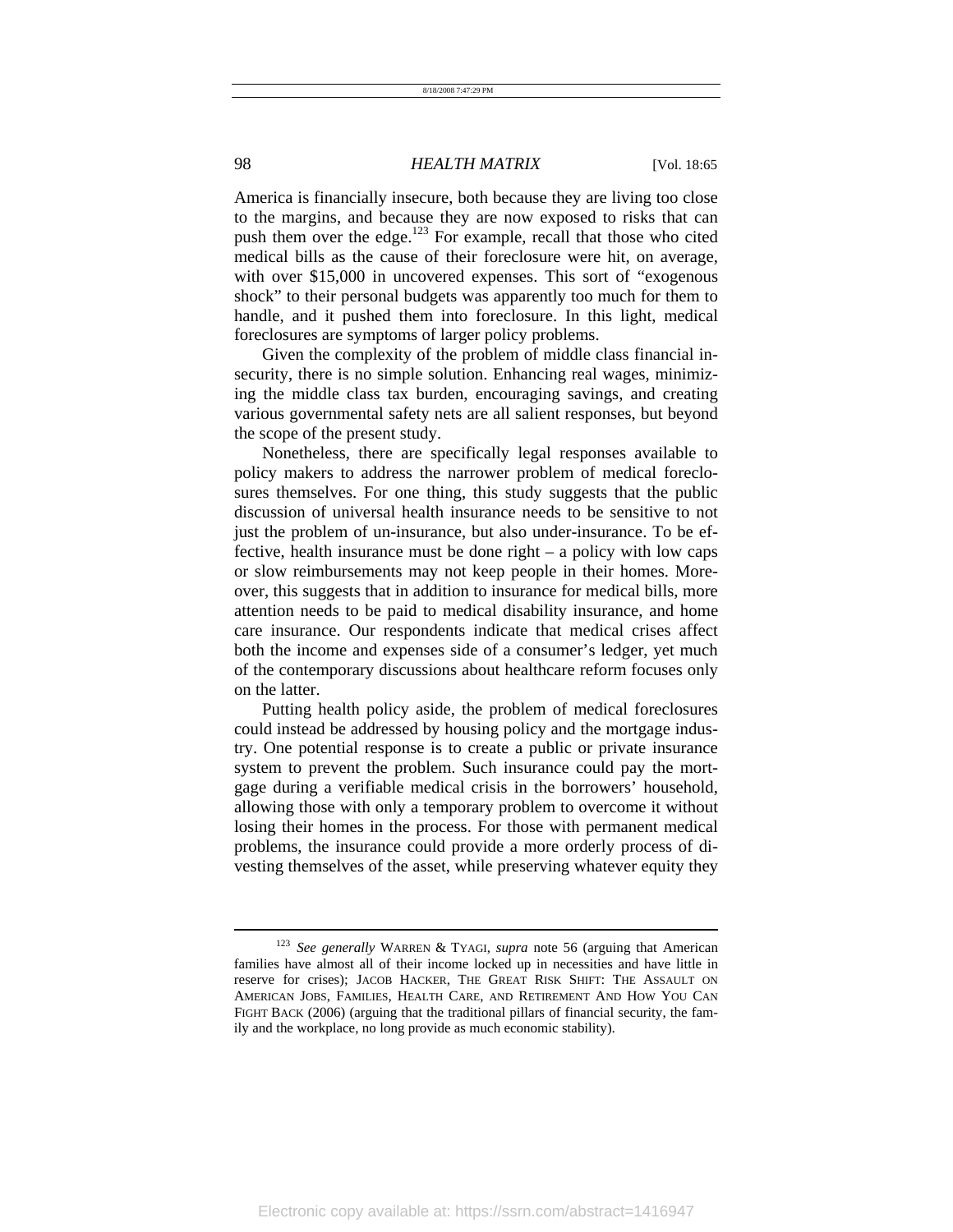America is financially insecure, both because they are living too close to the margins, and because they are now exposed to risks that can push them over the edge.[123] For example, recall that those who cited medical bills as the cause of their foreclosure were hit, on average, with over $15,000 in uncovered expenses. This sort of "exogenous shock" to their personal budgets was apparently too much for them to handle, and it pushed them into foreclosure. In this light, medical foreclosures are symptoms of larger policy problems.

Given the complexity of the problem of middle class financial insecurity, there is no simple solution. Enhancing real wages, minimizing the middle class tax burden, encouraging savings, and creating various governmental safety nets are all salient responses, but beyond the scope of the present study.

Nonetheless, there are specifically legal responses available to policy makers to address the narrower problem of medical foreclosures themselves. For one thing, this study suggests that the public discussion of universal health insurance needs to be sensitive to not just the problem of un-insurance, but also under-insurance. To be effective, health insurance must be done right – a policy with low caps or slow reimbursements may not keep people in their homes. Moreover, this suggests that in addition to insurance for medical bills, more attention needs to be paid to medical disability insurance, and home care insurance. Our respondents indicate that medical crises affect both the income and expenses side of a consumer's ledger, yet much of the contemporary discussions about healthcare reform focuses only on the latter.

Putting health policy aside, the problem of medical foreclosures could instead be addressed by housing policy and the mortgage industry. One potential response is to create a public or private insurance system to prevent the problem. Such insurance could pay the mortgage during a verifiable medical crisis in the borrowers' household, allowing those with only a temporary problem to overcome it without losing their homes in the process. For those with permanent medical problems, the insurance could provide a more orderly process of divesting themselves of the asset, while preserving whatever equity they

---

[123] *See generally* WARREN & TYAGI, *supra* note 56 (arguing that American families have almost all of their income locked up in necessities and have little in reserve for crises); JACOB HACKER, THE GREAT RISK SHIFT: THE ASSAULT ON AMERICAN JOBS, FAMILIES, HEALTH CARE, AND RETIREMENT AND HOW YOU CAN FIGHT BACK (2006) (arguing that the traditional pillars of financial security, the family and the workplace, no long provide as much economic stability).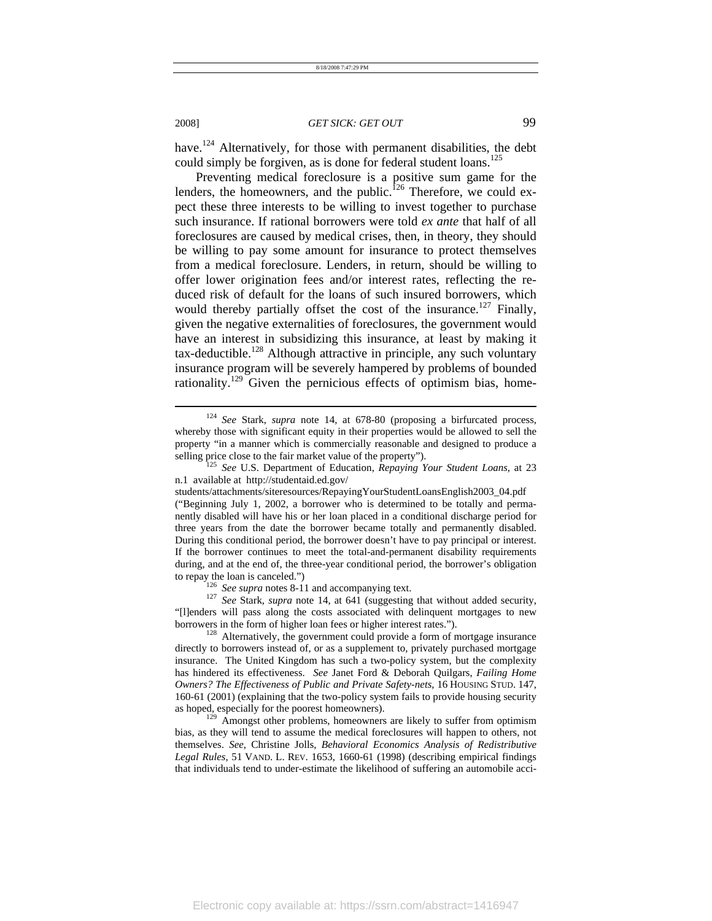have.[124] Alternatively, for those with permanent disabilities, the debt could simply be forgiven, as is done for federal student loans.[125]

Preventing medical foreclosure is a positive sum game for the lenders, the homeowners, and the public.[126] Therefore, we could expect these three interests to be willing to invest together to purchase such insurance. If rational borrowers were told *ex ante* that half of all foreclosures are caused by medical crises, then, in theory, they should be willing to pay some amount for insurance to protect themselves from a medical foreclosure. Lenders, in return, should be willing to offer lower origination fees and/or interest rates, reflecting the reduced risk of default for the loans of such insured borrowers, which would thereby partially offset the cost of the insurance.[127] Finally, given the negative externalities of foreclosures, the government would have an interest in subsidizing this insurance, at least by making it tax-deductible.[128] Although attractive in principle, any such voluntary insurance program will be severely hampered by problems of bounded rationality.[129] Given the pernicious effects of optimism bias, home-

---

[124] *See* Stark, *supra* note 14, at 678-80 (proposing a bifurcated process, whereby those with significant equity in their properties would be allowed to sell the property "in a manner which is commercially reasonable and designed to produce a selling price close to the fair market value of the property").

[125] *See* U.S. Department of Education, *Repaying Your Student Loans*, at 23 n.1 available at http://studentaid.ed.gov/students/attachments/siteresources/RepayingYourStudentLoansEnglish2003_04.pdf ("Beginning July 1, 2002, a borrower who is determined to be totally and permanently disabled will have his or her loan placed in a conditional discharge period for three years from the date the borrower became totally and permanently disabled. During this conditional period, the borrower doesn't have to pay principal or interest. If the borrower continues to meet the total-and-permanent disability requirements during, and at the end of, the three-year conditional period, the borrower's obligation to repay the loan is canceled.")

[126] *See supra* notes 8-11 and accompanying text.

[127] *See* Stark, *supra* note 14, at 641 (suggesting that without added security, "[l]enders will pass along the costs associated with delinquent mortgages to new borrowers in the form of higher loan fees or higher interest rates.").

[128] Alternatively, the government could provide a form of mortgage insurance directly to borrowers instead of, or as a supplement to, privately purchased mortgage insurance. The United Kingdom has such a two-policy system, but the complexity has hindered its effectiveness. *See* Janet Ford & Deborah Quilgars, *Failing Home Owners? The Effectiveness of Public and Private Safety-nets*, 16 HOUSING STUD. 147, 160-61 (2001) (explaining that the two-policy system fails to provide housing security as hoped, especially for the poorest homeowners).

[129] Amongst other problems, homeowners are likely to suffer from optimism bias, as they will tend to assume the medical foreclosures will happen to others, not themselves. *See*, Christine Jolls, *Behavioral Economics Analysis of Redistributive Legal Rules*, 51 VAND. L. REV. 1653, 1660-61 (1998) (describing empirical findings that individuals tend to under-estimate the likelihood of suffering an automobile acci-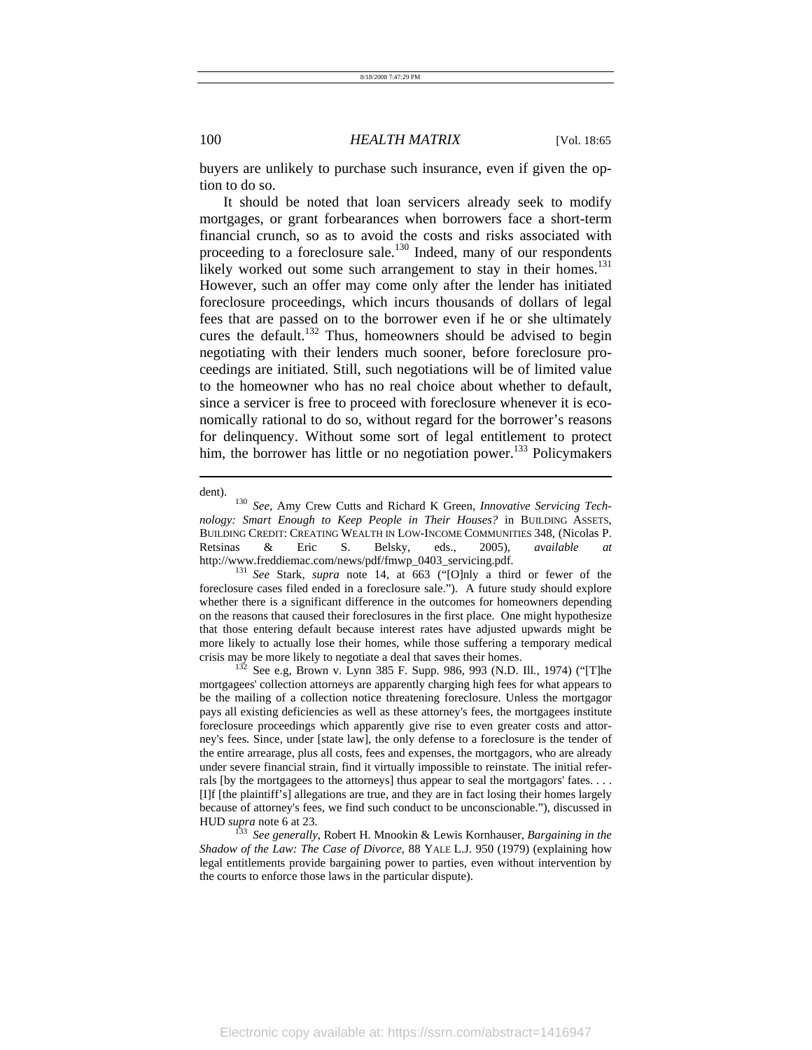buyers are unlikely to purchase such insurance, even if given the option to do so.

It should be noted that loan servicers already seek to modify mortgages, or grant forbearances when borrowers face a short-term financial crunch, so as to avoid the costs and risks associated with proceeding to a foreclosure sale.[130] Indeed, many of our respondents likely worked out some such arrangement to stay in their homes.[131] However, such an offer may come only after the lender has initiated foreclosure proceedings, which incurs thousands of dollars of legal fees that are passed on to the borrower even if he or she ultimately cures the default.[132] Thus, homeowners should be advised to begin negotiating with their lenders much sooner, before foreclosure proceedings are initiated. Still, such negotiations will be of limited value to the homeowner who has no real choice about whether to default, since a servicer is free to proceed with foreclosure whenever it is economically rational to do so, without regard for the borrower's reasons for delinquency. Without some sort of legal entitlement to protect him, the borrower has little or no negotiation power.[133] Policymakers

---

dent).

[130] *See*, Amy Crew Cutts and Richard K Green, *Innovative Servicing Technology: Smart Enough to Keep People in Their Houses?* in BUILDING ASSETS, BUILDING CREDIT: CREATING WEALTH IN LOW-INCOME COMMUNITIES 348, (Nicolas P. Retsinas & Eric S. Belsky, eds., 2005), *available at* http://www.freddiemac.com/news/pdf/fmwp_0403_servicing.pdf.

[131] *See* Stark, *supra* note 14, at 663 ("[O]nly a third or fewer of the foreclosure cases filed ended in a foreclosure sale."). A future study should explore whether there is a significant difference in the outcomes for homeowners depending on the reasons that caused their foreclosures in the first place. One might hypothesize that those entering default because interest rates have adjusted upwards might be more likely to actually lose their homes, while those suffering a temporary medical crisis may be more likely to negotiate a deal that saves their homes.

[132] See e.g, Brown v. Lynn 385 F. Supp. 986, 993 (N.D. Ill., 1974) ("[T]he mortgagees' collection attorneys are apparently charging high fees for what appears to be the mailing of a collection notice threatening foreclosure. Unless the mortgagor pays all existing deficiencies as well as these attorney's fees, the mortgagees institute foreclosure proceedings which apparently give rise to even greater costs and attorney's fees. Since, under [state law], the only defense to a foreclosure is the tender of the entire arrearage, plus all costs, fees and expenses, the mortgagors, who are already under severe financial strain, find it virtually impossible to reinstate. The initial referrals [by the mortgagees to the attorneys] thus appear to seal the mortgagors' fates. . . . [I]f [the plaintiff's] allegations are true, and they are in fact losing their homes largely because of attorney's fees, we find such conduct to be unconscionable."), discussed in HUD *supra* note 6 at 23.

[133] *See generally*, Robert H. Mnookin & Lewis Kornhauser, *Bargaining in the Shadow of the Law: The Case of Divorce*, 88 YALE L.J. 950 (1979) (explaining how legal entitlements provide bargaining power to parties, even without intervention by the courts to enforce those laws in the particular dispute).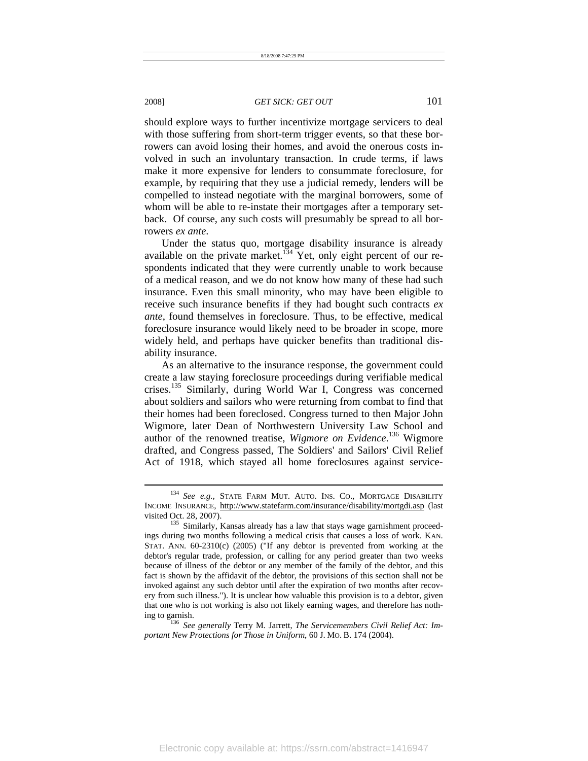should explore ways to further incentivize mortgage servicers to deal with those suffering from short-term trigger events, so that these borrowers can avoid losing their homes, and avoid the onerous costs involved in such an involuntary transaction. In crude terms, if laws make it more expensive for lenders to consummate foreclosure, for example, by requiring that they use a judicial remedy, lenders will be compelled to instead negotiate with the marginal borrowers, some of whom will be able to re-instate their mortgages after a temporary setback. Of course, any such costs will presumably be spread to all borrowers *ex ante*.

Under the status quo, mortgage disability insurance is already available on the private market.[134] Yet, only eight percent of our respondents indicated that they were currently unable to work because of a medical reason, and we do not know how many of these had such insurance. Even this small minority, who may have been eligible to receive such insurance benefits if they had bought such contracts *ex ante*, found themselves in foreclosure. Thus, to be effective, medical foreclosure insurance would likely need to be broader in scope, more widely held, and perhaps have quicker benefits than traditional disability insurance.

As an alternative to the insurance response, the government could create a law staying foreclosure proceedings during verifiable medical crises.[135] Similarly, during World War I, Congress was concerned about soldiers and sailors who were returning from combat to find that their homes had been foreclosed. Congress turned to then Major John Wigmore, later Dean of Northwestern University Law School and author of the renowned treatise, *Wigmore on Evidence*.[136] Wigmore drafted, and Congress passed, The Soldiers' and Sailors' Civil Relief Act of 1918, which stayed all home foreclosures against service-

---

[134] *See e.g.,* STATE FARM MUT. AUTO. INS. CO., MORTGAGE DISABILITY INCOME INSURANCE, http://www.statefarm.com/insurance/disability/mortgdi.asp (last visited Oct. 28, 2007).

[135] Similarly, Kansas already has a law that stays wage garnishment proceedings during two months following a medical crisis that causes a loss of work. KAN. STAT. ANN. 60-2310(c) (2005) ("If any debtor is prevented from working at the debtor's regular trade, profession, or calling for any period greater than two weeks because of illness of the debtor or any member of the family of the debtor, and this fact is shown by the affidavit of the debtor, the provisions of this section shall not be invoked against any such debtor until after the expiration of two months after recovery from such illness."). It is unclear how valuable this provision is to a debtor, given that one who is not working is also not likely earning wages, and therefore has nothing to garnish.

[136] *See generally* Terry M. Jarrett, *The Servicemembers Civil Relief Act: Important New Protections for Those in Uniform*, 60 J. MO. B. 174 (2004).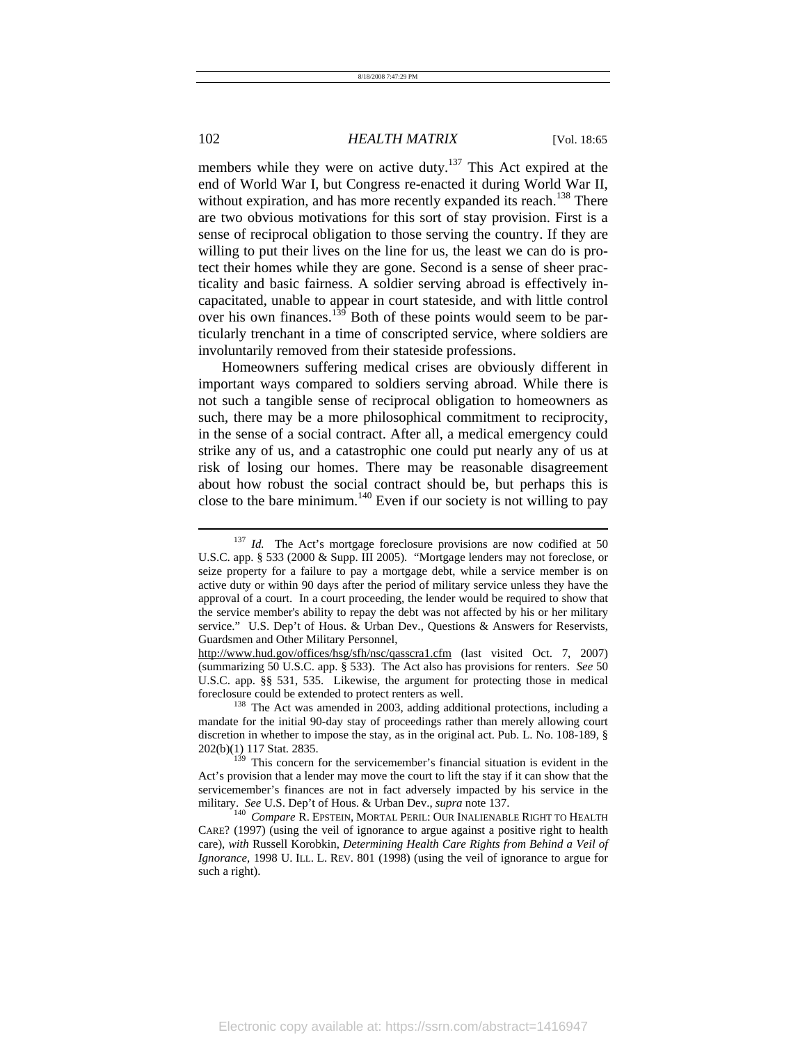members while they were on active duty.[137] This Act expired at the end of World War I, but Congress re-enacted it during World War II, without expiration, and has more recently expanded its reach.[138] There are two obvious motivations for this sort of stay provision. First is a sense of reciprocal obligation to those serving the country. If they are willing to put their lives on the line for us, the least we can do is protect their homes while they are gone. Second is a sense of sheer practicality and basic fairness. A soldier serving abroad is effectively incapacitated, unable to appear in court stateside, and with little control over his own finances.[139] Both of these points would seem to be particularly trenchant in a time of conscripted service, where soldiers are involuntarily removed from their stateside professions.

Homeowners suffering medical crises are obviously different in important ways compared to soldiers serving abroad. While there is not such a tangible sense of reciprocal obligation to homeowners as such, there may be a more philosophical commitment to reciprocity, in the sense of a social contract. After all, a medical emergency could strike any of us, and a catastrophic one could put nearly any of us at risk of losing our homes. There may be reasonable disagreement about how robust the social contract should be, but perhaps this is close to the bare minimum.[140] Even if our society is not willing to pay

---

[137] *Id.* The Act's mortgage foreclosure provisions are now codified at 50 U.S.C. app. § 533 (2000 & Supp. III 2005). "Mortgage lenders may not foreclose, or seize property for a failure to pay a mortgage debt, while a service member is on active duty or within 90 days after the period of military service unless they have the approval of a court. In a court proceeding, the lender would be required to show that the service member's ability to repay the debt was not affected by his or her military service." U.S. Dep't of Hous. & Urban Dev., Questions & Answers for Reservists, Guardsmen and Other Military Personnel, http://www.hud.gov/offices/hsg/sfh/nsc/qasscra1.cfm (last visited Oct. 7, 2007) (summarizing 50 U.S.C. app. § 533). The Act also has provisions for renters. *See* 50 U.S.C. app. §§ 531, 535. Likewise, the argument for protecting those in medical foreclosure could be extended to protect renters as well.

[138] The Act was amended in 2003, adding additional protections, including a mandate for the initial 90-day stay of proceedings rather than merely allowing court discretion in whether to impose the stay, as in the original act. Pub. L. No. 108-189, § 202(b)(1) 117 Stat. 2835.

[139] This concern for the servicemember's financial situation is evident in the Act's provision that a lender may move the court to lift the stay if it can show that the servicemember's finances are not in fact adversely impacted by his service in the military. *See* U.S. Dep't of Hous. & Urban Dev., *supra* note 137.

[140] *Compare* R. EPSTEIN, MORTAL PERIL: OUR INALIENABLE RIGHT TO HEALTH CARE? (1997) (using the veil of ignorance to argue against a positive right to health care), *with* Russell Korobkin, *Determining Health Care Rights from Behind a Veil of Ignorance,* 1998 U. ILL. L. REV. 801 (1998) (using the veil of ignorance to argue for such a right).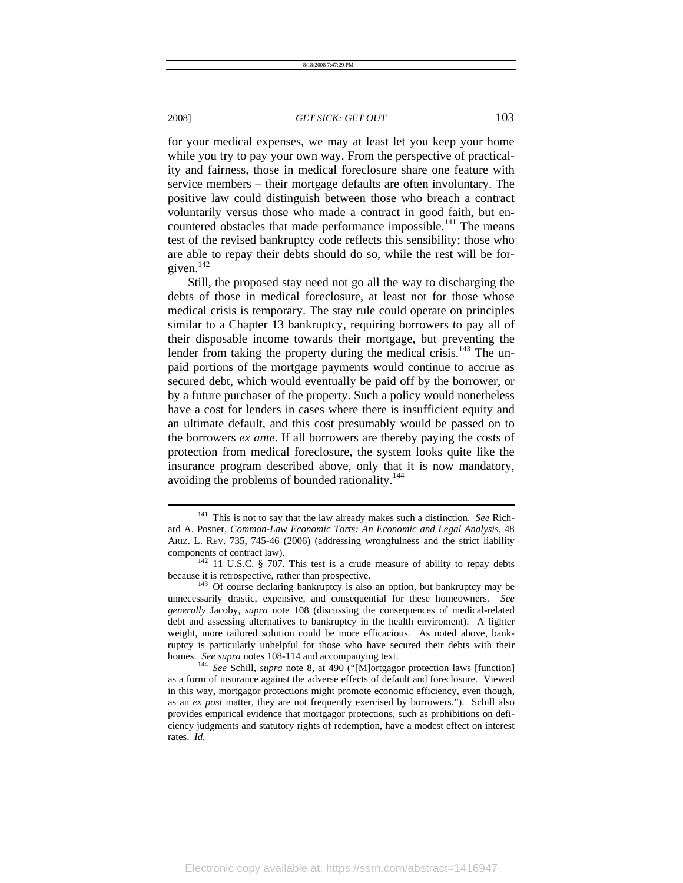for your medical expenses, we may at least let you keep your home while you try to pay your own way. From the perspective of practicality and fairness, those in medical foreclosure share one feature with service members – their mortgage defaults are often involuntary. The positive law could distinguish between those who breach a contract voluntarily versus those who made a contract in good faith, but encountered obstacles that made performance impossible.[141] The means test of the revised bankruptcy code reflects this sensibility; those who are able to repay their debts should do so, while the rest will be forgiven.[142]

Still, the proposed stay need not go all the way to discharging the debts of those in medical foreclosure, at least not for those whose medical crisis is temporary. The stay rule could operate on principles similar to a Chapter 13 bankruptcy, requiring borrowers to pay all of their disposable income towards their mortgage, but preventing the lender from taking the property during the medical crisis.[143] The unpaid portions of the mortgage payments would continue to accrue as secured debt, which would eventually be paid off by the borrower, or by a future purchaser of the property. Such a policy would nonetheless have a cost for lenders in cases where there is insufficient equity and an ultimate default, and this cost presumably would be passed on to the borrowers *ex ante*. If all borrowers are thereby paying the costs of protection from medical foreclosure, the system looks quite like the insurance program described above, only that it is now mandatory, avoiding the problems of bounded rationality.[144]

---

[141] This is not to say that the law already makes such a distinction. *See* Richard A. Posner, *Common-Law Economic Torts: An Economic and Legal Analysis*, 48 ARIZ. L. REV. 735, 745-46 (2006) (addressing wrongfulness and the strict liability components of contract law).

[142] 11 U.S.C. § 707. This test is a crude measure of ability to repay debts because it is retrospective, rather than prospective.

[143] Of course declaring bankruptcy is also an option, but bankruptcy may be unnecessarily drastic, expensive, and consequential for these homeowners. *See generally* Jacoby, *supra* note 108 (discussing the consequences of medical-related debt and assessing alternatives to bankruptcy in the health enviroment). A lighter weight, more tailored solution could be more efficacious. As noted above, bankruptcy is particularly unhelpful for those who have secured their debts with their homes. *See supra* notes 108-114 and accompanying text.

[144] *See* Schill, *supra* note 8, at 490 ("[M]ortgagor protection laws [function] as a form of insurance against the adverse effects of default and foreclosure. Viewed in this way, mortgagor protections might promote economic efficiency, even though, as an *ex post* matter, they are not frequently exercised by borrowers."). Schill also provides empirical evidence that mortgagor protections, such as prohibitions on deficiency judgments and statutory rights of redemption, have a modest effect on interest rates. *Id.*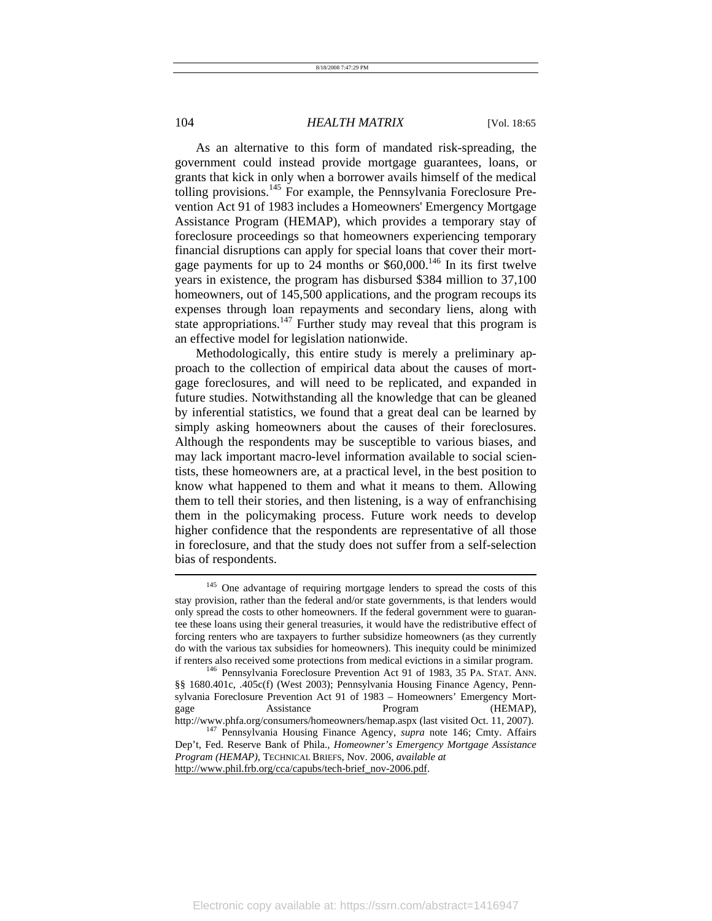As an alternative to this form of mandated risk-spreading, the government could instead provide mortgage guarantees, loans, or grants that kick in only when a borrower avails himself of the medical tolling provisions.[145] For example, the Pennsylvania Foreclosure Prevention Act 91 of 1983 includes a Homeowners' Emergency Mortgage Assistance Program (HEMAP), which provides a temporary stay of foreclosure proceedings so that homeowners experiencing temporary financial disruptions can apply for special loans that cover their mortgage payments for up to 24 months or $60,000.[146] In its first twelve years in existence, the program has disbursed $384 million to 37,100 homeowners, out of 145,500 applications, and the program recoups its expenses through loan repayments and secondary liens, along with state appropriations.[147] Further study may reveal that this program is an effective model for legislation nationwide.

Methodologically, this entire study is merely a preliminary approach to the collection of empirical data about the causes of mortgage foreclosures, and will need to be replicated, and expanded in future studies. Notwithstanding all the knowledge that can be gleaned by inferential statistics, we found that a great deal can be learned by simply asking homeowners about the causes of their foreclosures. Although the respondents may be susceptible to various biases, and may lack important macro-level information available to social scientists, these homeowners are, at a practical level, in the best position to know what happened to them and what it means to them. Allowing them to tell their stories, and then listening, is a way of enfranchising them in the policymaking process. Future work needs to develop higher confidence that the respondents are representative of all those in foreclosure, and that the study does not suffer from a self-selection bias of respondents.

---

[145] One advantage of requiring mortgage lenders to spread the costs of this stay provision, rather than the federal and/or state governments, is that lenders would only spread the costs to other homeowners. If the federal government were to guarantee these loans using their general treasuries, it would have the redistributive effect of forcing renters who are taxpayers to further subsidize homeowners (as they currently do with the various tax subsidies for homeowners). This inequity could be minimized if renters also received some protections from medical evictions in a similar program.

[146] Pennsylvania Foreclosure Prevention Act 91 of 1983, 35 PA. STAT. ANN. §§ 1680.401c, .405c(f) (West 2003); Pennsylvania Housing Finance Agency, Pennsylvania Foreclosure Prevention Act 91 of 1983 – Homeowners' Emergency Mortgage Assistance Program (HEMAP), http://www.phfa.org/consumers/homeowners/hemap.aspx (last visited Oct. 11, 2007).

[147] Pennsylvania Housing Finance Agency, *supra* note 146; Cmty. Affairs Dep't, Fed. Reserve Bank of Phila., *Homeowner's Emergency Mortgage Assistance Program (HEMAP)*, TECHNICAL BRIEFS, Nov. 2006, *available at* http://www.phil.frb.org/cca/capubs/tech-brief_nov-2006.pdf.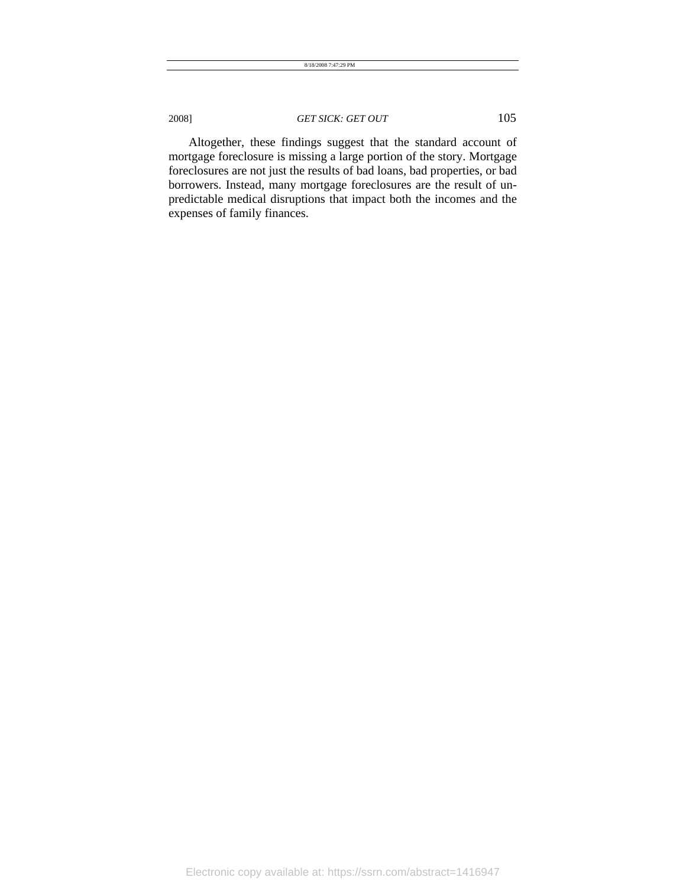Altogether, these findings suggest that the standard account of mortgage foreclosure is missing a large portion of the story. Mortgage foreclosures are not just the results of bad loans, bad properties, or bad borrowers. Instead, many mortgage foreclosures are the result of unpredictable medical disruptions that impact both the incomes and the expenses of family finances.